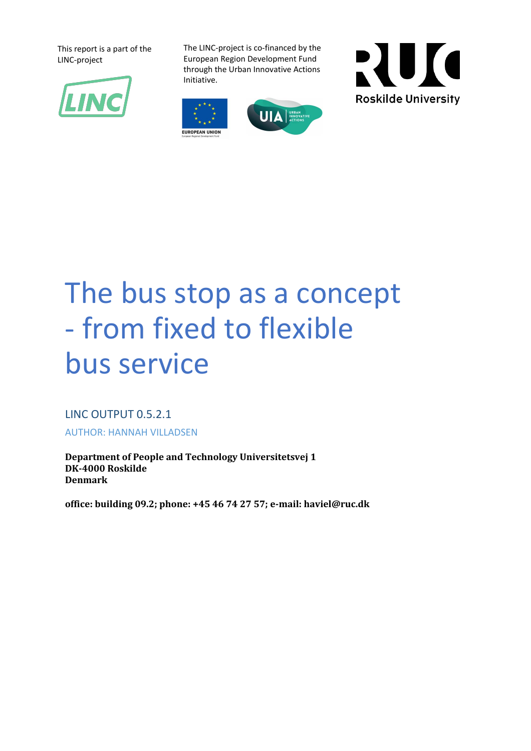This report is a part of the LINC-project

The LINC-project is co-financed by the European Region Development Fund through the Urban Innovative Actions Initiative.

Roskilde University

# The bus stop as a concept - from fixed to flexible bus service

## LINC OUTPUT 0.5.2.1

AUTHOR: HANNAH VILLADSEN

**Department of People and Technology Universitetsvej 1**
**DK-4000 Roskilde**
**Denmark**

**office: building 09.2; phone: +45 46 74 27 57; e-mail: haviel@ruc.dk**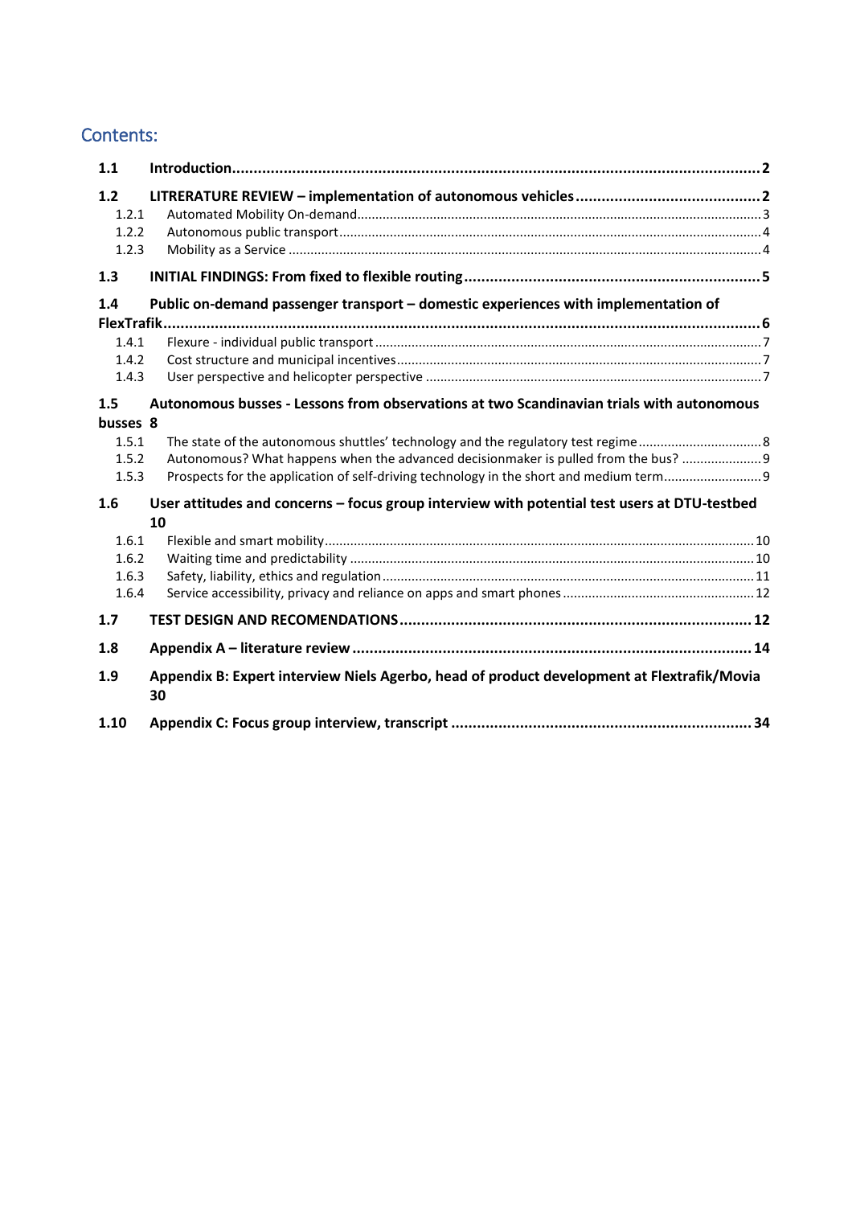## Contents:

**1.1 Introduction** ..... **2**

**1.2 LITRERATURE REVIEW – implementation of autonomous vehicles** ..... **2**

- 1.2.1 Automated Mobility On-demand ..... 3
- 1.2.2 Autonomous public transport ..... 4
- 1.2.3 Mobility as a Service ..... 4

**1.3 INITIAL FINDINGS: From fixed to flexible routing** ..... **5**

**1.4 Public on-demand passenger transport – domestic experiences with implementation of FlexTrafik** ..... **6**

- 1.4.1 Flexure - individual public transport ..... 7
- 1.4.2 Cost structure and municipal incentives ..... 7
- 1.4.3 User perspective and helicopter perspective ..... 7

**1.5 Autonomous busses - Lessons from observations at two Scandinavian trials with autonomous busses** **8**

- 1.5.1 The state of the autonomous shuttles' technology and the regulatory test regime ..... 8
- 1.5.2 Autonomous? What happens when the advanced decisionmaker is pulled from the bus? ..... 9
- 1.5.3 Prospects for the application of self-driving technology in the short and medium term ..... 9

**1.6 User attitudes and concerns – focus group interview with potential test users at DTU-testbed** **10**

- 1.6.1 Flexible and smart mobility ..... 10
- 1.6.2 Waiting time and predictability ..... 10
- 1.6.3 Safety, liability, ethics and regulation ..... 11
- 1.6.4 Service accessibility, privacy and reliance on apps and smart phones ..... 12

**1.7 TEST DESIGN AND RECOMENDATIONS** ..... **12**

**1.8 Appendix A – literature review** ..... **14**

**1.9 Appendix B: Expert interview Niels Agerbo, head of product development at Flextrafik/Movia** **30**

**1.10 Appendix C: Focus group interview, transcript** ..... **34**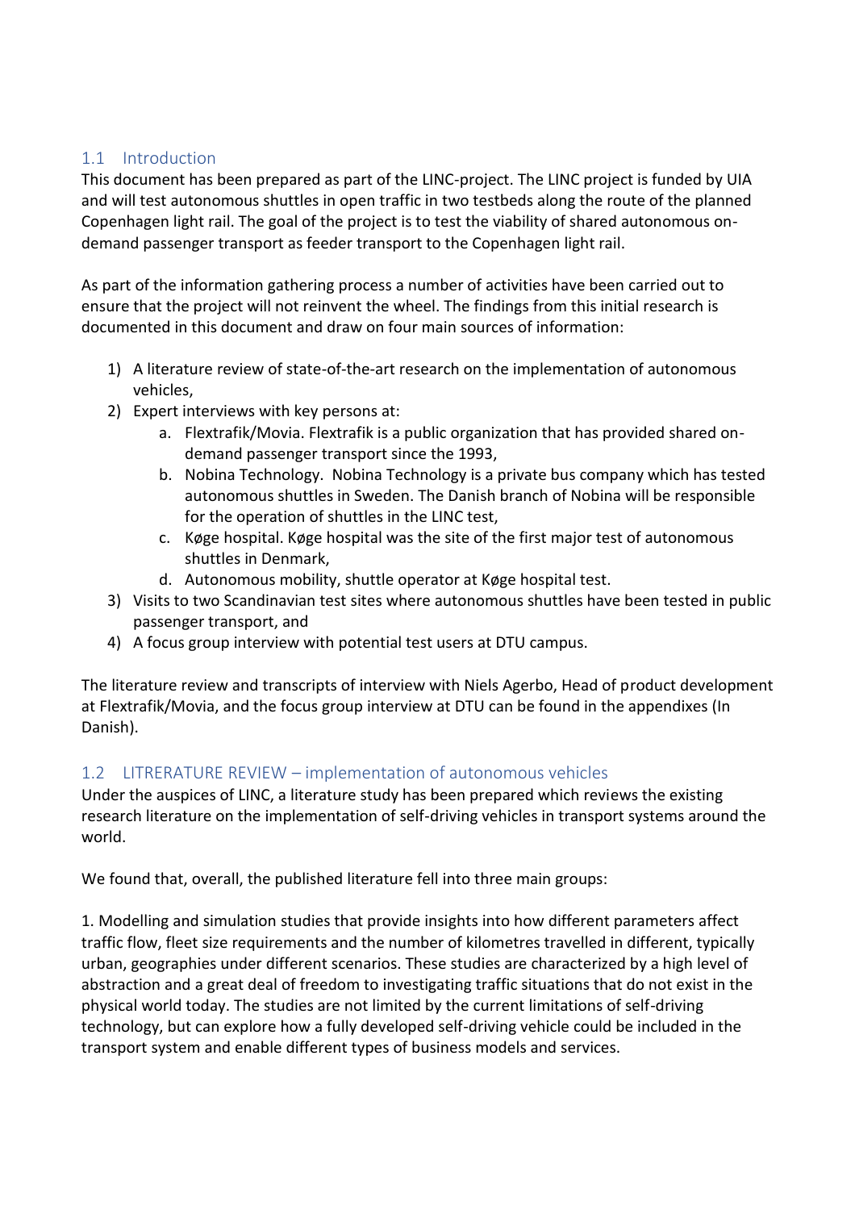## 1.1 Introduction

This document has been prepared as part of the LINC-project. The LINC project is funded by UIA and will test autonomous shuttles in open traffic in two testbeds along the route of the planned Copenhagen light rail. The goal of the project is to test the viability of shared autonomous on-demand passenger transport as feeder transport to the Copenhagen light rail.

As part of the information gathering process a number of activities have been carried out to ensure that the project will not reinvent the wheel. The findings from this initial research is documented in this document and draw on four main sources of information:

1) A literature review of state-of-the-art research on the implementation of autonomous vehicles,
2) Expert interviews with key persons at:
    a. Flextrafik/Movia. Flextrafik is a public organization that has provided shared on-demand passenger transport since the 1993,
    b. Nobina Technology. Nobina Technology is a private bus company which has tested autonomous shuttles in Sweden. The Danish branch of Nobina will be responsible for the operation of shuttles in the LINC test,
    c. Køge hospital. Køge hospital was the site of the first major test of autonomous shuttles in Denmark,
    d. Autonomous mobility, shuttle operator at Køge hospital test.
3) Visits to two Scandinavian test sites where autonomous shuttles have been tested in public passenger transport, and
4) A focus group interview with potential test users at DTU campus.

The literature review and transcripts of interview with Niels Agerbo, Head of product development at Flextrafik/Movia, and the focus group interview at DTU can be found in the appendixes (In Danish).

## 1.2 LITRERATURE REVIEW – implementation of autonomous vehicles

Under the auspices of LINC, a literature study has been prepared which reviews the existing research literature on the implementation of self-driving vehicles in transport systems around the world.

We found that, overall, the published literature fell into three main groups:

1. Modelling and simulation studies that provide insights into how different parameters affect traffic flow, fleet size requirements and the number of kilometres travelled in different, typically urban, geographies under different scenarios. These studies are characterized by a high level of abstraction and a great deal of freedom to investigating traffic situations that do not exist in the physical world today. The studies are not limited by the current limitations of self-driving technology, but can explore how a fully developed self-driving vehicle could be included in the transport system and enable different types of business models and services.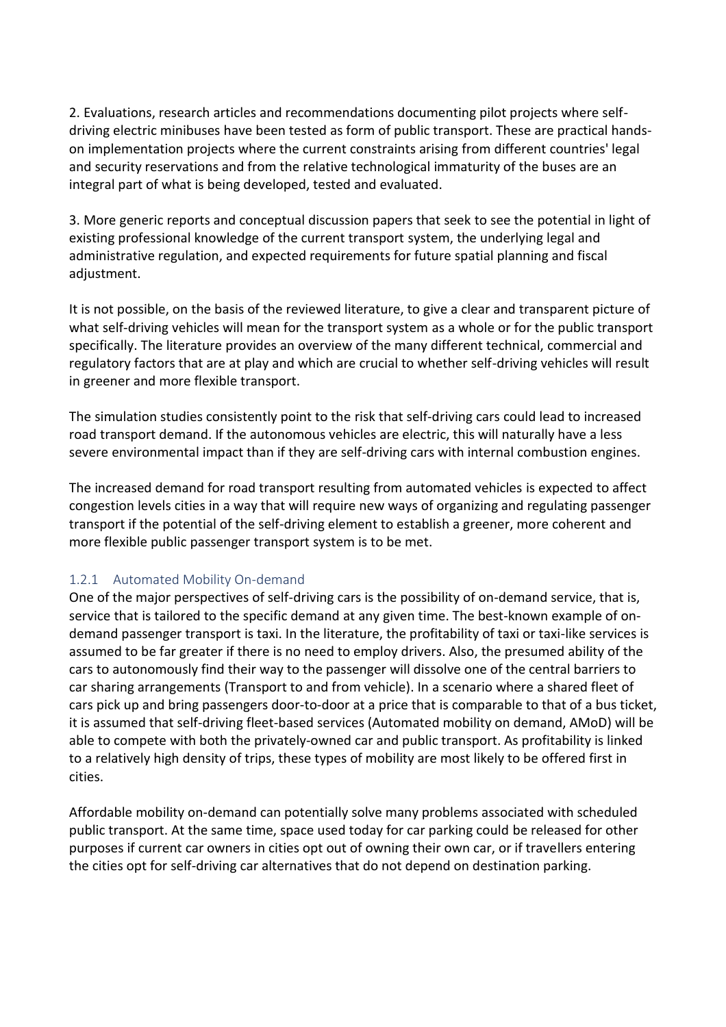2. Evaluations, research articles and recommendations documenting pilot projects where self-driving electric minibuses have been tested as form of public transport. These are practical hands-on implementation projects where the current constraints arising from different countries' legal and security reservations and from the relative technological immaturity of the buses are an integral part of what is being developed, tested and evaluated.

3. More generic reports and conceptual discussion papers that seek to see the potential in light of existing professional knowledge of the current transport system, the underlying legal and administrative regulation, and expected requirements for future spatial planning and fiscal adjustment.

It is not possible, on the basis of the reviewed literature, to give a clear and transparent picture of what self-driving vehicles will mean for the transport system as a whole or for the public transport specifically. The literature provides an overview of the many different technical, commercial and regulatory factors that are at play and which are crucial to whether self-driving vehicles will result in greener and more flexible transport.

The simulation studies consistently point to the risk that self-driving cars could lead to increased road transport demand. If the autonomous vehicles are electric, this will naturally have a less severe environmental impact than if they are self-driving cars with internal combustion engines.

The increased demand for road transport resulting from automated vehicles is expected to affect congestion levels cities in a way that will require new ways of organizing and regulating passenger transport if the potential of the self-driving element to establish a greener, more coherent and more flexible public passenger transport system is to be met.

### 1.2.1 Automated Mobility On-demand

One of the major perspectives of self-driving cars is the possibility of on-demand service, that is, service that is tailored to the specific demand at any given time. The best-known example of on-demand passenger transport is taxi. In the literature, the profitability of taxi or taxi-like services is assumed to be far greater if there is no need to employ drivers. Also, the presumed ability of the cars to autonomously find their way to the passenger will dissolve one of the central barriers to car sharing arrangements (Transport to and from vehicle). In a scenario where a shared fleet of cars pick up and bring passengers door-to-door at a price that is comparable to that of a bus ticket, it is assumed that self-driving fleet-based services (Automated mobility on demand, AMoD) will be able to compete with both the privately-owned car and public transport. As profitability is linked to a relatively high density of trips, these types of mobility are most likely to be offered first in cities.

Affordable mobility on-demand can potentially solve many problems associated with scheduled public transport. At the same time, space used today for car parking could be released for other purposes if current car owners in cities opt out of owning their own car, or if travellers entering the cities opt for self-driving car alternatives that do not depend on destination parking.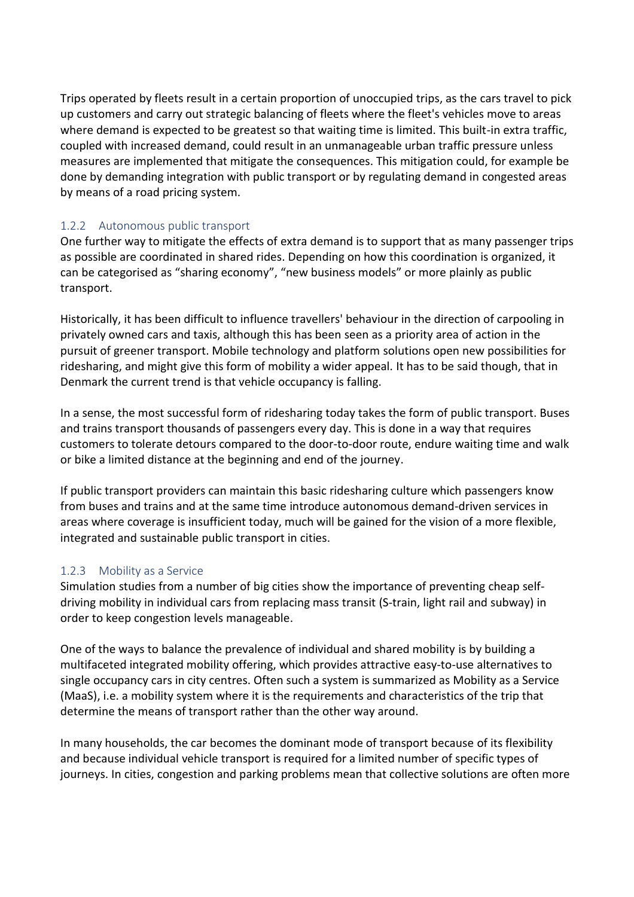Trips operated by fleets result in a certain proportion of unoccupied trips, as the cars travel to pick up customers and carry out strategic balancing of fleets where the fleet's vehicles move to areas where demand is expected to be greatest so that waiting time is limited. This built-in extra traffic, coupled with increased demand, could result in an unmanageable urban traffic pressure unless measures are implemented that mitigate the consequences. This mitigation could, for example be done by demanding integration with public transport or by regulating demand in congested areas by means of a road pricing system.

### 1.2.2 Autonomous public transport

One further way to mitigate the effects of extra demand is to support that as many passenger trips as possible are coordinated in shared rides. Depending on how this coordination is organized, it can be categorised as "sharing economy", "new business models" or more plainly as public transport.

Historically, it has been difficult to influence travellers' behaviour in the direction of carpooling in privately owned cars and taxis, although this has been seen as a priority area of action in the pursuit of greener transport. Mobile technology and platform solutions open new possibilities for ridesharing, and might give this form of mobility a wider appeal. It has to be said though, that in Denmark the current trend is that vehicle occupancy is falling.

In a sense, the most successful form of ridesharing today takes the form of public transport. Buses and trains transport thousands of passengers every day. This is done in a way that requires customers to tolerate detours compared to the door-to-door route, endure waiting time and walk or bike a limited distance at the beginning and end of the journey.

If public transport providers can maintain this basic ridesharing culture which passengers know from buses and trains and at the same time introduce autonomous demand-driven services in areas where coverage is insufficient today, much will be gained for the vision of a more flexible, integrated and sustainable public transport in cities.

### 1.2.3 Mobility as a Service

Simulation studies from a number of big cities show the importance of preventing cheap self-driving mobility in individual cars from replacing mass transit (S-train, light rail and subway) in order to keep congestion levels manageable.

One of the ways to balance the prevalence of individual and shared mobility is by building a multifaceted integrated mobility offering, which provides attractive easy-to-use alternatives to single occupancy cars in city centres. Often such a system is summarized as Mobility as a Service (MaaS), i.e. a mobility system where it is the requirements and characteristics of the trip that determine the means of transport rather than the other way around.

In many households, the car becomes the dominant mode of transport because of its flexibility and because individual vehicle transport is required for a limited number of specific types of journeys. In cities, congestion and parking problems mean that collective solutions are often more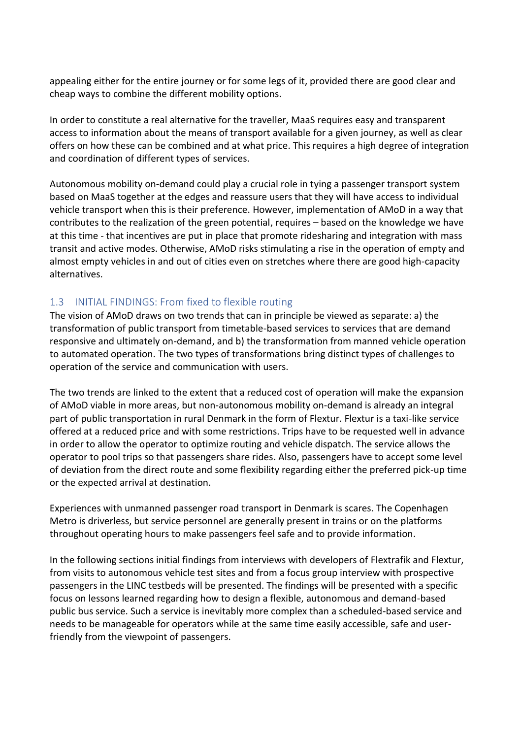appealing either for the entire journey or for some legs of it, provided there are good clear and cheap ways to combine the different mobility options.

In order to constitute a real alternative for the traveller, MaaS requires easy and transparent access to information about the means of transport available for a given journey, as well as clear offers on how these can be combined and at what price. This requires a high degree of integration and coordination of different types of services.

Autonomous mobility on-demand could play a crucial role in tying a passenger transport system based on MaaS together at the edges and reassure users that they will have access to individual vehicle transport when this is their preference. However, implementation of AMoD in a way that contributes to the realization of the green potential, requires – based on the knowledge we have at this time - that incentives are put in place that promote ridesharing and integration with mass transit and active modes. Otherwise, AMoD risks stimulating a rise in the operation of empty and almost empty vehicles in and out of cities even on stretches where there are good high-capacity alternatives.

## 1.3 INITIAL FINDINGS: From fixed to flexible routing

The vision of AMoD draws on two trends that can in principle be viewed as separate: a) the transformation of public transport from timetable-based services to services that are demand responsive and ultimately on-demand, and b) the transformation from manned vehicle operation to automated operation. The two types of transformations bring distinct types of challenges to operation of the service and communication with users.

The two trends are linked to the extent that a reduced cost of operation will make the expansion of AMoD viable in more areas, but non-autonomous mobility on-demand is already an integral part of public transportation in rural Denmark in the form of Flextur. Flextur is a taxi-like service offered at a reduced price and with some restrictions. Trips have to be requested well in advance in order to allow the operator to optimize routing and vehicle dispatch. The service allows the operator to pool trips so that passengers share rides. Also, passengers have to accept some level of deviation from the direct route and some flexibility regarding either the preferred pick-up time or the expected arrival at destination.

Experiences with unmanned passenger road transport in Denmark is scares. The Copenhagen Metro is driverless, but service personnel are generally present in trains or on the platforms throughout operating hours to make passengers feel safe and to provide information.

In the following sections initial findings from interviews with developers of Flextrafik and Flextur, from visits to autonomous vehicle test sites and from a focus group interview with prospective passengers in the LINC testbeds will be presented. The findings will be presented with a specific focus on lessons learned regarding how to design a flexible, autonomous and demand-based public bus service. Such a service is inevitably more complex than a scheduled-based service and needs to be manageable for operators while at the same time easily accessible, safe and user-friendly from the viewpoint of passengers.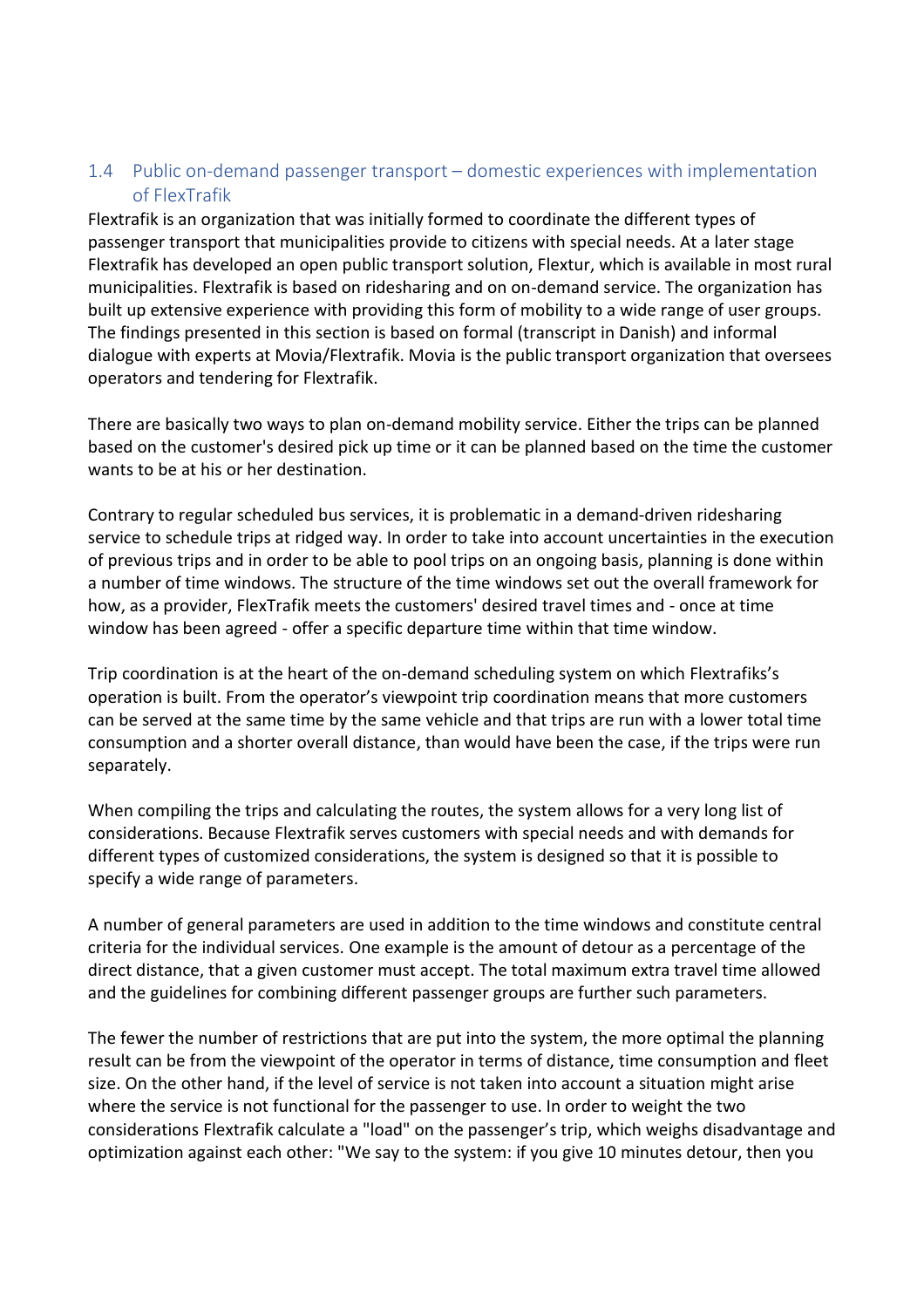## 1.4 Public on-demand passenger transport – domestic experiences with implementation of FlexTrafik

Flextrafik is an organization that was initially formed to coordinate the different types of passenger transport that municipalities provide to citizens with special needs. At a later stage Flextrafik has developed an open public transport solution, Flextur, which is available in most rural municipalities. Flextrafik is based on ridesharing and on on-demand service. The organization has built up extensive experience with providing this form of mobility to a wide range of user groups. The findings presented in this section is based on formal (transcript in Danish) and informal dialogue with experts at Movia/Flextrafik. Movia is the public transport organization that oversees operators and tendering for Flextrafik.

There are basically two ways to plan on-demand mobility service. Either the trips can be planned based on the customer's desired pick up time or it can be planned based on the time the customer wants to be at his or her destination.

Contrary to regular scheduled bus services, it is problematic in a demand-driven ridesharing service to schedule trips at ridged way. In order to take into account uncertainties in the execution of previous trips and in order to be able to pool trips on an ongoing basis, planning is done within a number of time windows. The structure of the time windows set out the overall framework for how, as a provider, FlexTrafik meets the customers' desired travel times and - once at time window has been agreed - offer a specific departure time within that time window.

Trip coordination is at the heart of the on-demand scheduling system on which Flextrafiks's operation is built. From the operator's viewpoint trip coordination means that more customers can be served at the same time by the same vehicle and that trips are run with a lower total time consumption and a shorter overall distance, than would have been the case, if the trips were run separately.

When compiling the trips and calculating the routes, the system allows for a very long list of considerations. Because Flextrafik serves customers with special needs and with demands for different types of customized considerations, the system is designed so that it is possible to specify a wide range of parameters.

A number of general parameters are used in addition to the time windows and constitute central criteria for the individual services. One example is the amount of detour as a percentage of the direct distance, that a given customer must accept. The total maximum extra travel time allowed and the guidelines for combining different passenger groups are further such parameters.

The fewer the number of restrictions that are put into the system, the more optimal the planning result can be from the viewpoint of the operator in terms of distance, time consumption and fleet size. On the other hand, if the level of service is not taken into account a situation might arise where the service is not functional for the passenger to use. In order to weight the two considerations Flextrafik calculate a "load" on the passenger's trip, which weighs disadvantage and optimization against each other: "We say to the system: if you give 10 minutes detour, then you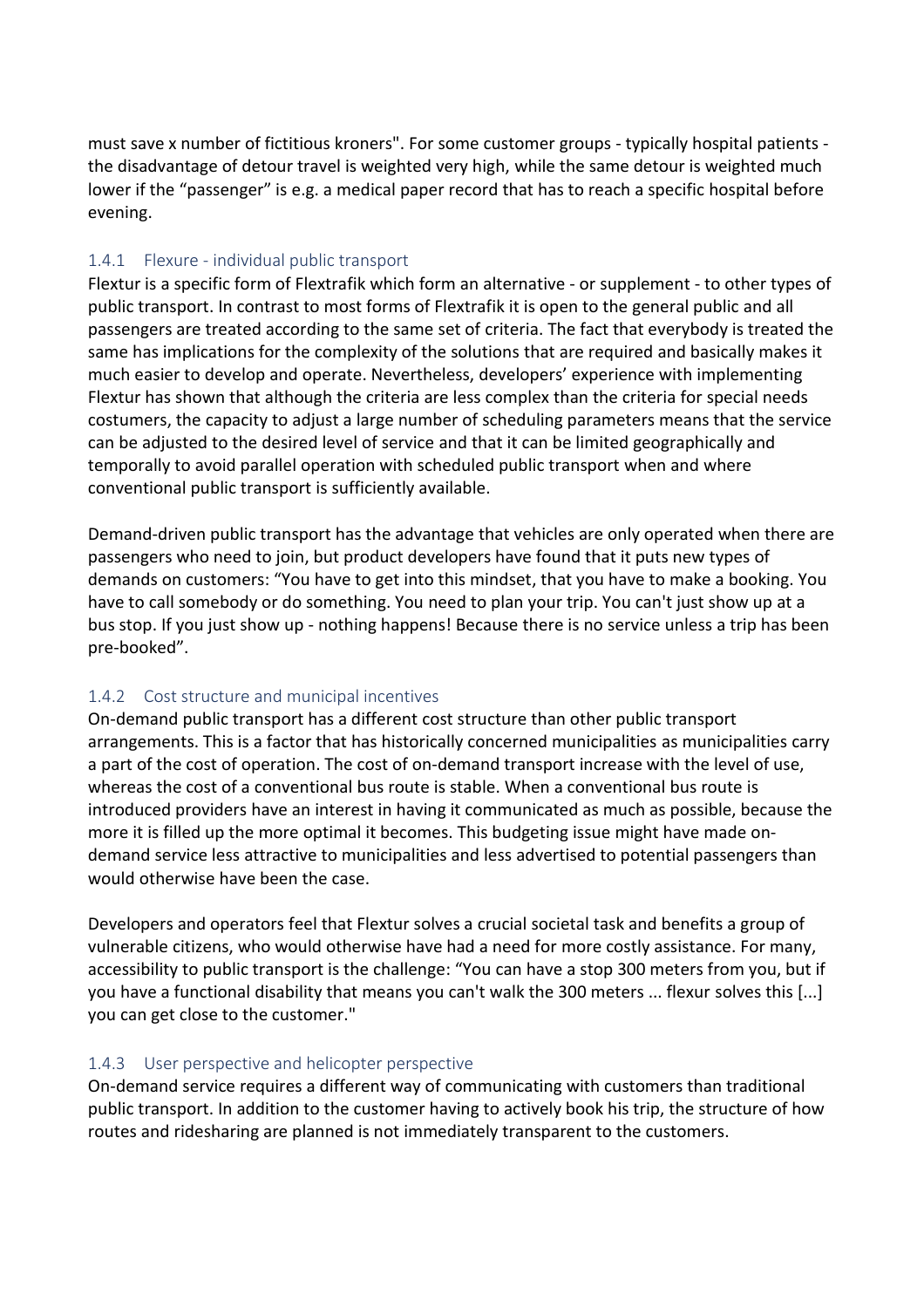must save x number of fictitious kroners". For some customer groups - typically hospital patients - the disadvantage of detour travel is weighted very high, while the same detour is weighted much lower if the "passenger" is e.g. a medical paper record that has to reach a specific hospital before evening.

### 1.4.1 Flexure - individual public transport

Flextur is a specific form of Flextrafik which form an alternative - or supplement - to other types of public transport. In contrast to most forms of Flextrafik it is open to the general public and all passengers are treated according to the same set of criteria. The fact that everybody is treated the same has implications for the complexity of the solutions that are required and basically makes it much easier to develop and operate. Nevertheless, developers' experience with implementing Flextur has shown that although the criteria are less complex than the criteria for special needs costumers, the capacity to adjust a large number of scheduling parameters means that the service can be adjusted to the desired level of service and that it can be limited geographically and temporally to avoid parallel operation with scheduled public transport when and where conventional public transport is sufficiently available.

Demand-driven public transport has the advantage that vehicles are only operated when there are passengers who need to join, but product developers have found that it puts new types of demands on customers: "You have to get into this mindset, that you have to make a booking. You have to call somebody or do something. You need to plan your trip. You can't just show up at a bus stop. If you just show up - nothing happens! Because there is no service unless a trip has been pre-booked".

### 1.4.2 Cost structure and municipal incentives

On-demand public transport has a different cost structure than other public transport arrangements. This is a factor that has historically concerned municipalities as municipalities carry a part of the cost of operation. The cost of on-demand transport increase with the level of use, whereas the cost of a conventional bus route is stable. When a conventional bus route is introduced providers have an interest in having it communicated as much as possible, because the more it is filled up the more optimal it becomes. This budgeting issue might have made on-demand service less attractive to municipalities and less advertised to potential passengers than would otherwise have been the case.

Developers and operators feel that Flextur solves a crucial societal task and benefits a group of vulnerable citizens, who would otherwise have had a need for more costly assistance. For many, accessibility to public transport is the challenge: "You can have a stop 300 meters from you, but if you have a functional disability that means you can't walk the 300 meters ... flexur solves this [...] you can get close to the customer."

### 1.4.3 User perspective and helicopter perspective

On-demand service requires a different way of communicating with customers than traditional public transport. In addition to the customer having to actively book his trip, the structure of how routes and ridesharing are planned is not immediately transparent to the customers.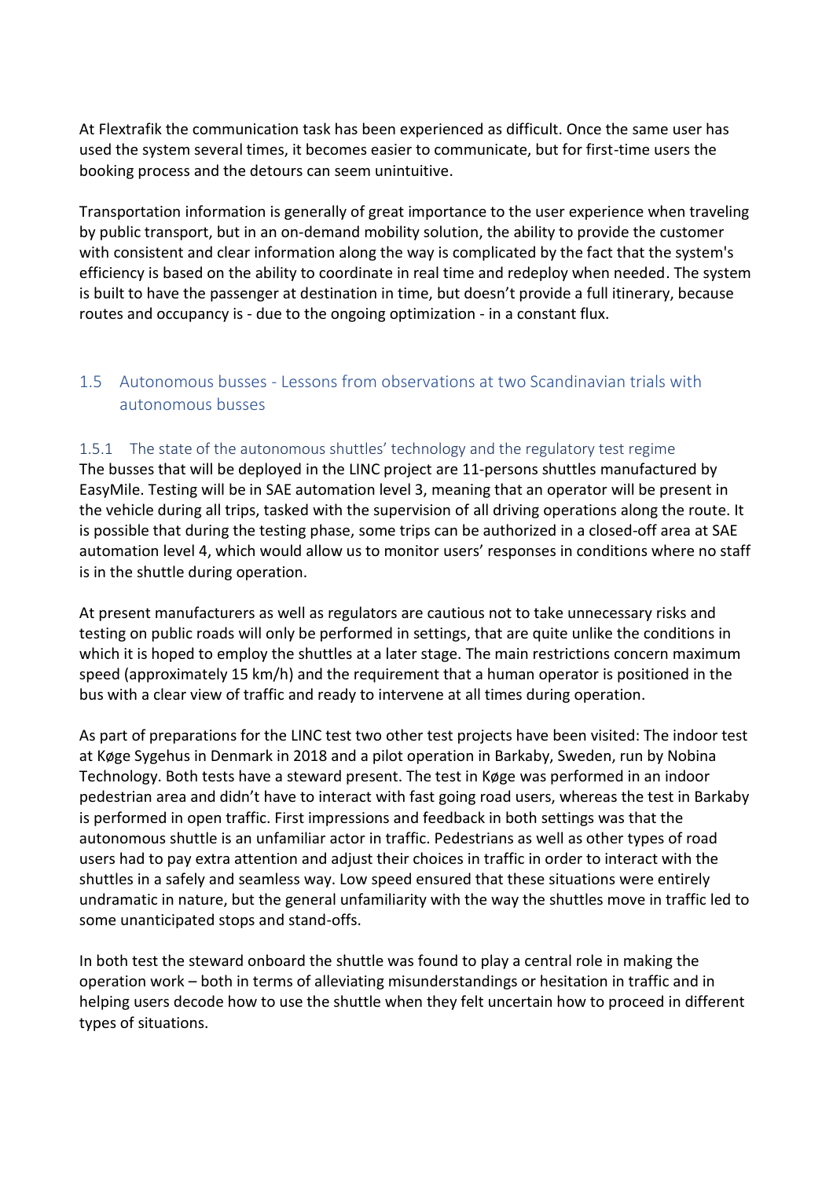At Flextrafik the communication task has been experienced as difficult. Once the same user has used the system several times, it becomes easier to communicate, but for first-time users the booking process and the detours can seem unintuitive.

Transportation information is generally of great importance to the user experience when traveling by public transport, but in an on-demand mobility solution, the ability to provide the customer with consistent and clear information along the way is complicated by the fact that the system's efficiency is based on the ability to coordinate in real time and redeploy when needed. The system is built to have the passenger at destination in time, but doesn't provide a full itinerary, because routes and occupancy is - due to the ongoing optimization - in a constant flux.

## 1.5 Autonomous busses - Lessons from observations at two Scandinavian trials with autonomous busses

### 1.5.1 The state of the autonomous shuttles' technology and the regulatory test regime

The busses that will be deployed in the LINC project are 11-persons shuttles manufactured by EasyMile. Testing will be in SAE automation level 3, meaning that an operator will be present in the vehicle during all trips, tasked with the supervision of all driving operations along the route. It is possible that during the testing phase, some trips can be authorized in a closed-off area at SAE automation level 4, which would allow us to monitor users' responses in conditions where no staff is in the shuttle during operation.

At present manufacturers as well as regulators are cautious not to take unnecessary risks and testing on public roads will only be performed in settings, that are quite unlike the conditions in which it is hoped to employ the shuttles at a later stage. The main restrictions concern maximum speed (approximately 15 km/h) and the requirement that a human operator is positioned in the bus with a clear view of traffic and ready to intervene at all times during operation.

As part of preparations for the LINC test two other test projects have been visited: The indoor test at Køge Sygehus in Denmark in 2018 and a pilot operation in Barkaby, Sweden, run by Nobina Technology. Both tests have a steward present. The test in Køge was performed in an indoor pedestrian area and didn't have to interact with fast going road users, whereas the test in Barkaby is performed in open traffic. First impressions and feedback in both settings was that the autonomous shuttle is an unfamiliar actor in traffic. Pedestrians as well as other types of road users had to pay extra attention and adjust their choices in traffic in order to interact with the shuttles in a safely and seamless way. Low speed ensured that these situations were entirely undramatic in nature, but the general unfamiliarity with the way the shuttles move in traffic led to some unanticipated stops and stand-offs.

In both test the steward onboard the shuttle was found to play a central role in making the operation work – both in terms of alleviating misunderstandings or hesitation in traffic and in helping users decode how to use the shuttle when they felt uncertain how to proceed in different types of situations.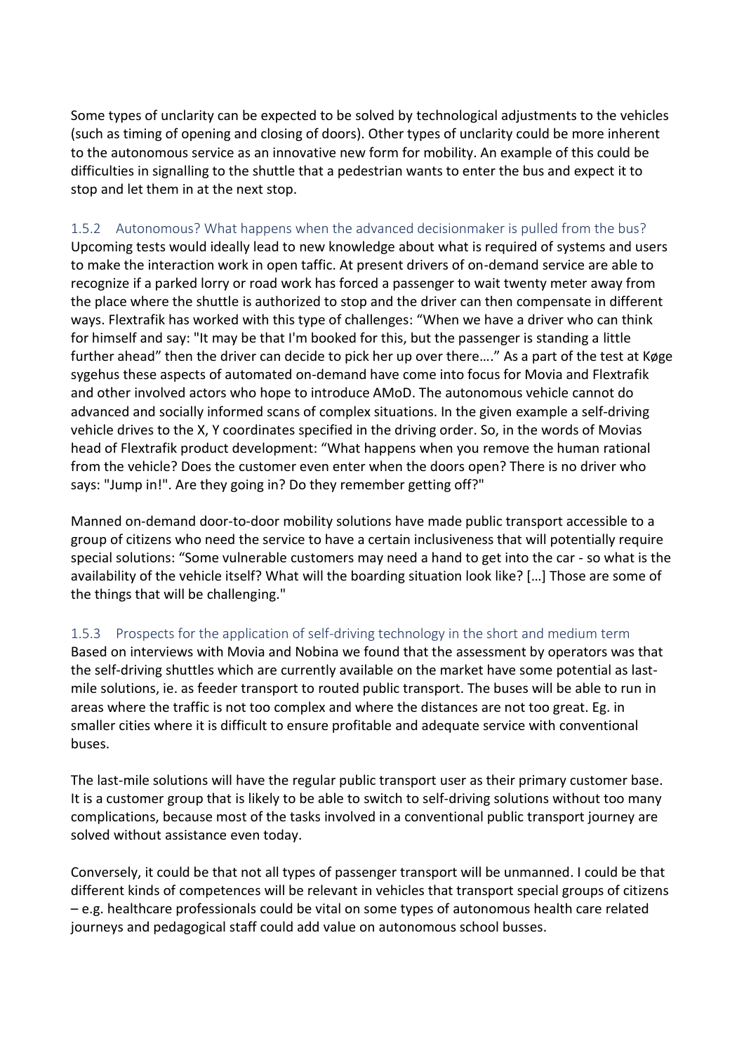Some types of unclarity can be expected to be solved by technological adjustments to the vehicles (such as timing of opening and closing of doors). Other types of unclarity could be more inherent to the autonomous service as an innovative new form for mobility. An example of this could be difficulties in signalling to the shuttle that a pedestrian wants to enter the bus and expect it to stop and let them in at the next stop.

### 1.5.2 Autonomous? What happens when the advanced decisionmaker is pulled from the bus?

Upcoming tests would ideally lead to new knowledge about what is required of systems and users to make the interaction work in open taffic. At present drivers of on-demand service are able to recognize if a parked lorry or road work has forced a passenger to wait twenty meter away from the place where the shuttle is authorized to stop and the driver can then compensate in different ways. Flextrafik has worked with this type of challenges: "When we have a driver who can think for himself and say: "It may be that I'm booked for this, but the passenger is standing a little further ahead" then the driver can decide to pick her up over there…." As a part of the test at Køge sygehus these aspects of automated on-demand have come into focus for Movia and Flextrafik and other involved actors who hope to introduce AMoD. The autonomous vehicle cannot do advanced and socially informed scans of complex situations. In the given example a self-driving vehicle drives to the X, Y coordinates specified in the driving order. So, in the words of Movias head of Flextrafik product development: "What happens when you remove the human rational from the vehicle? Does the customer even enter when the doors open? There is no driver who says: "Jump in!". Are they going in? Do they remember getting off?"

Manned on-demand door-to-door mobility solutions have made public transport accessible to a group of citizens who need the service to have a certain inclusiveness that will potentially require special solutions: "Some vulnerable customers may need a hand to get into the car - so what is the availability of the vehicle itself? What will the boarding situation look like? […] Those are some of the things that will be challenging."

### 1.5.3 Prospects for the application of self-driving technology in the short and medium term

Based on interviews with Movia and Nobina we found that the assessment by operators was that the self-driving shuttles which are currently available on the market have some potential as last-mile solutions, ie. as feeder transport to routed public transport. The buses will be able to run in areas where the traffic is not too complex and where the distances are not too great. Eg. in smaller cities where it is difficult to ensure profitable and adequate service with conventional buses.

The last-mile solutions will have the regular public transport user as their primary customer base. It is a customer group that is likely to be able to switch to self-driving solutions without too many complications, because most of the tasks involved in a conventional public transport journey are solved without assistance even today.

Conversely, it could be that not all types of passenger transport will be unmanned. I could be that different kinds of competences will be relevant in vehicles that transport special groups of citizens – e.g. healthcare professionals could be vital on some types of autonomous health care related journeys and pedagogical staff could add value on autonomous school busses.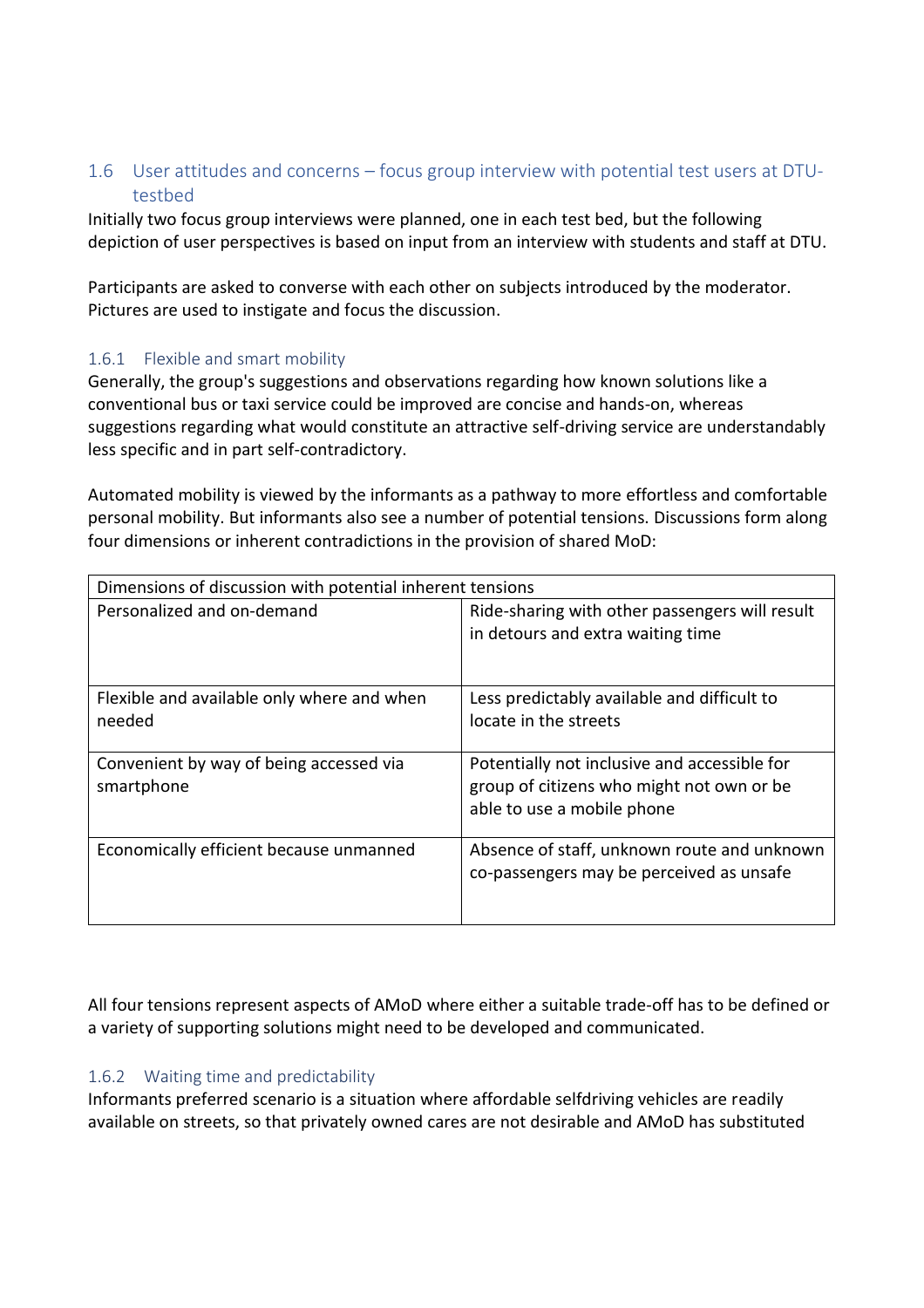## 1.6 User attitudes and concerns – focus group interview with potential test users at DTU-testbed

Initially two focus group interviews were planned, one in each test bed, but the following depiction of user perspectives is based on input from an interview with students and staff at DTU.

Participants are asked to converse with each other on subjects introduced by the moderator. Pictures are used to instigate and focus the discussion.

### 1.6.1 Flexible and smart mobility

Generally, the group's suggestions and observations regarding how known solutions like a conventional bus or taxi service could be improved are concise and hands-on, whereas suggestions regarding what would constitute an attractive self-driving service are understandably less specific and in part self-contradictory.

Automated mobility is viewed by the informants as a pathway to more effortless and comfortable personal mobility. But informants also see a number of potential tensions. Discussions form along four dimensions or inherent contradictions in the provision of shared MoD:

| Dimensions of discussion with potential inherent tensions | |
|---|---|
| Personalized and on-demand | Ride-sharing with other passengers will result in detours and extra waiting time |
| Flexible and available only where and when needed | Less predictably available and difficult to locate in the streets |
| Convenient by way of being accessed via smartphone | Potentially not inclusive and accessible for group of citizens who might not own or be able to use a mobile phone |
| Economically efficient because unmanned | Absence of staff, unknown route and unknown co-passengers may be perceived as unsafe |

All four tensions represent aspects of AMoD where either a suitable trade-off has to be defined or a variety of supporting solutions might need to be developed and communicated.

### 1.6.2 Waiting time and predictability

Informants preferred scenario is a situation where affordable selfdriving vehicles are readily available on streets, so that privately owned cares are not desirable and AMoD has substituted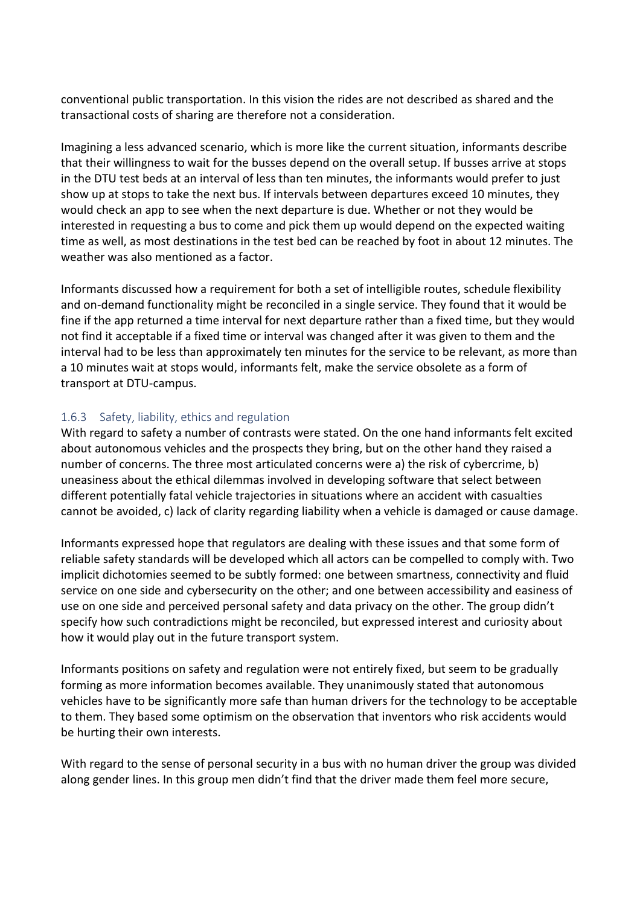conventional public transportation. In this vision the rides are not described as shared and the transactional costs of sharing are therefore not a consideration.

Imagining a less advanced scenario, which is more like the current situation, informants describe that their willingness to wait for the busses depend on the overall setup. If busses arrive at stops in the DTU test beds at an interval of less than ten minutes, the informants would prefer to just show up at stops to take the next bus. If intervals between departures exceed 10 minutes, they would check an app to see when the next departure is due. Whether or not they would be interested in requesting a bus to come and pick them up would depend on the expected waiting time as well, as most destinations in the test bed can be reached by foot in about 12 minutes. The weather was also mentioned as a factor.

Informants discussed how a requirement for both a set of intelligible routes, schedule flexibility and on-demand functionality might be reconciled in a single service. They found that it would be fine if the app returned a time interval for next departure rather than a fixed time, but they would not find it acceptable if a fixed time or interval was changed after it was given to them and the interval had to be less than approximately ten minutes for the service to be relevant, as more than a 10 minutes wait at stops would, informants felt, make the service obsolete as a form of transport at DTU-campus.

### 1.6.3 Safety, liability, ethics and regulation

With regard to safety a number of contrasts were stated. On the one hand informants felt excited about autonomous vehicles and the prospects they bring, but on the other hand they raised a number of concerns. The three most articulated concerns were a) the risk of cybercrime, b) uneasiness about the ethical dilemmas involved in developing software that select between different potentially fatal vehicle trajectories in situations where an accident with casualties cannot be avoided, c) lack of clarity regarding liability when a vehicle is damaged or cause damage.

Informants expressed hope that regulators are dealing with these issues and that some form of reliable safety standards will be developed which all actors can be compelled to comply with. Two implicit dichotomies seemed to be subtly formed: one between smartness, connectivity and fluid service on one side and cybersecurity on the other; and one between accessibility and easiness of use on one side and perceived personal safety and data privacy on the other. The group didn't specify how such contradictions might be reconciled, but expressed interest and curiosity about how it would play out in the future transport system.

Informants positions on safety and regulation were not entirely fixed, but seem to be gradually forming as more information becomes available. They unanimously stated that autonomous vehicles have to be significantly more safe than human drivers for the technology to be acceptable to them. They based some optimism on the observation that inventors who risk accidents would be hurting their own interests.

With regard to the sense of personal security in a bus with no human driver the group was divided along gender lines. In this group men didn't find that the driver made them feel more secure,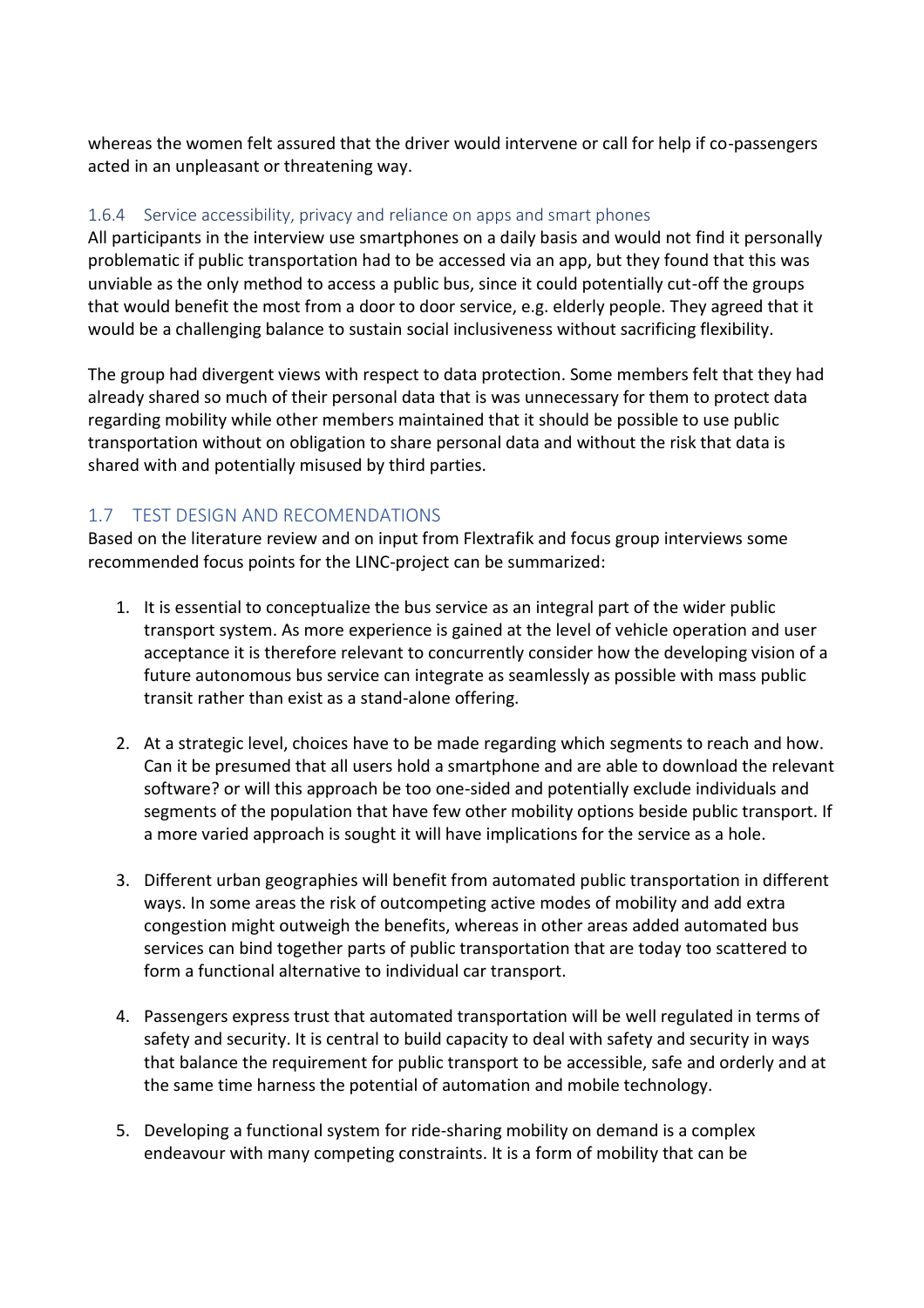whereas the women felt assured that the driver would intervene or call for help if co-passengers acted in an unpleasant or threatening way.

### 1.6.4 Service accessibility, privacy and reliance on apps and smart phones

All participants in the interview use smartphones on a daily basis and would not find it personally problematic if public transportation had to be accessed via an app, but they found that this was unviable as the only method to access a public bus, since it could potentially cut-off the groups that would benefit the most from a door to door service, e.g. elderly people. They agreed that it would be a challenging balance to sustain social inclusiveness without sacrificing flexibility.

The group had divergent views with respect to data protection. Some members felt that they had already shared so much of their personal data that is was unnecessary for them to protect data regarding mobility while other members maintained that it should be possible to use public transportation without on obligation to share personal data and without the risk that data is shared with and potentially misused by third parties.

## 1.7 TEST DESIGN AND RECOMENDATIONS

Based on the literature review and on input from Flextrafik and focus group interviews some recommended focus points for the LINC-project can be summarized:

1. It is essential to conceptualize the bus service as an integral part of the wider public transport system. As more experience is gained at the level of vehicle operation and user acceptance it is therefore relevant to concurrently consider how the developing vision of a future autonomous bus service can integrate as seamlessly as possible with mass public transit rather than exist as a stand-alone offering.

2. At a strategic level, choices have to be made regarding which segments to reach and how. Can it be presumed that all users hold a smartphone and are able to download the relevant software? or will this approach be too one-sided and potentially exclude individuals and segments of the population that have few other mobility options beside public transport. If a more varied approach is sought it will have implications for the service as a hole.

3. Different urban geographies will benefit from automated public transportation in different ways. In some areas the risk of outcompeting active modes of mobility and add extra congestion might outweigh the benefits, whereas in other areas added automated bus services can bind together parts of public transportation that are today too scattered to form a functional alternative to individual car transport.

4. Passengers express trust that automated transportation will be well regulated in terms of safety and security. It is central to build capacity to deal with safety and security in ways that balance the requirement for public transport to be accessible, safe and orderly and at the same time harness the potential of automation and mobile technology.

5. Developing a functional system for ride-sharing mobility on demand is a complex endeavour with many competing constraints. It is a form of mobility that can be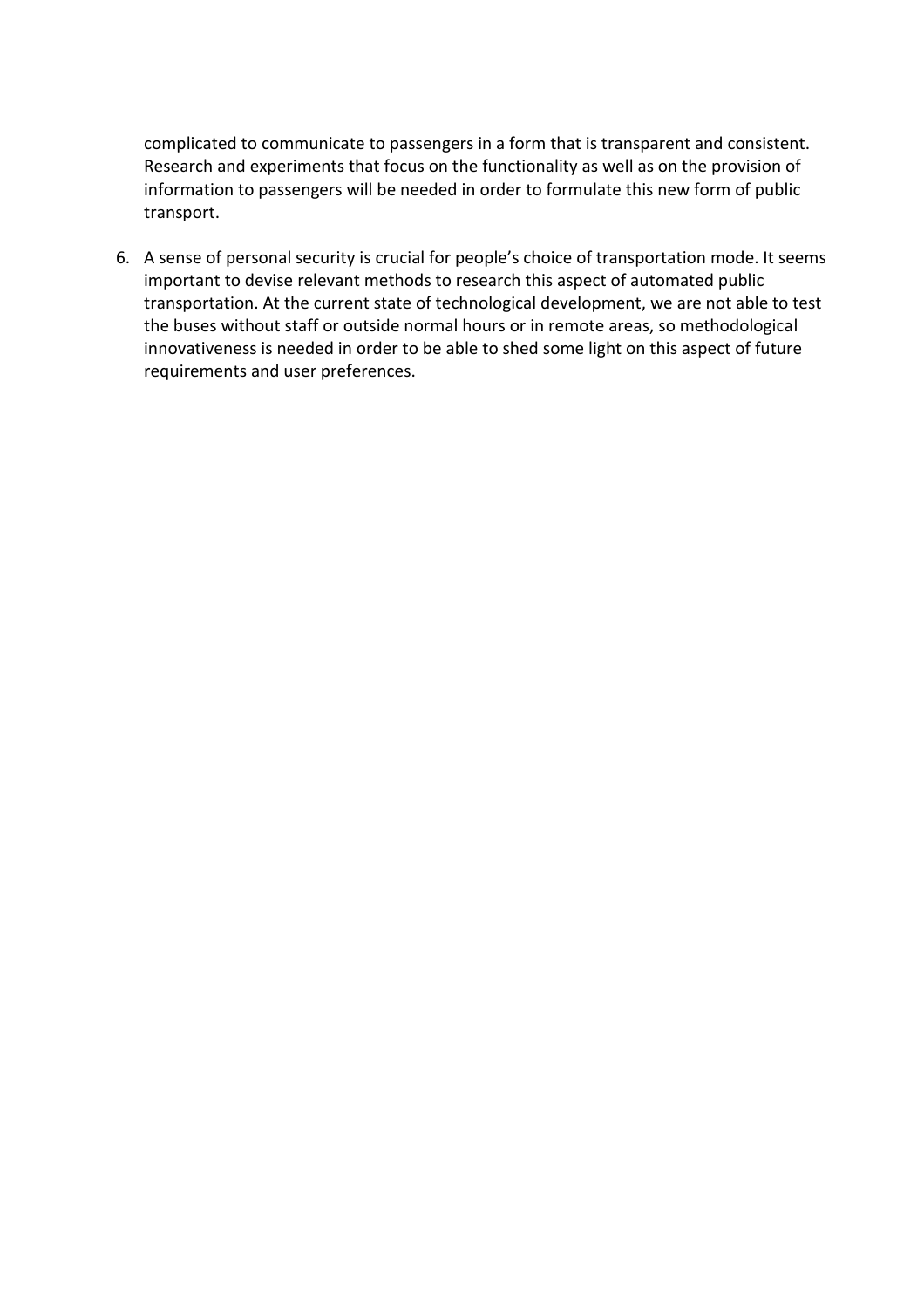complicated to communicate to passengers in a form that is transparent and consistent. Research and experiments that focus on the functionality as well as on the provision of information to passengers will be needed in order to formulate this new form of public transport.

6. A sense of personal security is crucial for people's choice of transportation mode. It seems important to devise relevant methods to research this aspect of automated public transportation. At the current state of technological development, we are not able to test the buses without staff or outside normal hours or in remote areas, so methodological innovativeness is needed in order to be able to shed some light on this aspect of future requirements and user preferences.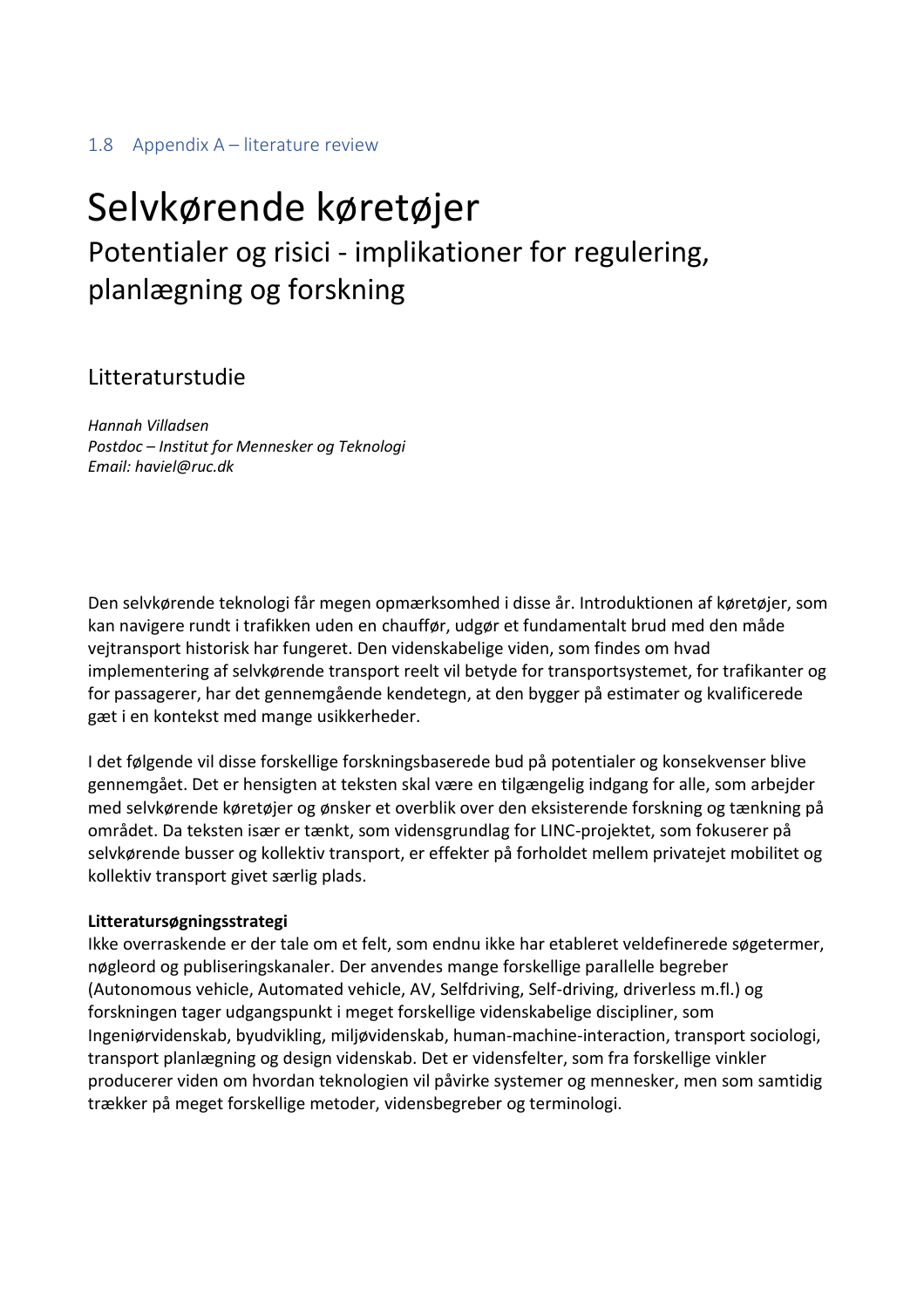## 1.8 Appendix A – literature review

# Selvkørende køretøjer

## Potentialer og risici - implikationer for regulering, planlægning og forskning

### Litteraturstudie

*Hannah Villadsen*
*Postdoc – Institut for Mennesker og Teknologi*
*Email: haviel@ruc.dk*

Den selvkørende teknologi får megen opmærksomhed i disse år. Introduktionen af køretøjer, som kan navigere rundt i trafikken uden en chauffør, udgør et fundamentalt brud med den måde vejtransport historisk har fungeret. Den videnskabelige viden, som findes om hvad implementering af selvkørende transport reelt vil betyde for transportsystemet, for trafikanter og for passagerer, har det gennemgående kendetegn, at den bygger på estimater og kvalificerede gæt i en kontekst med mange usikkerheder.

I det følgende vil disse forskellige forskningsbaserede bud på potentialer og konsekvenser blive gennemgået. Det er hensigten at teksten skal være en tilgængelig indgang for alle, som arbejder med selvkørende køretøjer og ønsker et overblik over den eksisterende forskning og tænkning på området. Da teksten især er tænkt, som vidensgrundlag for LINC-projektet, som fokuserer på selvkørende busser og kollektiv transport, er effekter på forholdet mellem privatejet mobilitet og kollektiv transport givet særlig plads.

**Litteratursøgningsstrategi**
Ikke overraskende er der tale om et felt, som endnu ikke har etableret veldefinerede søgetermer, nøgleord og publiseringskanaler. Der anvendes mange forskellige parallelle begreber (Autonomous vehicle, Automated vehicle, AV, Selfdriving, Self-driving, driverless m.fl.) og forskningen tager udgangspunkt i meget forskellige videnskabelige discipliner, som Ingeniørvidenskab, byudvikling, miljøvidenskab, human-machine-interaction, transport sociologi, transport planlægning og design videnskab. Det er vidensfelter, som fra forskellige vinkler producerer viden om hvordan teknologien vil påvirke systemer og mennesker, men som samtidig trækker på meget forskellige metoder, vidensbegreber og terminologi.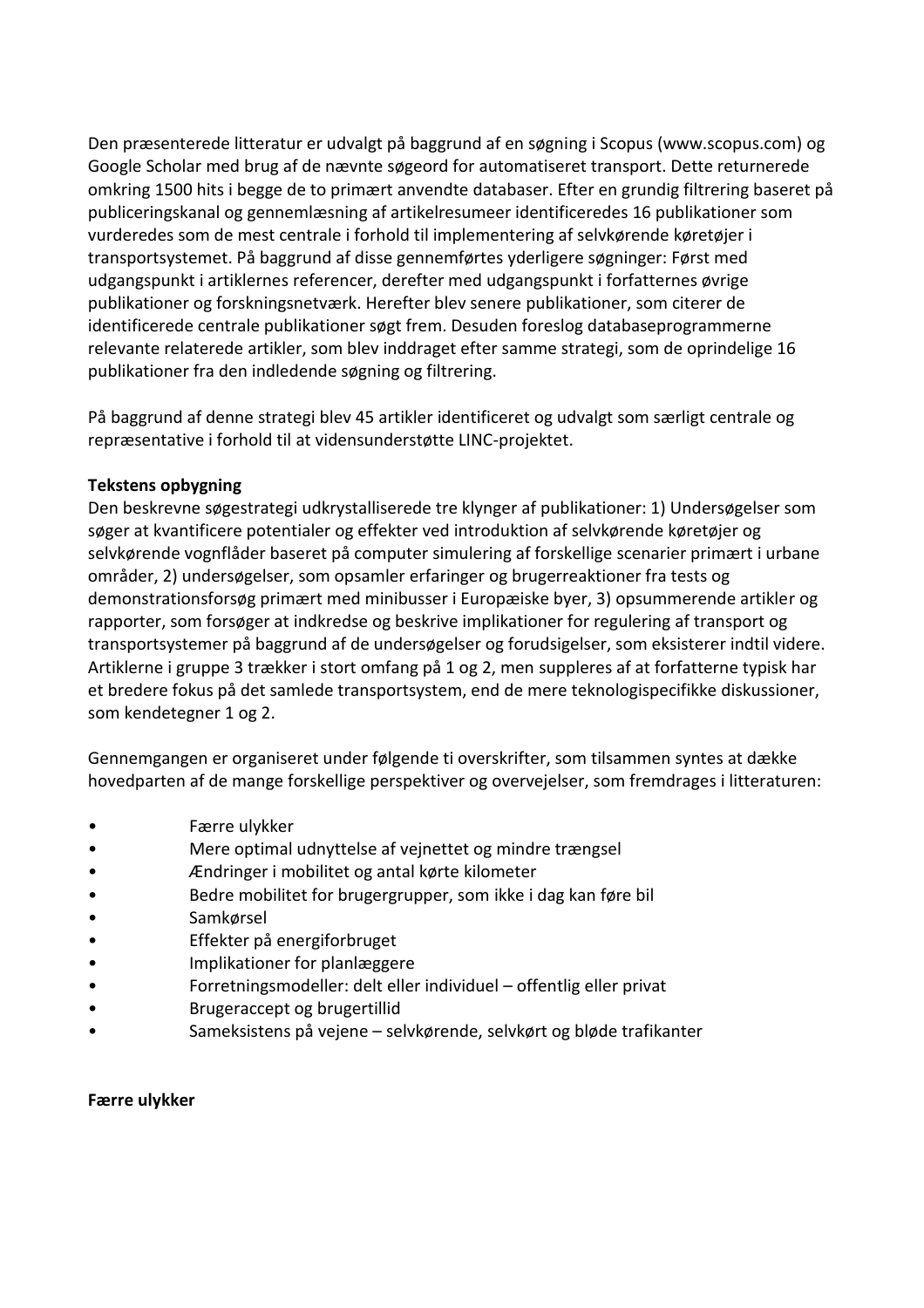Den præsenterede litteratur er udvalgt på baggrund af en søgning i Scopus (www.scopus.com) og Google Scholar med brug af de nævnte søgeord for automatiseret transport. Dette returnerede omkring 1500 hits i begge de to primært anvendte databaser. Efter en grundig filtrering baseret på publiceringskanal og gennemlæsning af artikelresumeer identificeredes 16 publikationer som vurderedes som de mest centrale i forhold til implementering af selvkørende køretøjer i transportsystemet. På baggrund af disse gennemførtes yderligere søgninger: Først med udgangspunkt i artiklernes referencer, derefter med udgangspunkt i forfatternes øvrige publikationer og forskningsnetværk. Herefter blev senere publikationer, som citerer de identificerede centrale publikationer søgt frem. Desuden foreslog databaseprogrammerne relevante relaterede artikler, som blev inddraget efter samme strategi, som de oprindelige 16 publikationer fra den indledende søgning og filtrering.

På baggrund af denne strategi blev 45 artikler identificeret og udvalgt som særligt centrale og repræsentative i forhold til at vidensunderstøtte LINC-projektet.

**Tekstens opbygning**

Den beskrevne søgestrategi udkrystalliserede tre klynger af publikationer: 1) Undersøgelser som søger at kvantificere potentialer og effekter ved introduktion af selvkørende køretøjer og selvkørende vognflåder baseret på computer simulering af forskellige scenarier primært i urbane områder, 2) undersøgelser, som opsamler erfaringer og brugerreaktioner fra tests og demonstrationsforsøg primært med minibusser i Europæiske byer, 3) opsummerende artikler og rapporter, som forsøger at indkredse og beskrive implikationer for regulering af transport og transportsystemer på baggrund af de undersøgelser og forudsigelser, som eksisterer indtil videre. Artiklerne i gruppe 3 trækker i stort omfang på 1 og 2, men suppleres af at forfatterne typisk har et bredere fokus på det samlede transportsystem, end de mere teknologispecifikke diskussioner, som kendetegner 1 og 2.

Gennemgangen er organiseret under følgende ti overskrifter, som tilsammen syntes at dække hovedparten af de mange forskellige perspektiver og overvejelser, som fremdrages i litteraturen:

- Færre ulykker
- Mere optimal udnyttelse af vejnettet og mindre trængsel
- Ændringer i mobilitet og antal kørte kilometer
- Bedre mobilitet for brugergrupper, som ikke i dag kan føre bil
- Samkørsel
- Effekter på energiforbruget
- Implikationer for planlæggere
- Forretningsmodeller: delt eller individuel – offentlig eller privat
- Brugeraccept og brugertillid
- Sameksistens på vejene – selvkørende, selvkørt og bløde trafikanter

**Færre ulykker**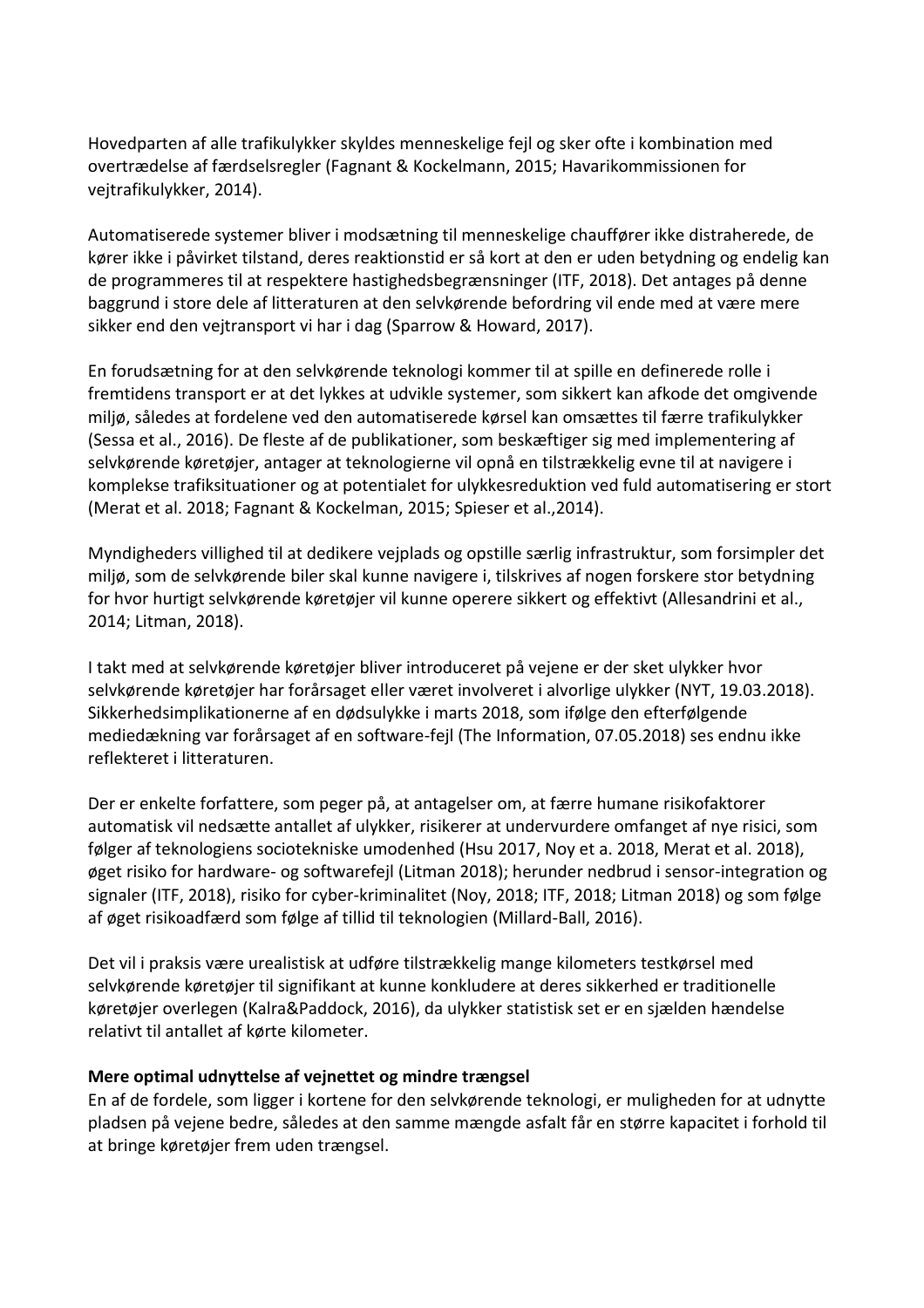Hovedparten af alle trafikulykker skyldes menneskelige fejl og sker ofte i kombination med overtrædelse af færdselsregler (Fagnant & Kockelmann, 2015; Havarikommissionen for vejtrafikulykker, 2014).

Automatiserede systemer bliver i modsætning til menneskelige chauffører ikke distraherede, de kører ikke i påvirket tilstand, deres reaktionstid er så kort at den er uden betydning og endelig kan de programmeres til at respektere hastighedsbegrænsninger (ITF, 2018). Det antages på denne baggrund i store dele af litteraturen at den selvkørende befordring vil ende med at være mere sikker end den vejtransport vi har i dag (Sparrow & Howard, 2017).

En forudsætning for at den selvkørende teknologi kommer til at spille en definerede rolle i fremtidens transport er at det lykkes at udvikle systemer, som sikkert kan afkode det omgivende miljø, således at fordelene ved den automatiserede kørsel kan omsættes til færre trafikulykker (Sessa et al., 2016). De fleste af de publikationer, som beskæftiger sig med implementering af selvkørende køretøjer, antager at teknologierne vil opnå en tilstrækkelig evne til at navigere i komplekse trafiksituationer og at potentialet for ulykkesreduktion ved fuld automatisering er stort (Merat et al. 2018; Fagnant & Kockelman, 2015; Spieser et al.,2014).

Myndigheders villighed til at dedikere vejplads og opstille særlig infrastruktur, som forsimpler det miljø, som de selvkørende biler skal kunne navigere i, tilskrives af nogen forskere stor betydning for hvor hurtigt selvkørende køretøjer vil kunne operere sikkert og effektivt (Allesandrini et al., 2014; Litman, 2018).

I takt med at selvkørende køretøjer bliver introduceret på vejene er der sket ulykker hvor selvkørende køretøjer har forårsaget eller været involveret i alvorlige ulykker (NYT, 19.03.2018). Sikkerhedsimplikationerne af en dødsulykke i marts 2018, som ifølge den efterfølgende mediedækning var forårsaget af en software-fejl (The Information, 07.05.2018) ses endnu ikke reflekteret i litteraturen.

Der er enkelte forfattere, som peger på, at antagelser om, at færre humane risikofaktorer automatisk vil nedsætte antallet af ulykker, risikerer at undervurdere omfanget af nye risici, som følger af teknologiens sociotekniske umodenhed (Hsu 2017, Noy et a. 2018, Merat et al. 2018), øget risiko for hardware- og softwarefejl (Litman 2018); herunder nedbrud i sensor-integration og signaler (ITF, 2018), risiko for cyber-kriminalitet (Noy, 2018; ITF, 2018; Litman 2018) og som følge af øget risikoadfærd som følge af tillid til teknologien (Millard-Ball, 2016).

Det vil i praksis være urealistisk at udføre tilstrækkelig mange kilometers testkørsel med selvkørende køretøjer til signifikant at kunne konkludere at deres sikkerhed er traditionelle køretøjer overlegen (Kalra&Paddock, 2016), da ulykker statistisk set er en sjælden hændelse relativt til antallet af kørte kilometer.

**Mere optimal udnyttelse af vejnettet og mindre trængsel**

En af de fordele, som ligger i kortene for den selvkørende teknologi, er muligheden for at udnytte pladsen på vejene bedre, således at den samme mængde asfalt får en større kapacitet i forhold til at bringe køretøjer frem uden trængsel.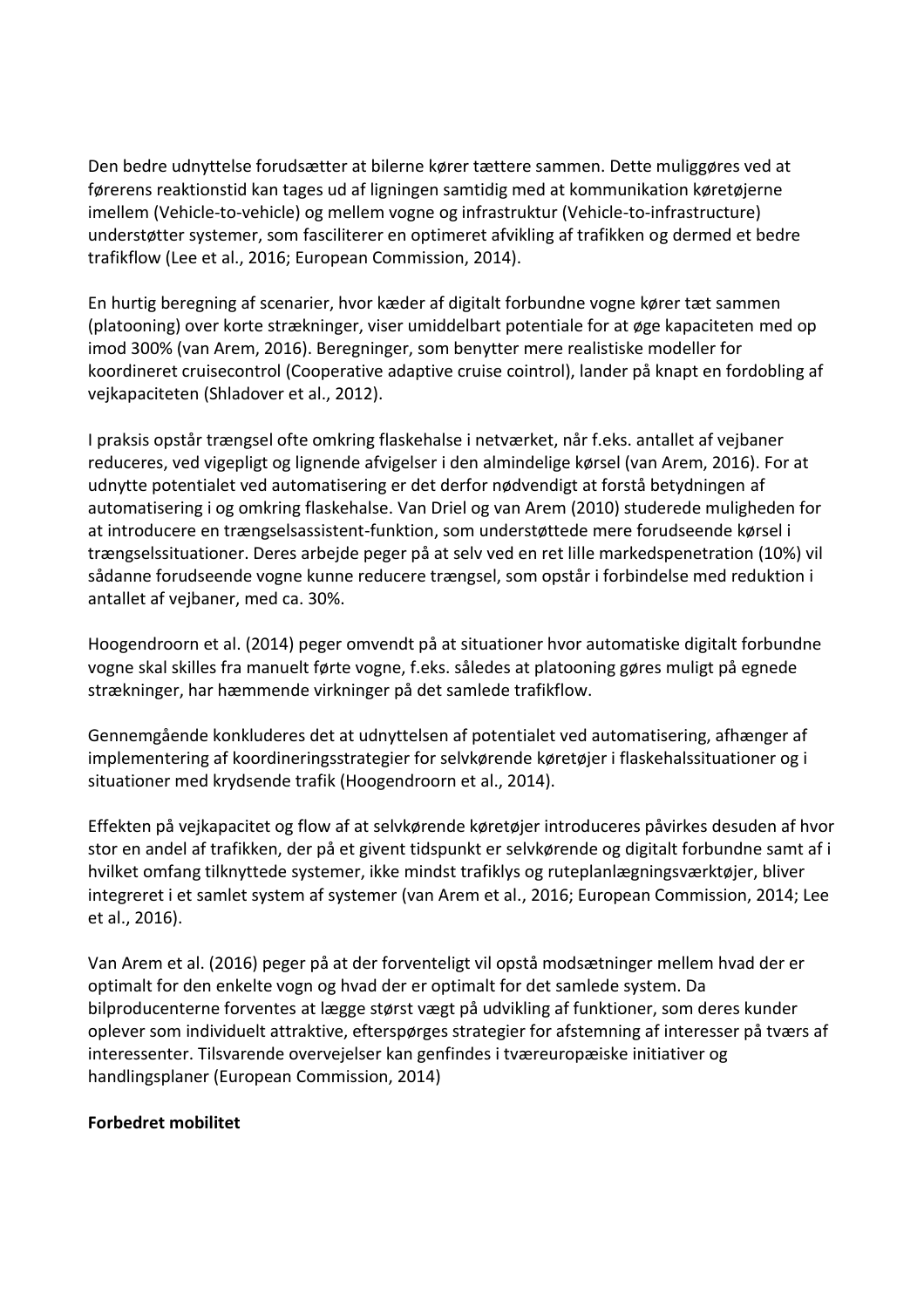Den bedre udnyttelse forudsætter at bilerne kører tættere sammen. Dette muliggøres ved at førerens reaktionstid kan tages ud af ligningen samtidig med at kommunikation køretøjerne imellem (Vehicle-to-vehicle) og mellem vogne og infrastruktur (Vehicle-to-infrastructure) understøtter systemer, som fasciliterer en optimeret afvikling af trafikken og dermed et bedre trafikflow (Lee et al., 2016; European Commission, 2014).

En hurtig beregning af scenarier, hvor kæder af digitalt forbundne vogne kører tæt sammen (platooning) over korte strækninger, viser umiddelbart potentiale for at øge kapaciteten med op imod 300% (van Arem, 2016). Beregninger, som benytter mere realistiske modeller for koordineret cruisecontrol (Cooperative adaptive cruise cointrol), lander på knapt en fordobling af vejkapaciteten (Shladover et al., 2012).

I praksis opstår trængsel ofte omkring flaskehalse i netværket, når f.eks. antallet af vejbaner reduceres, ved vigepligt og lignende afvigelser i den almindelige kørsel (van Arem, 2016). For at udnytte potentialet ved automatisering er det derfor nødvendigt at forstå betydningen af automatisering i og omkring flaskehalse. Van Driel og van Arem (2010) studerede muligheden for at introducere en trængselsassistent-funktion, som understøttede mere forudseende kørsel i trængselssituationer. Deres arbejde peger på at selv ved en ret lille markedspenetration (10%) vil sådanne forudseende vogne kunne reducere trængsel, som opstår i forbindelse med reduktion i antallet af vejbaner, med ca. 30%.

Hoogendroorn et al. (2014) peger omvendt på at situationer hvor automatiske digitalt forbundne vogne skal skilles fra manuelt førte vogne, f.eks. således at platooning gøres muligt på egnede strækninger, har hæmmende virkninger på det samlede trafikflow.

Gennemgående konkluderes det at udnyttelsen af potentialet ved automatisering, afhænger af implementering af koordineringsstrategier for selvkørende køretøjer i flaskehalssituationer og i situationer med krydsende trafik (Hoogendroorn et al., 2014).

Effekten på vejkapacitet og flow af at selvkørende køretøjer introduceres påvirkes desuden af hvor stor en andel af trafikken, der på et givent tidspunkt er selvkørende og digitalt forbundne samt af i hvilket omfang tilknyttede systemer, ikke mindst trafiklys og ruteplanlægningsværktøjer, bliver integreret i et samlet system af systemer (van Arem et al., 2016; European Commission, 2014; Lee et al., 2016).

Van Arem et al. (2016) peger på at der forventeligt vil opstå modsætninger mellem hvad der er optimalt for den enkelte vogn og hvad der er optimalt for det samlede system. Da bilproducenterne forventes at lægge størst vægt på udvikling af funktioner, som deres kunder oplever som individuelt attraktive, efterspørges strategier for afstemning af interesser på tværs af interessenter. Tilsvarende overvejelser kan genfindes i tværeuropæiske initiativer og handlingsplaner (European Commission, 2014)

**Forbedret mobilitet**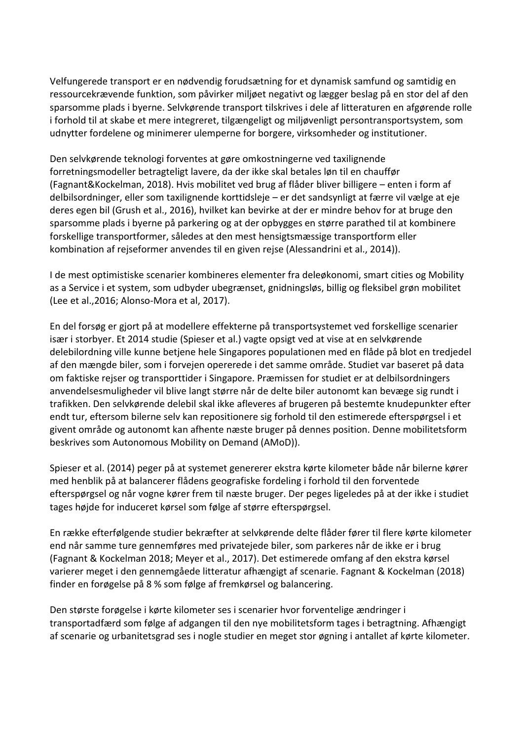Velfungerede transport er en nødvendig forudsætning for et dynamisk samfund og samtidig en ressourcekrævende funktion, som påvirker miljøet negativt og lægger beslag på en stor del af den sparsomme plads i byerne. Selvkørende transport tilskrives i dele af litteraturen en afgørende rolle i forhold til at skabe et mere integreret, tilgængeligt og miljøvenligt persontransportsystem, som udnytter fordelene og minimerer ulemperne for borgere, virksomheder og institutioner.

Den selvkørende teknologi forventes at gøre omkostningerne ved taxilignende forretningsmodeller betragteligt lavere, da der ikke skal betales løn til en chauffør (Fagnant&Kockelman, 2018). Hvis mobilitet ved brug af flåder bliver billigere – enten i form af delbilsordninger, eller som taxilignende korttidsleje – er det sandsynligt at færre vil vælge at eje deres egen bil (Grush et al., 2016), hvilket kan bevirke at der er mindre behov for at bruge den sparsomme plads i byerne på parkering og at der opbygges en større parathed til at kombinere forskellige transportformer, således at den mest hensigtsmæssige transportform eller kombination af rejseformer anvendes til en given rejse (Alessandrini et al., 2014)).

I de mest optimistiske scenarier kombineres elementer fra deleøkonomi, smart cities og Mobility as a Service i et system, som udbyder ubegrænset, gnidningsløs, billig og fleksibel grøn mobilitet (Lee et al.,2016; Alonso-Mora et al, 2017).

En del forsøg er gjort på at modellere effekterne på transportsystemet ved forskellige scenarier især i storbyer. Et 2014 studie (Spieser et al.) vagte opsigt ved at vise at en selvkørende delebilordning ville kunne betjene hele Singapores populationen med en flåde på blot en tredjedel af den mængde biler, som i forvejen opererede i det samme område. Studiet var baseret på data om faktiske rejser og transporttider i Singapore. Præmissen for studiet er at delbilsordningers anvendelsesmuligheder vil blive langt større når de delte biler autonomt kan bevæge sig rundt i trafikken. Den selvkørende delebil skal ikke afleveres af brugeren på bestemte knudepunkter efter endt tur, eftersom bilerne selv kan repositionere sig forhold til den estimerede efterspørgsel i et givent område og autonomt kan afhente næste bruger på dennes position. Denne mobilitetsform beskrives som Autonomous Mobility on Demand (AMoD)).

Spieser et al. (2014) peger på at systemet genererer ekstra kørte kilometer både når bilerne kører med henblik på at balancerer flådens geografiske fordeling i forhold til den forventede efterspørgsel og når vogne kører frem til næste bruger. Der peges ligeledes på at der ikke i studiet tages højde for induceret kørsel som følge af større efterspørgsel.

En række efterfølgende studier bekræfter at selvkørende delte flåder fører til flere kørte kilometer end når samme ture gennemføres med privatejede biler, som parkeres når de ikke er i brug (Fagnant & Kockelman 2018; Meyer et al., 2017). Det estimerede omfang af den ekstra kørsel varierer meget i den gennemgåede litteratur afhængigt af scenarie. Fagnant & Kockelman (2018) finder en forøgelse på 8 % som følge af fremkørsel og balancering.

Den største forøgelse i kørte kilometer ses i scenarier hvor forventelige ændringer i transportadfærd som følge af adgangen til den nye mobilitetsform tages i betragtning. Afhængigt af scenarie og urbanitetsgrad ses i nogle studier en meget stor øgning i antallet af kørte kilometer.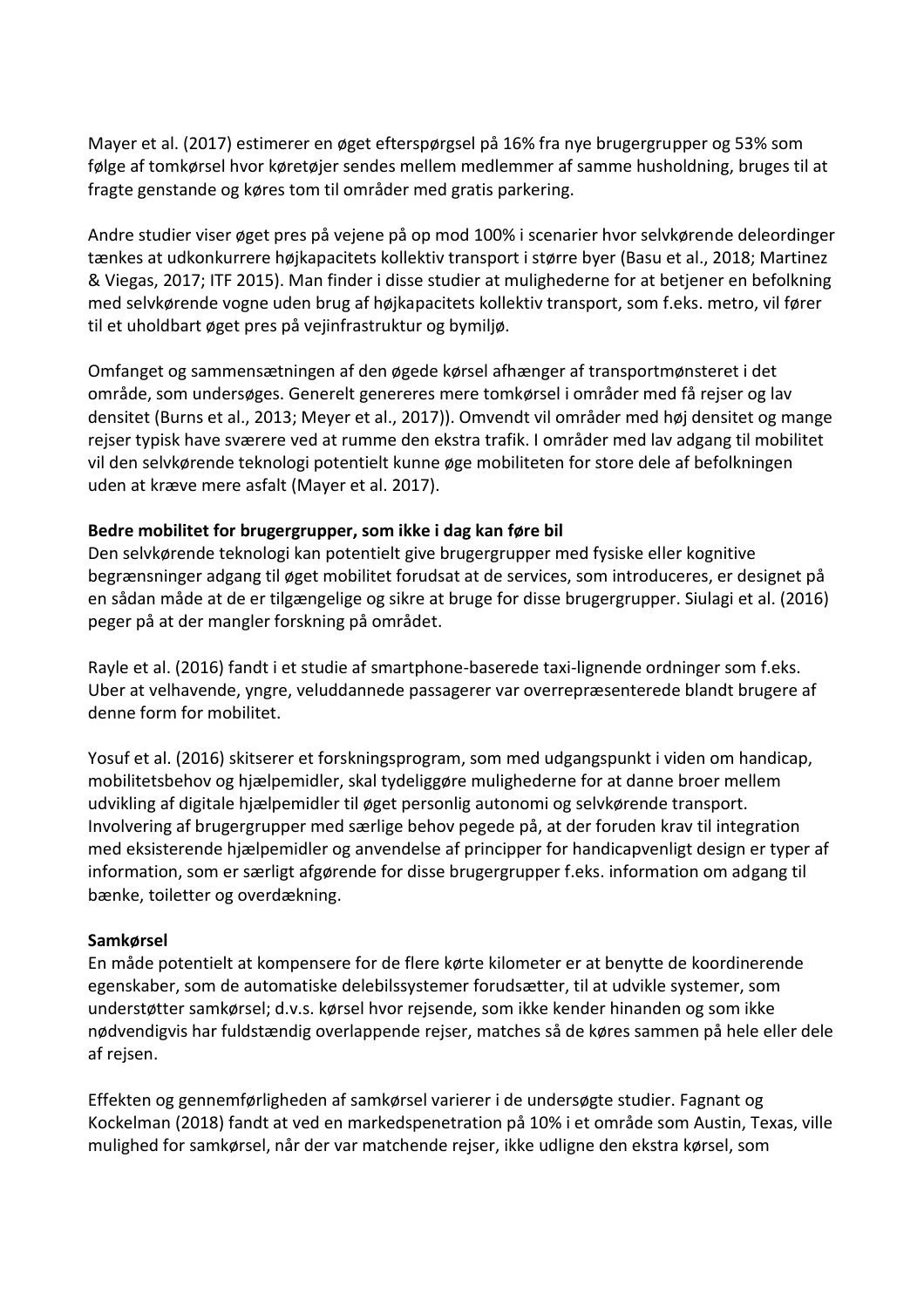Mayer et al. (2017) estimerer en øget efterspørgsel på 16% fra nye brugergrupper og 53% som følge af tomkørsel hvor køretøjer sendes mellem medlemmer af samme husholdning, bruges til at fragte genstande og køres tom til områder med gratis parkering.

Andre studier viser øget pres på vejene på op mod 100% i scenarier hvor selvkørende deleordinger tænkes at udkonkurrere højkapacitets kollektiv transport i større byer (Basu et al., 2018; Martinez & Viegas, 2017; ITF 2015). Man finder i disse studier at mulighederne for at betjener en befolkning med selvkørende vogne uden brug af højkapacitets kollektiv transport, som f.eks. metro, vil fører til et uholdbart øget pres på vejinfrastruktur og bymiljø.

Omfanget og sammensætningen af den øgede kørsel afhænger af transportmønsteret i det område, som undersøges. Generelt genereres mere tomkørsel i områder med få rejser og lav densitet (Burns et al., 2013; Meyer et al., 2017)). Omvendt vil områder med høj densitet og mange rejser typisk have sværere ved at rumme den ekstra trafik. I områder med lav adgang til mobilitet vil den selvkørende teknologi potentielt kunne øge mobiliteten for store dele af befolkningen uden at kræve mere asfalt (Mayer et al. 2017).

**Bedre mobilitet for brugergrupper, som ikke i dag kan føre bil**

Den selvkørende teknologi kan potentielt give brugergrupper med fysiske eller kognitive begrænsninger adgang til øget mobilitet forudsat at de services, som introduceres, er designet på en sådan måde at de er tilgængelige og sikre at bruge for disse brugergrupper. Siulagi et al. (2016) peger på at der mangler forskning på området.

Rayle et al. (2016) fandt i et studie af smartphone-baserede taxi-lignende ordninger som f.eks. Uber at velhavende, yngre, veluddannede passagerer var overrepræsenterede blandt brugere af denne form for mobilitet.

Yosuf et al. (2016) skitserer et forskningsprogram, som med udgangspunkt i viden om handicap, mobilitetsbehov og hjælpemidler, skal tydeliggøre mulighederne for at danne broer mellem udvikling af digitale hjælpemidler til øget personlig autonomi og selvkørende transport. Involvering af brugergrupper med særlige behov pegede på, at der foruden krav til integration med eksisterende hjælpemidler og anvendelse af principper for handicapvenligt design er typer af information, som er særligt afgørende for disse brugergrupper f.eks. information om adgang til bænke, toiletter og overdækning.

**Samkørsel**

En måde potentielt at kompensere for de flere kørte kilometer er at benytte de koordinerende egenskaber, som de automatiske delebilssystemer forudsætter, til at udvikle systemer, som understøtter samkørsel; d.v.s. kørsel hvor rejsende, som ikke kender hinanden og som ikke nødvendigvis har fuldstændig overlappende rejser, matches så de køres sammen på hele eller dele af rejsen.

Effekten og gennemførligheden af samkørsel varierer i de undersøgte studier. Fagnant og Kockelman (2018) fandt at ved en markedspenetration på 10% i et område som Austin, Texas, ville mulighed for samkørsel, når der var matchende rejser, ikke udligne den ekstra kørsel, som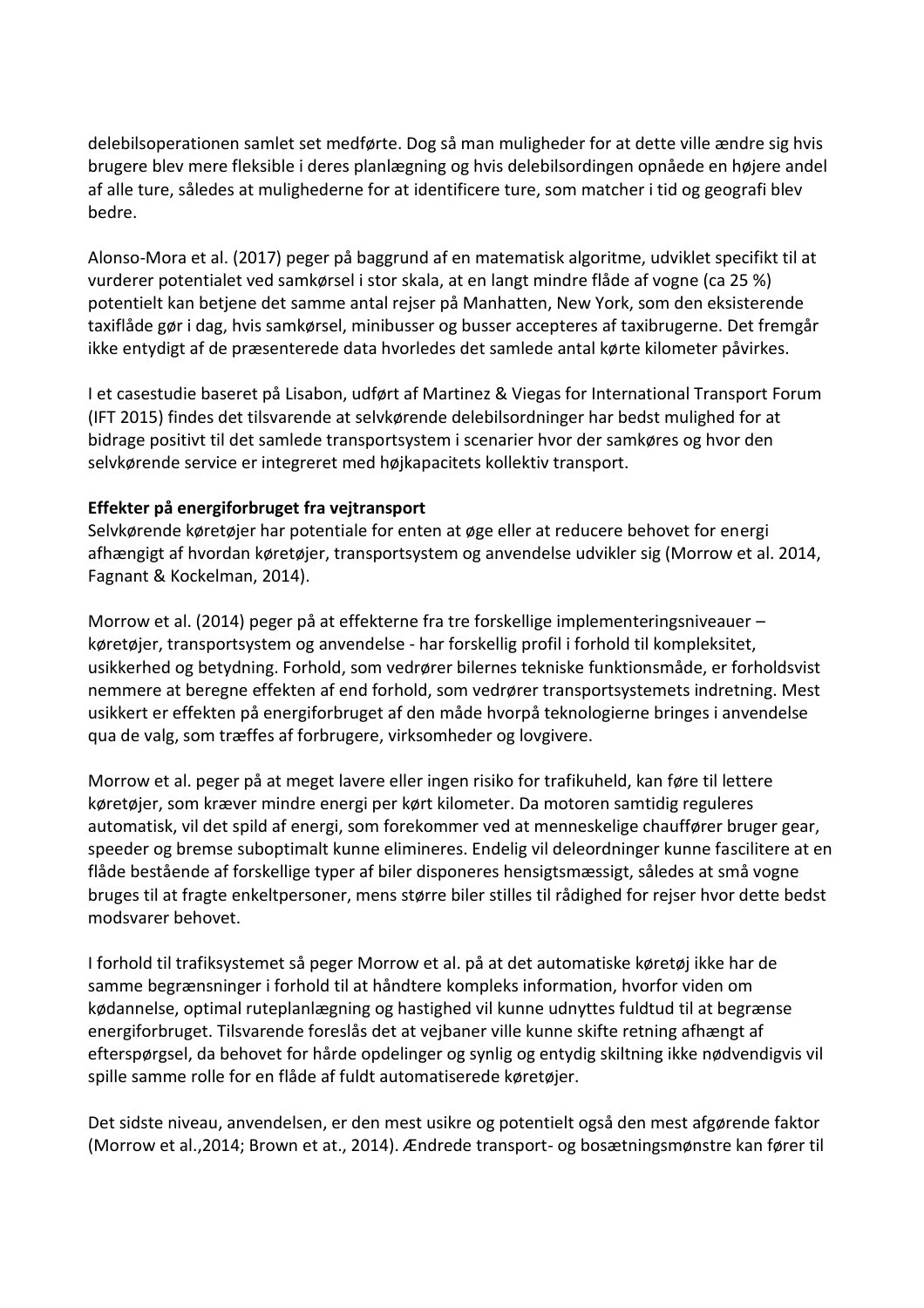delebilsoperationen samlet set medførte. Dog så man muligheder for at dette ville ændre sig hvis brugere blev mere fleksible i deres planlægning og hvis delebilsordingen opnåede en højere andel af alle ture, således at mulighederne for at identificere ture, som matcher i tid og geografi blev bedre.

Alonso-Mora et al. (2017) peger på baggrund af en matematisk algoritme, udviklet specifikt til at vurderer potentialet ved samkørsel i stor skala, at en langt mindre flåde af vogne (ca 25 %) potentielt kan betjene det samme antal rejser på Manhatten, New York, som den eksisterende taxiflåde gør i dag, hvis samkørsel, minibusser og busser accepteres af taxibrugerne. Det fremgår ikke entydigt af de præsenterede data hvorledes det samlede antal kørte kilometer påvirkes.

I et casestudie baseret på Lisabon, udført af Martinez & Viegas for International Transport Forum (IFT 2015) findes det tilsvarende at selvkørende delebilordninger har bedst mulighed for at bidrage positivt til det samlede transportsystem i scenarier hvor der samkøres og hvor den selvkørende service er integreret med højkapacitets kollektiv transport.

**Effekter på energiforbruget fra vejtransport**

Selvkørende køretøjer har potentiale for enten at øge eller at reducere behovet for energi afhængigt af hvordan køretøjer, transportsystem og anvendelse udvikler sig (Morrow et al. 2014, Fagnant & Kockelman, 2014).

Morrow et al. (2014) peger på at effekterne fra tre forskellige implementeringniveauer – køretøjer, transportsystem og anvendelse - har forskellig profil i forhold til kompleksitet, usikkerhed og betydning. Forhold, som vedrører bilernes tekniske funktionsmåde, er forholdsvist nemmere at beregne effekten af end forhold, som vedrører transportsystemets indretning. Mest usikkert er effekten på energiforbruget af den måde hvorpå teknologierne bringes i anvendelse qua de valg, som træffes af forbrugere, virksomheder og lovgivere.

Morrow et al. peger på at meget lavere eller ingen risiko for trafikuheld, kan føre til lettere køretøjer, som kræver mindre energi per kørt kilometer. Da motoren samtidig reguleres automatisk, vil det spild af energi, som forekommer ved at menneskelige chauffører bruger gear, speeder og bremse suboptimalt kunne elimineres. Endelig vil deleordninger kunne fascilitere at en flåde bestående af forskellige typer af biler disponeres hensigtsmæssigt, således at små vogne bruges til at fragte enkeltpersoner, mens større biler stilles til rådighed for rejser hvor dette bedst modsvarer behovet.

I forhold til trafiksystemet så peger Morrow et al. på at det automatiske køretøj ikke har de samme begrænsninger i forhold til at håndtere kompleks information, hvorfor viden om kødannelse, optimal ruteplanlægning og hastighed vil kunne udnyttes fuldtud til at begrænse energiforbruget. Tilsvarende foreslås det at vejbaner ville kunne skifte retning afhængt af efterspørgsel, da behovet for hårde opdelinger og synlig og entydig skiltning ikke nødvendigvis vil spille samme rolle for en flåde af fuldt automatiserede køretøjer.

Det sidste niveau, anvendelsen, er den mest usikre og potentielt også den mest afgørende faktor (Morrow et al.,2014; Brown et at., 2014). Ændrede transport- og bosætningsmønstre kan fører til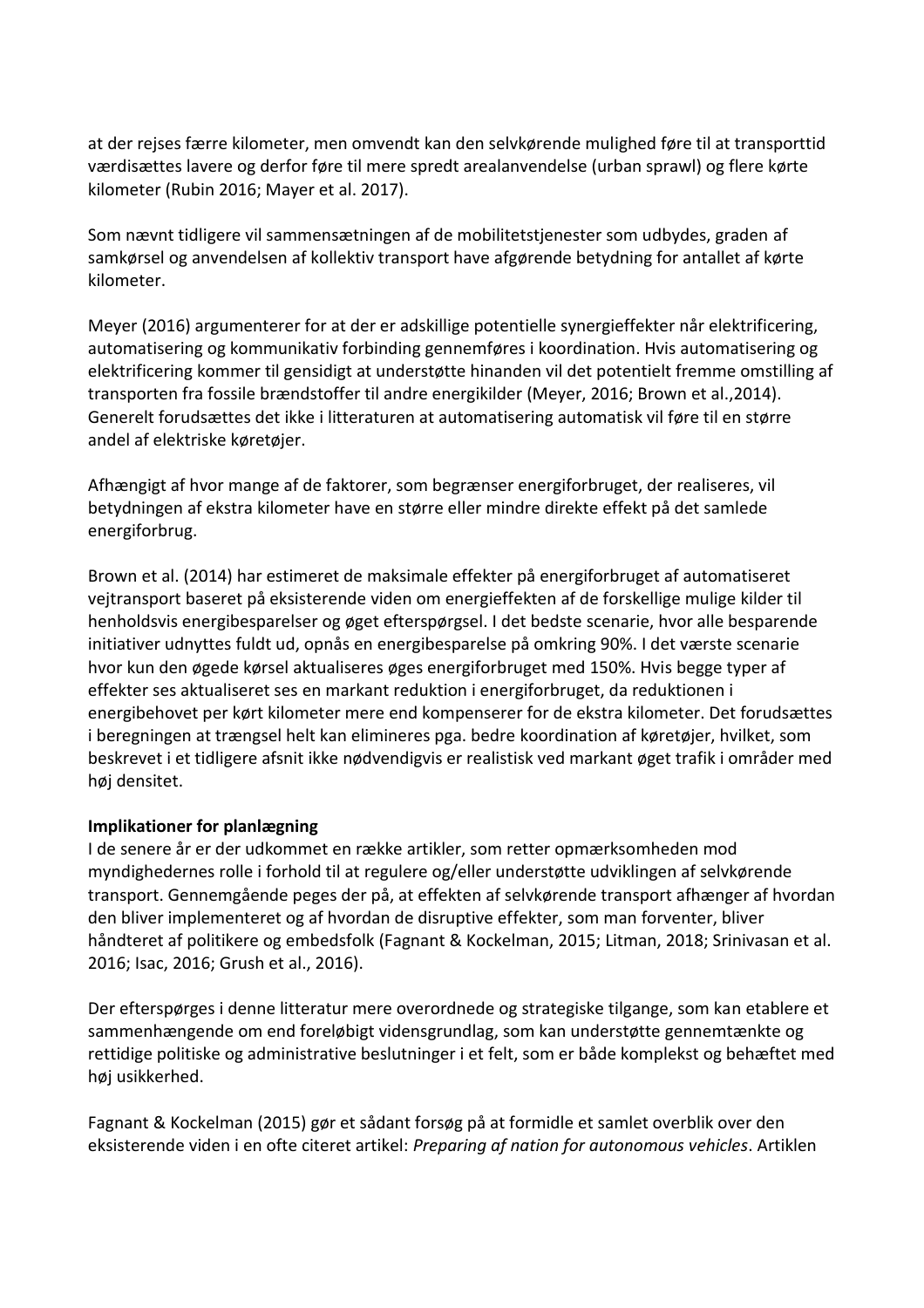at der rejses færre kilometer, men omvendt kan den selvkørende mulighed føre til at transporttid værdisættes lavere og derfor føre til mere spredt arealanvendelse (urban sprawl) og flere kørte kilometer (Rubin 2016; Mayer et al. 2017).

Som nævnt tidligere vil sammensætningen af de mobilitetstjenester som udbydes, graden af samkørsel og anvendelsen af kollektiv transport have afgørende betydning for antallet af kørte kilometer.

Meyer (2016) argumenterer for at der er adskillige potentielle synergieffekter når elektrificering, automatisering og kommunikativ forbinding gennemføres i koordination. Hvis automatisering og elektrificering kommer til gensidigt at understøtte hinanden vil det potentielt fremme omstilling af transporten fra fossile brændstoffer til andre energikilder (Meyer, 2016; Brown et al.,2014). Generelt forudsættes det ikke i litteraturen at automatisering automatisk vil føre til en større andel af elektriske køretøjer.

Afhængigt af hvor mange af de faktorer, som begrænser energiforbruget, der realiseres, vil betydningen af ekstra kilometer have en større eller mindre direkte effekt på det samlede energiforbrug.

Brown et al. (2014) har estimeret de maksimale effekter på energiforbruget af automatiseret vejtransport baseret på eksisterende viden om energieffekten af de forskellige mulige kilder til henholdsvis energibesparelser og øget efterspørgsel. I det bedste scenarie, hvor alle besparende initiativer udnyttes fuldt ud, opnås en energibesparelse på omkring 90%. I det værste scenarie hvor kun den øgede kørsel aktualiseres øges energiforbruget med 150%. Hvis begge typer af effekter ses aktualiseret ses en markant reduktion i energiforbruget, da reduktionen i energibehovet per kørt kilometer mere end kompenserer for de ekstra kilometer. Det forudsættes i beregningen at trængsel helt kan elimineres pga. bedre koordination af køretøjer, hvilket, som beskrevet i et tidligere afsnit ikke nødvendigvis er realistisk ved markant øget trafik i områder med høj densitet.

**Implikationer for planlægning**

I de senere år er der udkommet en række artikler, som retter opmærksomheden mod myndighedernes rolle i forhold til at regulere og/eller understøtte udviklingen af selvkørende transport. Gennemgående peges der på, at effekten af selvkørende transport afhænger af hvordan den bliver implementeret og af hvordan de disruptive effekter, som man forventer, bliver håndteret af politikere og embedsfolk (Fagnant & Kockelman, 2015; Litman, 2018; Srinivasan et al. 2016; Isac, 2016; Grush et al., 2016).

Der efterspørges i denne litteratur mere overordnede og strategiske tilgange, som kan etablere et sammenhængende om end foreløbigt vidensgrundlag, som kan understøtte gennemtænkte og rettidige politiske og administrative beslutninger i et felt, som er både komplekst og behæftet med høj usikkerhed.

Fagnant & Kockelman (2015) gør et sådant forsøg på at formidle et samlet overblik over den eksisterende viden i en ofte citeret artikel: *Preparing af nation for autonomous vehicles*. Artiklen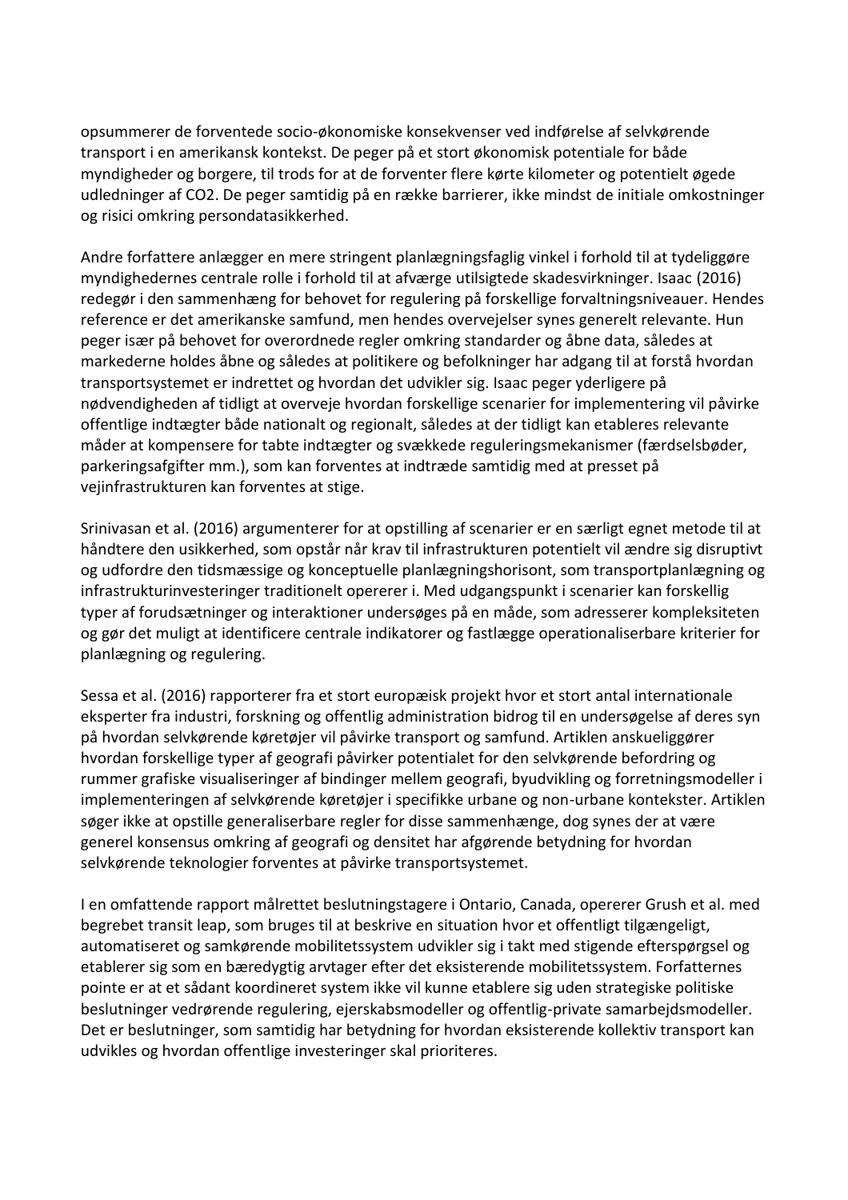opsummerer de forventede socio-økonomiske konsekvenser ved indførelse af selvkørende transport i en amerikansk kontekst. De peger på et stort økonomisk potentiale for både myndigheder og borgere, til trods for at de forventer flere kørte kilometer og potentielt øgede udledninger af $CO_2$. De peger samtidig på en række barrierer, ikke mindst de initiale omkostninger og risici omkring persondatasikkerhed.

Andre forfattere anlægger en mere stringent planlægningsfaglig vinkel i forhold til at tydeliggøre myndighedernes centrale rolle i forhold til at afværge utilsigtede skadesvirkninger. Isaac (2016) redegør i den sammenhæng for behovet for regulering på forskellige forvaltningsniveauer. Hendes reference er det amerikanske samfund, men hendes overvejelser synes generelt relevante. Hun peger især på behovet for overordnede regler omkring standarder og åbne data, således at markederne holdes åbne og således at politikere og befolkninger har adgang til at forstå hvordan transportsystemet er indrettet og hvordan det udvikler sig. Isaac peger yderligere på nødvendigheden af tidligt at overveje hvordan forskellige scenarier for implementering vil påvirke offentlige indtægter både nationalt og regionalt, således at der tidligt kan etableres relevante måder at kompensere for tabte indtægter og svækkede reguleringsmekanismer (færdselsbøder, parkeringsafgifter mm.), som kan forventes at indtræde samtidig med at presset på vejinfrastrukturen kan forventes at stige.

Srinivasan et al. (2016) argumenterer for at opstilling af scenarier er en særligt egnet metode til at håndtere den usikkerhed, som opstår når krav til infrastrukturen potentielt vil ændre sig disruptivt og udfordre den tidsmæssige og konceptuelle planlægningshorisont, som transportplanlægning og infrastrukturinvesteringer traditionelt opererer i. Med udgangspunkt i scenarier kan forskellig typer af forudsætninger og interaktioner undersøges på en måde, som adresserer kompleksiteten og gør det muligt at identificere centrale indikatorer og fastlægge operationaliserbare kriterier for planlægning og regulering.

Sessa et al. (2016) rapporterer fra et stort europæisk projekt hvor et stort antal internationale eksperter fra industri, forskning og offentlig administration bidrog til en undersøgelse af deres syn på hvordan selvkørende køretøjer vil påvirke transport og samfund. Artiklen anskueliggører hvordan forskellige typer af geografi påvirker potentialet for den selvkørende befordring og rummer grafiske visualiseringer af bindinger mellem geografi, byudvikling og forretningsmodeller i implementeringen af selvkørende køretøjer i specifikke urbane og non-urbane kontekster. Artiklen søger ikke at opstille generaliserbare regler for disse sammenhænge, dog synes der at være generel konsensus omkring af geografi og densitet har afgørende betydning for hvordan selvkørende teknologier forventes at påvirke transportsystemet.

I en omfattende rapport målrettet beslutningstagere i Ontario, Canada, opererer Grush et al. med begrebet transit leap, som bruges til at beskrive en situation hvor et offentligt tilgængeligt, automatiseret og samkørende mobilitetssystem udvikler sig i takt med stigende efterspørgsel og etablerer sig som en bæredygtig arvtager efter det eksisterende mobilitetssystem. Forfatternes pointe er at et sådant koordineret system ikke vil kunne etablere sig uden strategiske politiske beslutninger vedrørende regulering, ejerskabsmodeller og offentlig-private samarbejdsmodeller. Det er beslutninger, som samtidig har betydning for hvordan eksisterende kollektiv transport kan udvikles og hvordan offentlige investeringer skal prioriteres.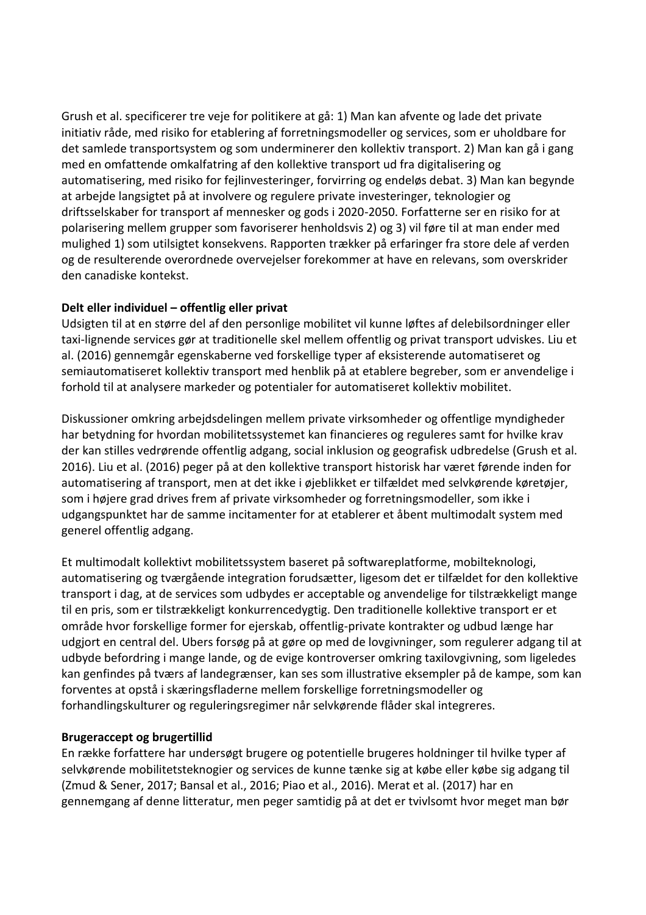Grush et al. specificerer tre veje for politikere at gå: 1) Man kan afvente og lade det private initiativ råde, med risiko for etablering af forretningsmodeller og services, som er uholdbare for det samlede transportsystem og som underminerer den kollektiv transport. 2) Man kan gå i gang med en omfattende omkalfatring af den kollektive transport ud fra digitalisering og automatisering, med risiko for fejlinvesteringer, forvirring og endeløs debat. 3) Man kan begynde at arbejde langsigtet på at involvere og regulere private investeringer, teknologier og driftsselskaber for transport af mennesker og gods i 2020-2050. Forfatterne ser en risiko for at polarisering mellem grupper som favoriserer henholdsvis 2) og 3) vil føre til at man ender med mulighed 1) som utilsigtet konsekvens. Rapporten trækker på erfaringer fra store dele af verden og de resulterende overordnede overvejelser forekommer at have en relevans, som overskrider den canadiske kontekst.

**Delt eller individuel – offentlig eller privat**

Udsigten til at en større del af den personlige mobilitet vil kunne løftes af delebilsordninger eller taxi-lignende services gør at traditionelle skel mellem offentlig og privat transport udviskes. Liu et al. (2016) gennemgår egenskaberne ved forskellige typer af eksisterende automatiseret og semiautomatiseret kollektiv transport med henblik på at etablere begreber, som er anvendelige i forhold til at analysere markeder og potentialer for automatiseret kollektiv mobilitet.

Diskussioner omkring arbejdsdelingen mellem private virksomheder og offentlige myndigheder har betydning for hvordan mobilitetssystemet kan financieres og reguleres samt for hvilke krav der kan stilles vedrørende offentlig adgang, social inklusion og geografisk udbredelse (Grush et al. 2016). Liu et al. (2016) peger på at den kollektive transport historisk har været førende inden for automatisering af transport, men at det ikke i øjeblikket er tilfældet med selvkørende køretøjer, som i højere grad drives frem af private virksomheder og forretningsmodeller, som ikke i udgangspunktet har de samme incitamenter for at etablerer et åbent multimodalt system med generel offentlig adgang.

Et multimodalt kollektivt mobilitetssystem baseret på softwareplatforme, mobilteknologi, automatisering og tværgående integration forudsætter, ligesom det er tilfældet for den kollektive transport i dag, at de services som udbydes er acceptable og anvendelige for tilstrækkeligt mange til en pris, som er tilstrækkeligt konkurrencedygtig. Den traditionelle kollektive transport er et område hvor forskellige former for ejerskab, offentlig-private kontrakter og udbud længe har udgjort en central del. Ubers forsøg på at gøre op med de lovgivninger, som regulerer adgang til at udbyde befordring i mange lande, og de evige kontroverser omkring taxilovgivning, som ligeledes kan genfindes på tværs af landegrænser, kan ses som illustrative eksempler på de kampe, som kan forventes at opstå i skæringsfladerne mellem forskellige forretningsmodeller og forhandlingskulturer og reguleringsregimer når selvkørende flåder skal integreres.

**Brugeraccept og brugertillid**

En række forfattere har undersøgt brugere og potentielle brugeres holdninger til hvilke typer af selvkørende mobilitetsteknogier og services de kunne tænke sig at købe eller købe sig adgang til (Zmud & Sener, 2017; Bansal et al., 2016; Piao et al., 2016). Merat et al. (2017) har en gennemgang af denne litteratur, men peger samtidig på at det er tvivlsomt hvor meget man bør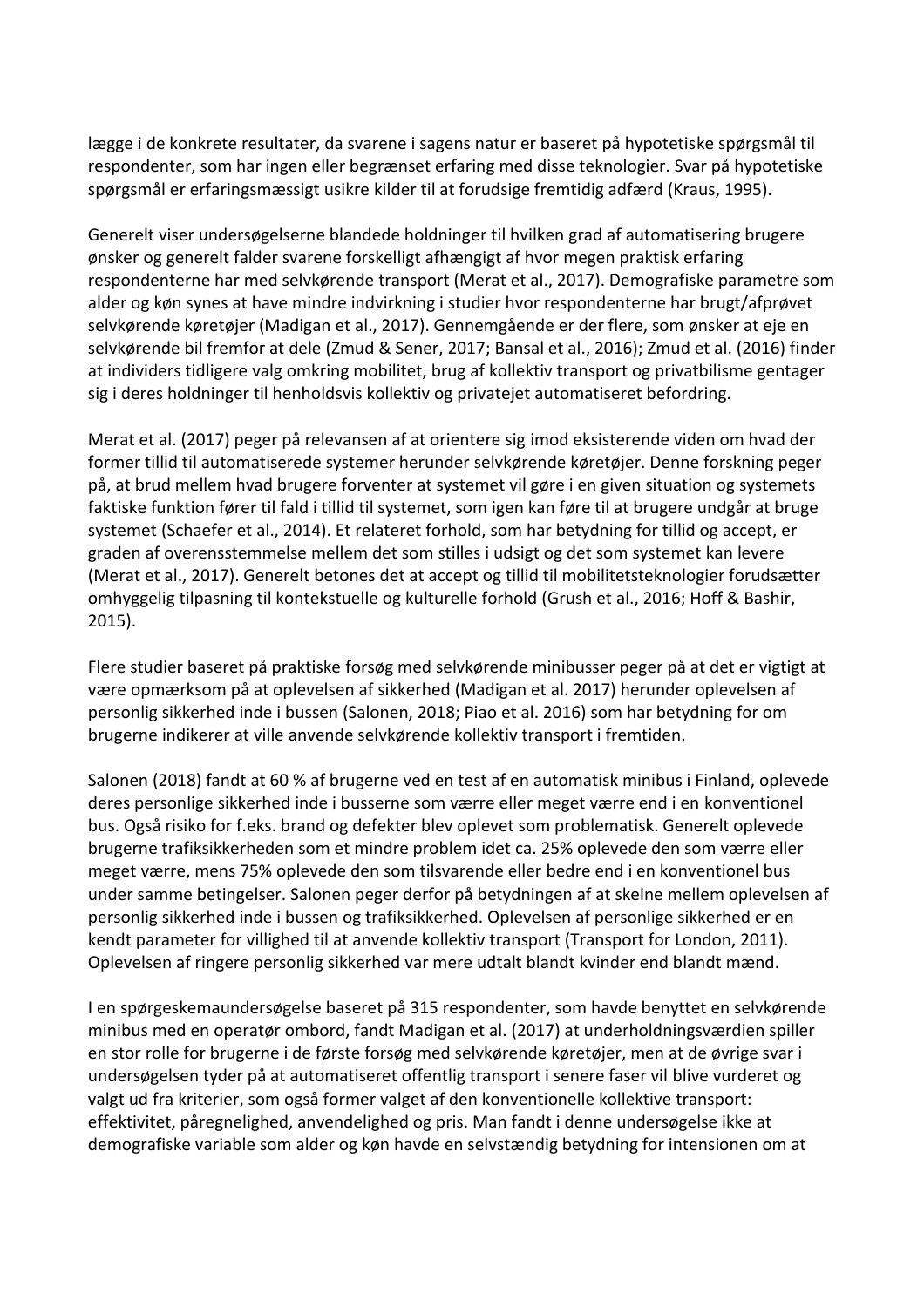lægge i de konkrete resultater, da svarene i sagens natur er baseret på hypotetiske spørgsmål til respondenter, som har ingen eller begrænset erfaring med disse teknologier. Svar på hypotetiske spørgsmål er erfaringsmæssigt usikre kilder til at forudsige fremtidig adfærd (Kraus, 1995).

Generelt viser undersøgelserne blandede holdninger til hvilken grad af automatisering brugere ønsker og generelt falder svarene forskelligt afhængigt af hvor megen praktisk erfaring respondenterne har med selvkørende transport (Merat et al., 2017). Demografiske parametre som alder og køn synes at have mindre indvirkning i studier hvor respondenterne har brugt/afprøvet selvkørende køretøjer (Madigan et al., 2017). Gennemgående er der flere, som ønsker at eje en selvkørende bil fremfor at dele (Zmud & Sener, 2017; Bansal et al., 2016); Zmud et al. (2016) finder at individers tidligere valg omkring mobilitet, brug af kollektiv transport og privatbilisme gentager sig i deres holdninger til henholdsvis kollektiv og privatejet automatiseret befordring.

Merat et al. (2017) peger på relevansen af at orientere sig imod eksisterende viden om hvad der former tillid til automatiserede systemer herunder selvkørende køretøjer. Denne forskning peger på, at brud mellem hvad brugere forventer at systemet vil gøre i en given situation og systemets faktiske funktion fører til fald i tillid til systemet, som igen kan føre til at brugere undgår at bruge systemet (Schaefer et al., 2014). Et relateret forhold, som har betydning for tillid og accept, er graden af overensstemmelse mellem det som stilles i udsigt og det som systemet kan levere (Merat et al., 2017). Generelt betones det at accept og tillid til mobilitetsteknologier forudsætter omhyggelig tilpasning til kontekstuelle og kulturelle forhold (Grush et al., 2016; Hoff & Bashir, 2015).

Flere studier baseret på praktiske forsøg med selvkørende minibusser peger på at det er vigtigt at være opmærksom på at oplevelsen af sikkerhed (Madigan et al. 2017) herunder oplevelsen af personlig sikkerhed inde i bussen (Salonen, 2018; Piao et al. 2016) som har betydning for om brugerne indikerer at ville anvende selvkørende kollektiv transport i fremtiden.

Salonen (2018) fandt at 60 % af brugerne ved en test af en automatisk minibus i Finland, oplevede deres personlige sikkerhed inde i busserne som værre eller meget værre end i en konventionel bus. Også risiko for f.eks. brand og defekter blev oplevet som problematisk. Generelt oplevede brugerne trafiksikkerheden som et mindre problem idet ca. 25% oplevede den som værre eller meget værre, mens 75% oplevede den som tilsvarende eller bedre end i en konventionel bus under samme betingelser. Salonen peger derfor på betydningen af at skelne mellem oplevelsen af personlig sikkerhed inde i bussen og trafiksikkerhed. Oplevelsen af personlige sikkerhed er en kendt parameter for villighed til at anvende kollektiv transport (Transport for London, 2011). Oplevelsen af ringere personlig sikkerhed var mere udtalt blandt kvinder end blandt mænd.

I en spørgeskemaundersøgelse baseret på 315 respondenter, som havde benyttet en selvkørende minibus med en operatør ombord, fandt Madigan et al. (2017) at underholdningsværdien spiller en stor rolle for brugerne i de første forsøg med selvkørende køretøjer, men at de øvrige svar i undersøgelsen tyder på at automatiseret offentlig transport i senere faser vil blive vurderet og valgt ud fra kriterier, som også former valget af den konventionelle kollektive transport: effektivitet, påregnelighed, anvendelighed og pris. Man fandt i denne undersøgelse ikke at demografiske variable som alder og køn havde en selvstændig betydning for intensionen om at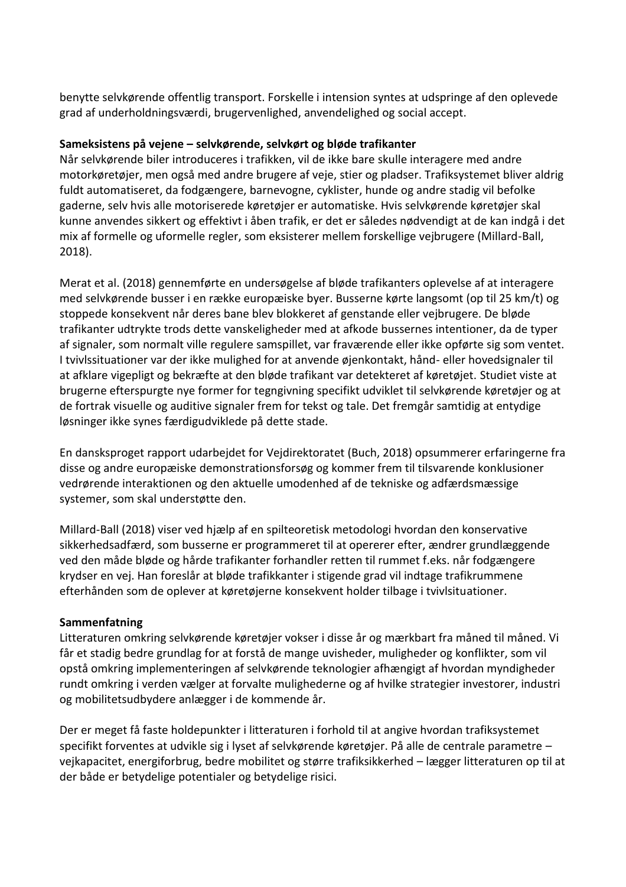benytte selvkørende offentlig transport. Forskelle i intension syntes at udspringe af den oplevede grad af underholdningsværdi, brugervenlighed, anvendelighed og social accept.

**Sameksistens på vejene – selvkørende, selvkørt og bløde trafikanter**

Når selvkørende biler introduceres i trafikken, vil de ikke bare skulle interagere med andre motorkøretøjer, men også med andre brugere af veje, stier og pladser. Trafiksystemet bliver aldrig fuldt automatiseret, da fodgængere, barnevogne, cyklister, hunde og andre stadig vil befolke gaderne, selv hvis alle motoriserede køretøjer er automatiske. Hvis selvkørende køretøjer skal kunne anvendes sikkert og effektivt i åben trafik, er det er således nødvendigt at de kan indgå i det mix af formelle og uformelle regler, som eksisterer mellem forskellige vejbrugere (Millard-Ball, 2018).

Merat et al. (2018) gennemførte en undersøgelse af bløde trafikanters oplevelse af at interagere med selvkørende busser i en række europæiske byer. Busserne kørte langsomt (op til 25 km/t) og stoppede konsekvent når deres bane blev blokkeret af genstande eller vejbrugere. De bløde trafikanter udtrykte trods dette vanskeligheder med at afkode bussernes intentioner, da de typer af signaler, som normalt ville regulere samspillet, var fraværende eller ikke opførte sig som ventet. I tvivlssituationer var der ikke mulighed for at anvende øjenkontakt, hånd- eller hovedsignaler til at afklare vigepligt og bekræfte at den bløde trafikant var detekteret af køretøjet. Studiet viste at brugerne efterspurgte nye former for tegngivning specifikt udviklet til selvkørende køretøjer og at de fortrak visuelle og auditive signaler frem for tekst og tale. Det fremgår samtidig at entydige løsninger ikke synes færdigudviklede på dette stade.

En dansksproget rapport udarbejdet for Vejdirektoratet (Buch, 2018) opsummerer erfaringerne fra disse og andre europæiske demonstrationsforsøg og kommer frem til tilsvarende konklusioner vedrørende interaktionen og den aktuelle umodenhed af de tekniske og adfærdsmæssige systemer, som skal understøtte den.

Millard-Ball (2018) viser ved hjælp af en spilteoretisk metodologi hvordan den konservative sikkerhedsadfærd, som busserne er programmeret til at opererer efter, ændrer grundlæggende ved den måde bløde og hårde trafikanter forhandler retten til rummet f.eks. når fodgængere krydser en vej. Han foreslår at bløde trafikkanter i stigende grad vil indtage trafikrummene efterhånden som de oplever at køretøjerne konsekvent holder tilbage i tvivlsituationer.

**Sammenfatning**

Litteraturen omkring selvkørende køretøjer vokser i disse år og mærkbart fra måned til måned. Vi får et stadig bedre grundlag for at forstå de mange uvisheder, muligheder og konflikter, som vil opstå omkring implementeringen af selvkørende teknologier afhængigt af hvordan myndigheder rundt omkring i verden vælger at forvalte mulighederne og af hvilke strategier investorer, industri og mobilitetsudbydere anlægger i de kommende år.

Der er meget få faste holdepunkter i litteraturen i forhold til at angive hvordan trafiksystemet specifikt forventes at udvikle sig i lyset af selvkørende køretøjer. På alle de centrale parametre – vejkapacitet, energiforbrug, bedre mobilitet og større trafiksikkerhed – lægger litteraturen op til at der både er betydelige potentialer og betydelige risici.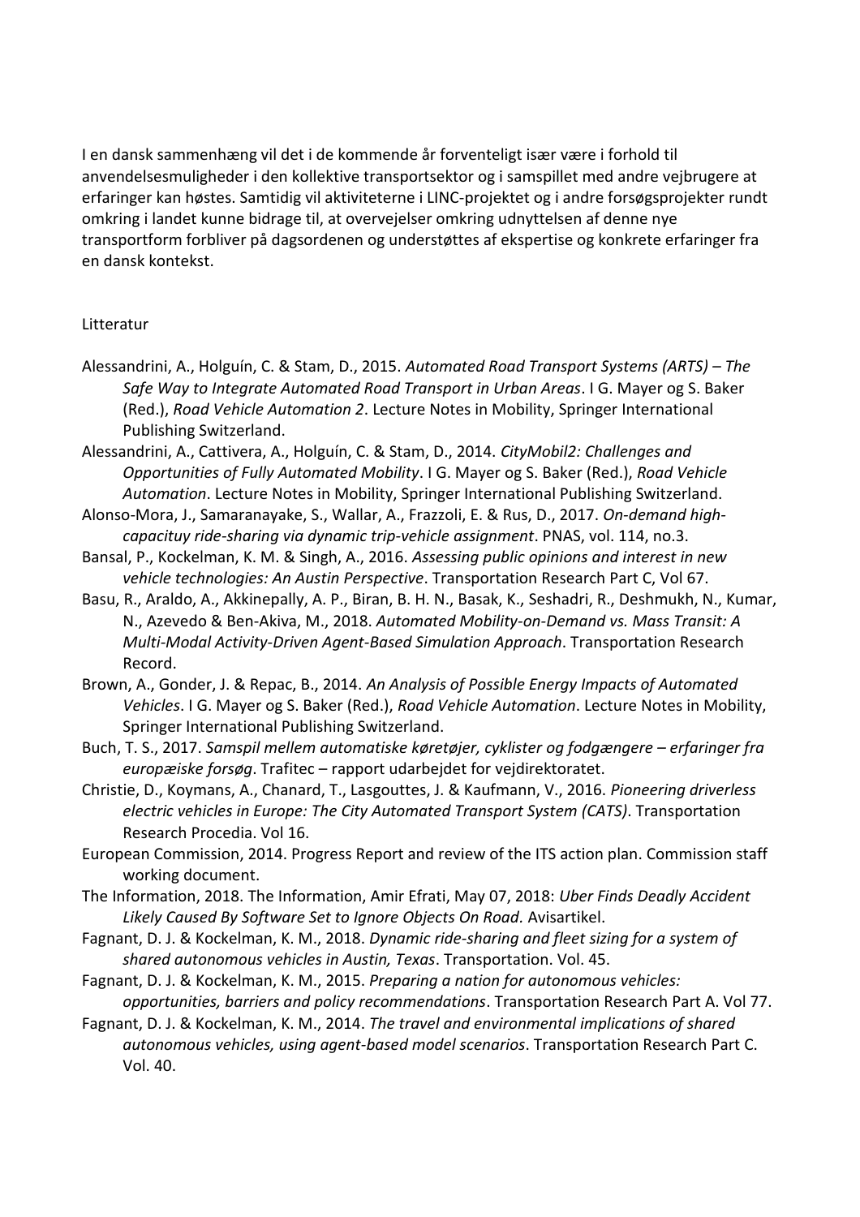I en dansk sammenhæng vil det i de kommende år forventeligt især være i forhold til anvendelsesmuligheder i den kollektive transportsektor og i samspillet med andre vejbrugere at erfaringer kan høstes. Samtidig vil aktiviteterne i LINC-projektet og i andre forsøgsprojekter rundt omkring i landet kunne bidrage til, at overvejelser omkring udnyttelsen af denne nye transportform forbliver på dagsordenen og understøttes af ekspertise og konkrete erfaringer fra en dansk kontekst.

Litteratur

Alessandrini, A., Holguín, C. & Stam, D., 2015. *Automated Road Transport Systems (ARTS) – The Safe Way to Integrate Automated Road Transport in Urban Areas*. I G. Mayer og S. Baker (Red.), *Road Vehicle Automation 2*. Lecture Notes in Mobility, Springer International Publishing Switzerland.

Alessandrini, A., Cattivera, A., Holguín, C. & Stam, D., 2014. *CityMobil2: Challenges and Opportunities of Fully Automated Mobility*. I G. Mayer og S. Baker (Red.), *Road Vehicle Automation*. Lecture Notes in Mobility, Springer International Publishing Switzerland.

Alonso-Mora, J., Samaranayake, S., Wallar, A., Frazzoli, E. & Rus, D., 2017. *On-demand high-capacituy ride-sharing via dynamic trip-vehicle assignment*. PNAS, vol. 114, no.3.

Bansal, P., Kockelman, K. M. & Singh, A., 2016. *Assessing public opinions and interest in new vehicle technologies: An Austin Perspective*. Transportation Research Part C, Vol 67.

Basu, R., Araldo, A., Akkinepally, A. P., Biran, B. H. N., Basak, K., Seshadri, R., Deshmukh, N., Kumar, N., Azevedo & Ben-Akiva, M., 2018. *Automated Mobility-on-Demand vs. Mass Transit: A Multi-Modal Activity-Driven Agent-Based Simulation Approach*. Transportation Research Record.

Brown, A., Gonder, J. & Repac, B., 2014. *An Analysis of Possible Energy Impacts of Automated Vehicles*. I G. Mayer og S. Baker (Red.), *Road Vehicle Automation*. Lecture Notes in Mobility, Springer International Publishing Switzerland.

Buch, T. S., 2017. *Samspil mellem automatiske køretøjer, cyklister og fodgængere – erfaringer fra europæiske forsøg*. Trafitec – rapport udarbejdet for vejdirektoratet.

Christie, D., Koymans, A., Chanard, T., Lasgouttes, J. & Kaufmann, V., 2016. *Pioneering driverless electric vehicles in Europe: The City Automated Transport System (CATS)*. Transportation Research Procedia. Vol 16.

European Commission, 2014. Progress Report and review of the ITS action plan. Commission staff working document.

The Information, 2018. The Information, Amir Efrati, May 07, 2018: *Uber Finds Deadly Accident Likely Caused By Software Set to Ignore Objects On Road.* Avisartikel.

Fagnant, D. J. & Kockelman, K. M., 2018. *Dynamic ride-sharing and fleet sizing for a system of shared autonomous vehicles in Austin, Texas*. Transportation. Vol. 45.

Fagnant, D. J. & Kockelman, K. M., 2015. *Preparing a nation for autonomous vehicles: opportunities, barriers and policy recommendations*. Transportation Research Part A. Vol 77.

Fagnant, D. J. & Kockelman, K. M., 2014. *The travel and environmental implications of shared autonomous vehicles, using agent-based model scenarios*. Transportation Research Part C. Vol. 40.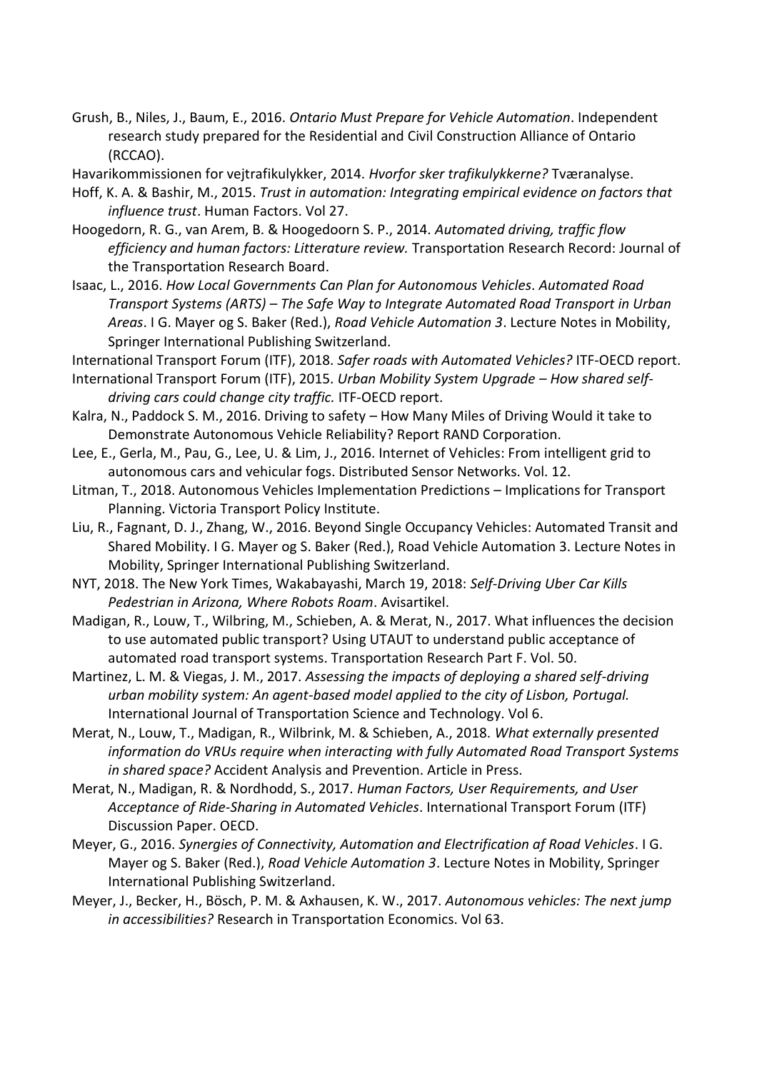Grush, B., Niles, J., Baum, E., 2016. *Ontario Must Prepare for Vehicle Automation*. Independent research study prepared for the Residential and Civil Construction Alliance of Ontario (RCCAO).

Havarikommissionen for vejtrafikulykker, 2014. *Hvorfor sker trafikulykkerne?* Tværanalyse.

Hoff, K. A. & Bashir, M., 2015. *Trust in automation: Integrating empirical evidence on factors that influence trust*. Human Factors. Vol 27.

Hoogedorn, R. G., van Arem, B. & Hoogedoorn S. P., 2014. *Automated driving, traffic flow efficiency and human factors: Litterature review.* Transportation Research Record: Journal of the Transportation Research Board.

Isaac, L., 2016. *How Local Governments Can Plan for Autonomous Vehicles*. *Automated Road Transport Systems (ARTS) – The Safe Way to Integrate Automated Road Transport in Urban Areas*. I G. Mayer og S. Baker (Red.), *Road Vehicle Automation 3*. Lecture Notes in Mobility, Springer International Publishing Switzerland.

International Transport Forum (ITF), 2018. *Safer roads with Automated Vehicles?* ITF-OECD report.

International Transport Forum (ITF), 2015. *Urban Mobility System Upgrade – How shared self-driving cars could change city traffic.* ITF-OECD report.

Kalra, N., Paddock S. M., 2016. Driving to safety – How Many Miles of Driving Would it take to Demonstrate Autonomous Vehicle Reliability? Report RAND Corporation.

Lee, E., Gerla, M., Pau, G., Lee, U. & Lim, J., 2016. Internet of Vehicles: From intelligent grid to autonomous cars and vehicular fogs. Distributed Sensor Networks. Vol. 12.

Litman, T., 2018. Autonomous Vehicles Implementation Predictions – Implications for Transport Planning. Victoria Transport Policy Institute.

Liu, R., Fagnant, D. J., Zhang, W., 2016. Beyond Single Occupancy Vehicles: Automated Transit and Shared Mobility. I G. Mayer og S. Baker (Red.), Road Vehicle Automation 3. Lecture Notes in Mobility, Springer International Publishing Switzerland.

NYT, 2018. The New York Times, Wakabayashi, March 19, 2018: *Self-Driving Uber Car Kills Pedestrian in Arizona, Where Robots Roam*. Avisartikel.

Madigan, R., Louw, T., Wilbring, M., Schieben, A. & Merat, N., 2017. What influences the decision to use automated public transport? Using UTAUT to understand public acceptance of automated road transport systems. Transportation Research Part F. Vol. 50.

Martinez, L. M. & Viegas, J. M., 2017. *Assessing the impacts of deploying a shared self-driving urban mobility system: An agent-based model applied to the city of Lisbon, Portugal.* International Journal of Transportation Science and Technology. Vol 6.

Merat, N., Louw, T., Madigan, R., Wilbrink, M. & Schieben, A., 2018. *What externally presented information do VRUs require when interacting with fully Automated Road Transport Systems in shared space?* Accident Analysis and Prevention. Article in Press.

Merat, N., Madigan, R. & Nordhodd, S., 2017. *Human Factors, User Requirements, and User Acceptance of Ride-Sharing in Automated Vehicles*. International Transport Forum (ITF) Discussion Paper. OECD.

Meyer, G., 2016. *Synergies of Connectivity, Automation and Electrification af Road Vehicles*. I G. Mayer og S. Baker (Red.), *Road Vehicle Automation 3*. Lecture Notes in Mobility, Springer International Publishing Switzerland.

Meyer, J., Becker, H., Bösch, P. M. & Axhausen, K. W., 2017. *Autonomous vehicles: The next jump in accessibilities?* Research in Transportation Economics. Vol 63.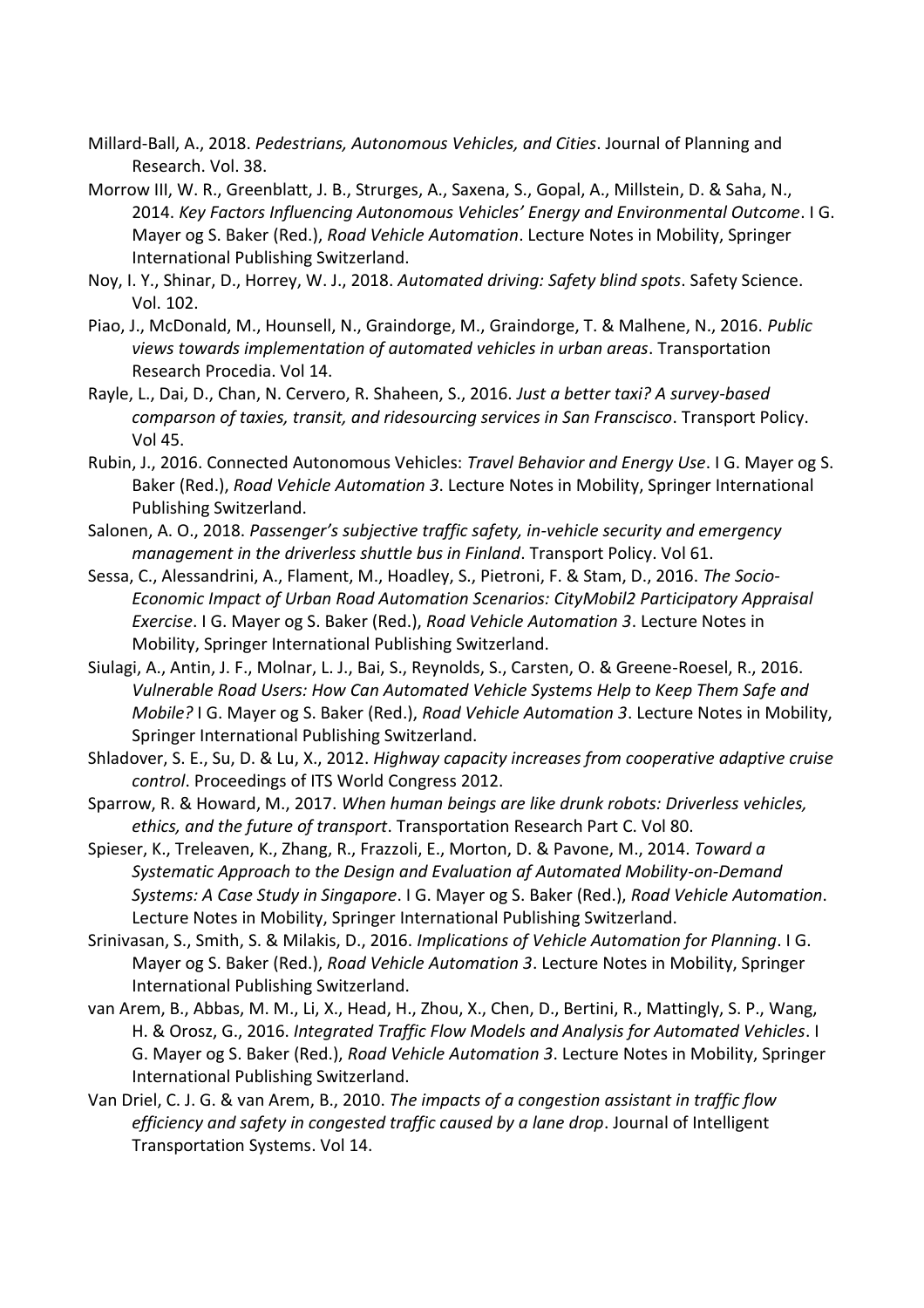Millard-Ball, A., 2018. *Pedestrians, Autonomous Vehicles, and Cities*. Journal of Planning and Research. Vol. 38.

Morrow III, W. R., Greenblatt, J. B., Strurges, A., Saxena, S., Gopal, A., Millstein, D. & Saha, N., 2014. *Key Factors Influencing Autonomous Vehicles' Energy and Environmental Outcome*. I G. Mayer og S. Baker (Red.), *Road Vehicle Automation*. Lecture Notes in Mobility, Springer International Publishing Switzerland.

Noy, I. Y., Shinar, D., Horrey, W. J., 2018. *Automated driving: Safety blind spots*. Safety Science. Vol. 102.

Piao, J., McDonald, M., Hounsell, N., Graindorge, M., Graindorge, T. & Malhene, N., 2016. *Public views towards implementation of automated vehicles in urban areas*. Transportation Research Procedia. Vol 14.

Rayle, L., Dai, D., Chan, N. Cervero, R. Shaheen, S., 2016. *Just a better taxi? A survey-based comparson of taxies, transit, and ridesourcing services in San Franscisco*. Transport Policy. Vol 45.

Rubin, J., 2016. Connected Autonomous Vehicles: *Travel Behavior and Energy Use*. I G. Mayer og S. Baker (Red.), *Road Vehicle Automation 3*. Lecture Notes in Mobility, Springer International Publishing Switzerland.

Salonen, A. O., 2018. *Passenger's subjective traffic safety, in-vehicle security and emergency management in the driverless shuttle bus in Finland*. Transport Policy. Vol 61.

Sessa, C., Alessandrini, A., Flament, M., Hoadley, S., Pietroni, F. & Stam, D., 2016. *The Socio-Economic Impact of Urban Road Automation Scenarios: CityMobil2 Participatory Appraisal Exercise*. I G. Mayer og S. Baker (Red.), *Road Vehicle Automation 3*. Lecture Notes in Mobility, Springer International Publishing Switzerland.

Siulagi, A., Antin, J. F., Molnar, L. J., Bai, S., Reynolds, S., Carsten, O. & Greene-Roesel, R., 2016. *Vulnerable Road Users: How Can Automated Vehicle Systems Help to Keep Them Safe and Mobile?* I G. Mayer og S. Baker (Red.), *Road Vehicle Automation 3*. Lecture Notes in Mobility, Springer International Publishing Switzerland.

Shladover, S. E., Su, D. & Lu, X., 2012. *Highway capacity increases from cooperative adaptive cruise control*. Proceedings of ITS World Congress 2012.

Sparrow, R. & Howard, M., 2017. *When human beings are like drunk robots: Driverless vehicles, ethics, and the future of transport*. Transportation Research Part C. Vol 80.

Spieser, K., Treleaven, K., Zhang, R., Frazzoli, E., Morton, D. & Pavone, M., 2014. *Toward a Systematic Approach to the Design and Evaluation af Automated Mobility-on-Demand Systems: A Case Study in Singapore*. I G. Mayer og S. Baker (Red.), *Road Vehicle Automation*. Lecture Notes in Mobility, Springer International Publishing Switzerland.

Srinivasan, S., Smith, S. & Milakis, D., 2016. *Implications of Vehicle Automation for Planning*. I G. Mayer og S. Baker (Red.), *Road Vehicle Automation 3*. Lecture Notes in Mobility, Springer International Publishing Switzerland.

van Arem, B., Abbas, M. M., Li, X., Head, H., Zhou, X., Chen, D., Bertini, R., Mattingly, S. P., Wang, H. & Orosz, G., 2016. *Integrated Traffic Flow Models and Analysis for Automated Vehicles*. I G. Mayer og S. Baker (Red.), *Road Vehicle Automation 3*. Lecture Notes in Mobility, Springer International Publishing Switzerland.

Van Driel, C. J. G. & van Arem, B., 2010. *The impacts of a congestion assistant in traffic flow efficiency and safety in congested traffic caused by a lane drop*. Journal of Intelligent Transportation Systems. Vol 14.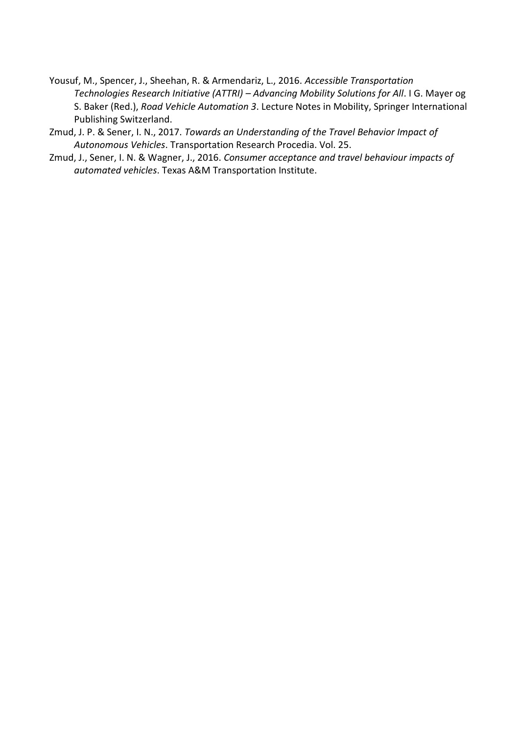Yousuf, M., Spencer, J., Sheehan, R. & Armendariz, L., 2016. *Accessible Transportation Technologies Research Initiative (ATTRI) – Advancing Mobility Solutions for All*. I G. Mayer og S. Baker (Red.), *Road Vehicle Automation 3*. Lecture Notes in Mobility, Springer International Publishing Switzerland.

Zmud, J. P. & Sener, I. N., 2017. *Towards an Understanding of the Travel Behavior Impact of Autonomous Vehicles*. Transportation Research Procedia. Vol. 25.

Zmud, J., Sener, I. N. & Wagner, J., 2016. *Consumer acceptance and travel behaviour impacts of automated vehicles*. Texas A&M Transportation Institute.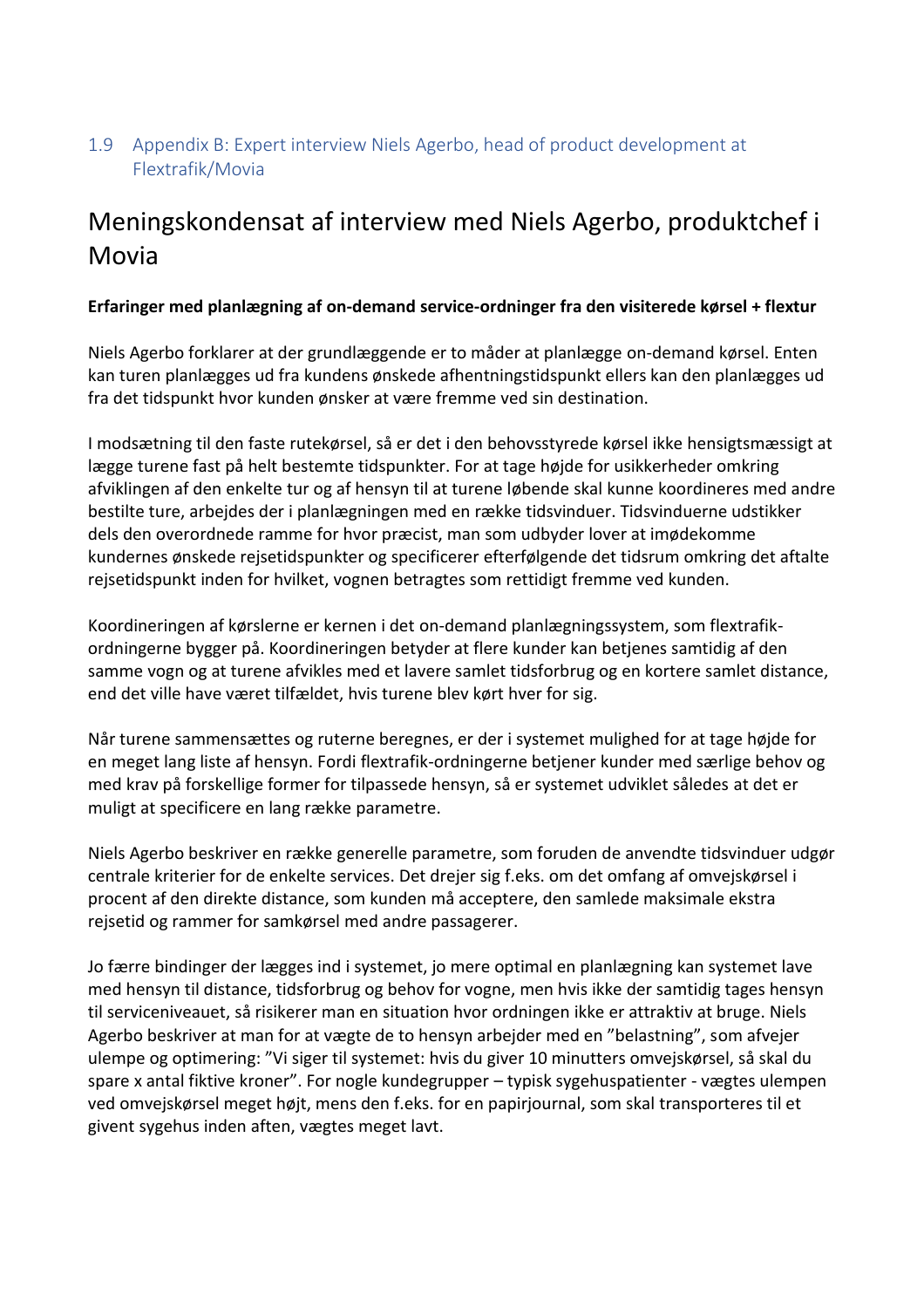## 1.9 Appendix B: Expert interview Niels Agerbo, head of product development at Flextrafik/Movia

# Meningskondensat af interview med Niels Agerbo, produktchef i Movia

**Erfaringer med planlægning af on-demand service-ordninger fra den visiterede kørsel + flextur**

Niels Agerbo forklarer at der grundlæggende er to måder at planlægge on-demand kørsel. Enten kan turen planlægges ud fra kundens ønskede afhentningstidspunkt ellers kan den planlægges ud fra det tidspunkt hvor kunden ønsker at være fremme ved sin destination.

I modsætning til den faste rutekørsel, så er det i den behovsstyrede kørsel ikke hensigtsmæssigt at lægge turene fast på helt bestemte tidspunkter. For at tage højde for usikkerheder omkring afviklingen af den enkelte tur og af hensyn til at turene løbende skal kunne koordineres med andre bestilte ture, arbejdes der i planlægningen med en række tidsvinduer. Tidsvinduerne udstikker dels den overordnede ramme for hvor præcist, man som udbyder lover at imødekomme kundernes ønskede rejsetidspunkter og specificerer efterfølgende det tidsrum omkring det aftalte rejsetidspunkt inden for hvilket, vognen betragtes som rettidigt fremme ved kunden.

Koordineringen af kørslerne er kernen i det on-demand planlægningssystem, som flextrafik-ordningerne bygger på. Koordineringen betyder at flere kunder kan betjenes samtidig af den samme vogn og at turene afvikles med et lavere samlet tidsforbrug og en kortere samlet distance, end det ville have været tilfældet, hvis turene blev kørt hver for sig.

Når turene sammensættes og ruterne beregnes, er der i systemet mulighed for at tage højde for en meget lang liste af hensyn. Fordi flextrafik-ordningerne betjener kunder med særlige behov og med krav på forskellige former for tilpassede hensyn, så er systemet udviklet således at det er muligt at specificere en lang række parametre.

Niels Agerbo beskriver en række generelle parametre, som foruden de anvendte tidsvinduer udgør centrale kriterier for de enkelte services. Det drejer sig f.eks. om det omfang af omvejskørsel i procent af den direkte distance, som kunden må acceptere, den samlede maksimale ekstra rejsetid og rammer for samkørsel med andre passagerer.

Jo færre bindinger der lægges ind i systemet, jo mere optimal en planlægning kan systemet lave med hensyn til distance, tidsforbrug og behov for vogne, men hvis ikke der samtidig tages hensyn til serviceniveauet, så risikerer man en situation hvor ordningen ikke er attraktiv at bruge. Niels Agerbo beskriver at man for at vægte de to hensyn arbejder med en "belastning", som afvejer ulempe og optimering: "Vi siger til systemet: hvis du giver 10 minutters omvejskørsel, så skal du spare x antal fiktive kroner". For nogle kundegrupper – typisk sygehuspatienter - vægtes ulempen ved omvejskørsel meget højt, mens den f.eks. for en papirjournal, som skal transporteres til et givent sygehus inden aften, vægtes meget lavt.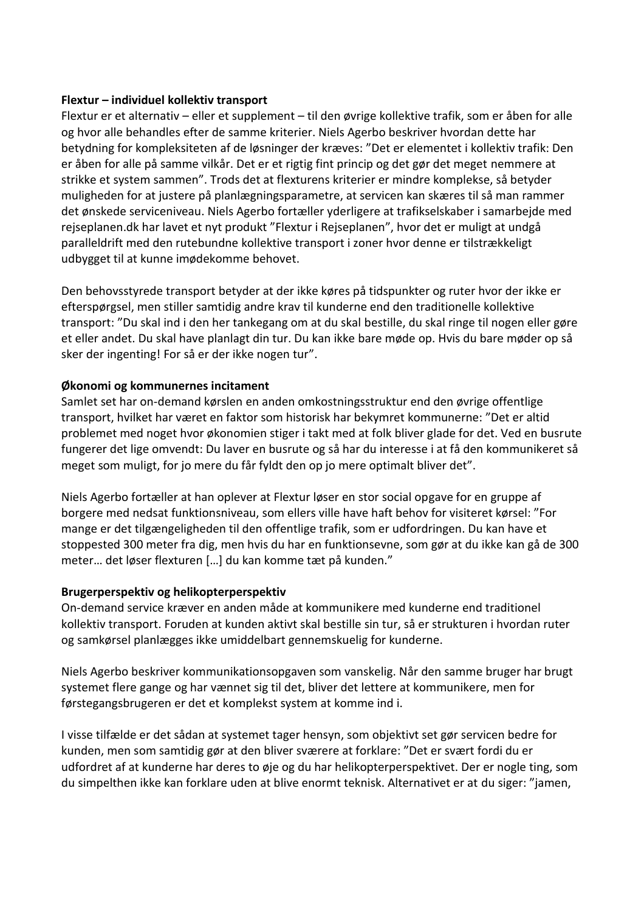**Flextur – individuel kollektiv transport**

Flextur er et alternativ – eller et supplement – til den øvrige kollektive trafik, som er åben for alle og hvor alle behandles efter de samme kriterier. Niels Agerbo beskriver hvordan dette har betydning for kompleksiteten af de løsninger der kræves: ”Det er elementet i kollektiv trafik: Den er åben for alle på samme vilkår. Det er et rigtig fint princip og det gør det meget nemmere at strikke et system sammen”. Trods det at flexturens kriterier er mindre komplekse, så betyder muligheden for at justere på planlægningsparametre, at servicen kan skæres til så man rammer det ønskede serviceniveau. Niels Agerbo fortæller yderligere at trafikselskaber i samarbejde med rejseplanen.dk har lavet et nyt produkt ”Flextur i Rejseplanen”, hvor det er muligt at undgå paralleldrift med den rutebundne kollektive transport i zoner hvor denne er tilstrækkeligt udbygget til at kunne imødekomme behovet.

Den behovsstyrede transport betyder at der ikke køres på tidspunkter og ruter hvor der ikke er efterspørgsel, men stiller samtidig andre krav til kunderne end den traditionelle kollektive transport: ”Du skal ind i den her tankegang om at du skal bestille, du skal ringe til nogen eller gøre et eller andet. Du skal have planlagt din tur. Du kan ikke bare møde op. Hvis du bare møder op så sker der ingenting! For så er der ikke nogen tur”.

**Økonomi og kommunernes incitament**

Samlet set har on-demand kørslen en anden omkostningsstruktur end den øvrige offentlige transport, hvilket har været en faktor som historisk har bekymret kommunerne: ”Det er altid problemet med noget hvor økonomien stiger i takt med at folk bliver glade for det. Ved en busrute fungerer det lige omvendt: Du laver en busrute og så har du interesse i at få den kommunikeret så meget som muligt, for jo mere du får fyldt den op jo mere optimalt bliver det”.

Niels Agerbo fortæller at han oplever at Flextur løser en stor social opgave for en gruppe af borgere med nedsat funktionsniveau, som ellers ville have haft behov for visiteret kørsel: ”For mange er det tilgængeligheden til den offentlige trafik, som er udfordringen. Du kan have et stoppested 300 meter fra dig, men hvis du har en funktionsevne, som gør at du ikke kan gå de 300 meter… det løser flexturen […] du kan komme tæt på kunden.”

**Brugerperspektiv og helikopterperspektiv**

On-demand service kræver en anden måde at kommunikere med kunderne end traditionel kollektiv transport. Foruden at kunden aktivt skal bestille sin tur, så er strukturen i hvordan ruter og samkørsel planlægges ikke umiddelbart gennemskuelig for kunderne.

Niels Agerbo beskriver kommunikationsopgaven som vanskelig. Når den samme bruger har brugt systemet flere gange og har vænnet sig til det, bliver det lettere at kommunikere, men for førstegangsbrugeren er det et komplekst system at komme ind i.

I visse tilfælde er det sådan at systemet tager hensyn, som objektivt set gør servicen bedre for kunden, men som samtidig gør at den bliver sværere at forklare: ”Det er svært fordi du er udfordret af at kunderne har deres to øje og du har helikopterperspektivet. Der er nogle ting, som du simpelthen ikke kan forklare uden at blive enormt teknisk. Alternativet er at du siger: ”jamen,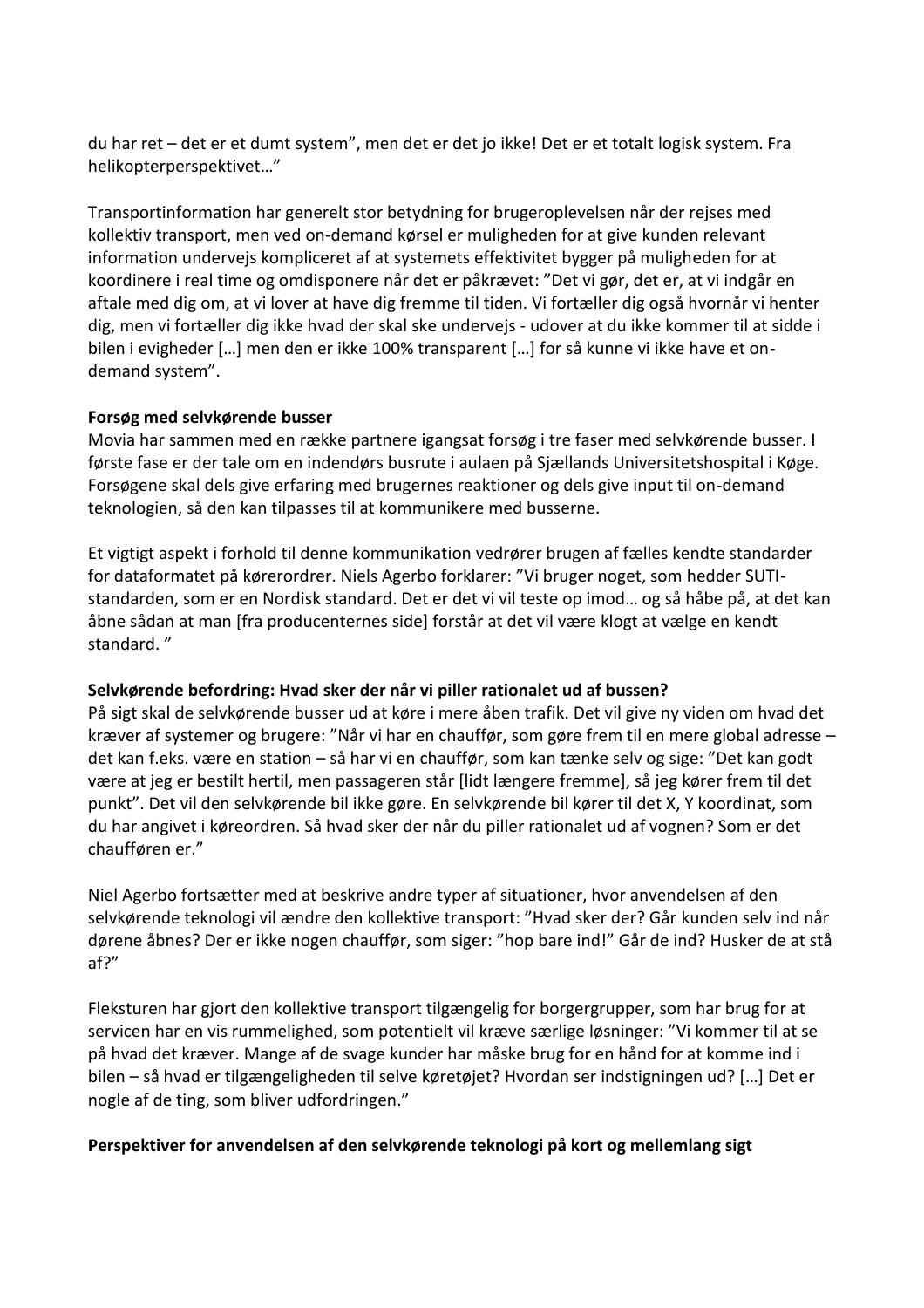du har ret – det er et dumt system", men det er det jo ikke! Det er et totalt logisk system. Fra helikopterperspektivet…"

Transportinformation har generelt stor betydning for brugeroplevelsen når der rejses med kollektiv transport, men ved on-demand kørsel er muligheden for at give kunden relevant information undervejs kompliceret af at systemets effektivitet bygger på muligheden for at koordinere i real time og omdisponere når det er påkrævet: "Det vi gør, det er, at vi indgår en aftale med dig om, at vi lover at have dig fremme til tiden. Vi fortæller dig også hvornår vi henter dig, men vi fortæller dig ikke hvad der skal ske undervejs - udover at du ikke kommer til at sidde i bilen i evigheder […] men den er ikke 100% transparent […] for så kunne vi ikke have et on-demand system".

**Forsøg med selvkørende busser**

Movia har sammen med en række partnere igangsat forsøg i tre faser med selvkørende busser. I første fase er der tale om en indendørs busrute i aulaen på Sjællands Universitetshospital i Køge. Forsøgene skal dels give erfaring med brugernes reaktioner og dels give input til on-demand teknologien, så den kan tilpasses til at kommunikere med busserne.

Et vigtigt aspekt i forhold til denne kommunikation vedrører brugen af fælles kendte standarder for dataformatet på kørerordrer. Niels Agerbo forklarer: "Vi bruger noget, som hedder SUTI-standarden, som er en Nordisk standard. Det er det vi vil teste op imod… og så håbe på, at det kan åbne sådan at man [fra producenternes side] forstår at det vil være klogt at vælge en kendt standard. "

**Selvkørende befordring: Hvad sker der når vi piller rationalet ud af bussen?**

På sigt skal de selvkørende busser ud at køre i mere åben trafik. Det vil give ny viden om hvad det kræver af systemer og brugere: "Når vi har en chauffør, som gøre frem til en mere global adresse – det kan f.eks. være en station – så har vi en chauffør, som kan tænke selv og sige: "Det kan godt være at jeg er bestilt hertil, men passageren står [lidt længere fremme], så jeg kører frem til det punkt". Det vil den selvkørende bil ikke gøre. En selvkørende bil kører til det X, Y koordinat, som du har angivet i køreordren. Så hvad sker der når du piller rationalet ud af vognen? Som er det chaufføren er."

Niel Agerbo fortsætter med at beskrive andre typer af situationer, hvor anvendelsen af den selvkørende teknologi vil ændre den kollektive transport: "Hvad sker der? Går kunden selv ind når dørene åbnes? Der er ikke nogen chauffør, som siger: "hop bare ind!" Går de ind? Husker de at stå af?"

Fleksturen har gjort den kollektive transport tilgængelig for borgergrupper, som har brug for at servicen har en vis rummelighed, som potentielt vil kræve særlige løsninger: "Vi kommer til at se på hvad det kræver. Mange af de svage kunder har måske brug for en hånd for at komme ind i bilen – så hvad er tilgængeligheden til selve køretøjet? Hvordan ser indstigningen ud? […] Det er nogle af de ting, som bliver udfordringen."

**Perspektiver for anvendelsen af den selvkørende teknologi på kort og mellemlang sigt**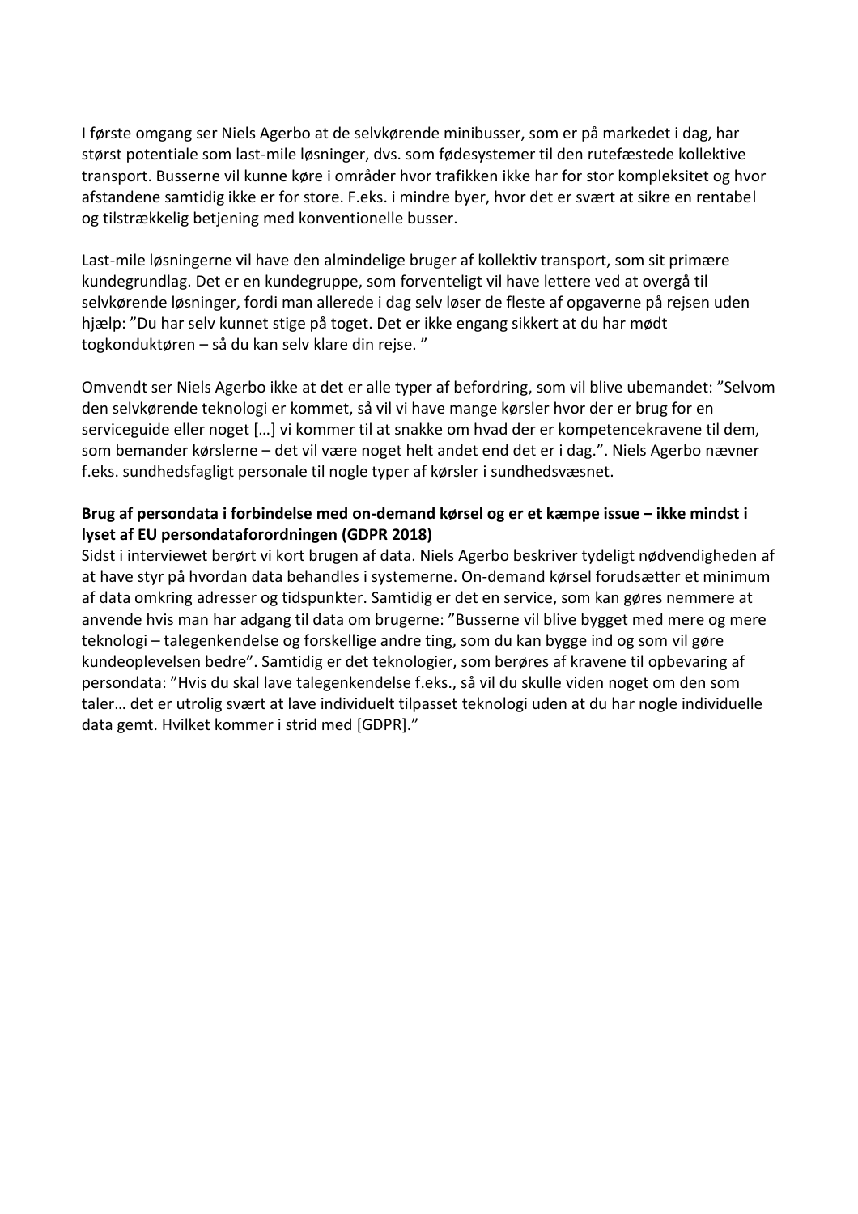I første omgang ser Niels Agerbo at de selvkørende minibusser, som er på markedet i dag, har størst potentiale som last-mile løsninger, dvs. som fødesystemer til den rutefæstede kollektive transport. Busserne vil kunne køre i områder hvor trafikken ikke har for stor kompleksitet og hvor afstandene samtidig ikke er for store. F.eks. i mindre byer, hvor det er svært at sikre en rentabel og tilstrækkelig betjening med konventionelle busser.

Last-mile løsningerne vil have den almindelige bruger af kollektiv transport, som sit primære kundegrundlag. Det er en kundegruppe, som forventeligt vil have lettere ved at overgå til selvkørende løsninger, fordi man allerede i dag selv løser de fleste af opgaverne på rejsen uden hjælp: "Du har selv kunnet stige på toget. Det er ikke engang sikkert at du har mødt togkonduktøren – så du kan selv klare din rejse. "

Omvendt ser Niels Agerbo ikke at det er alle typer af befordring, som vil blive ubemandet: "Selvom den selvkørende teknologi er kommet, så vil vi have mange kørsler hvor der er brug for en serviceguide eller noget […] vi kommer til at snakke om hvad der er kompetencekravene til dem, som bemander kørslerne – det vil være noget helt andet end det er i dag.". Niels Agerbo nævner f.eks. sundhedsfagligt personale til nogle typer af kørsler i sundhedsvæsnet.

**Brug af persondata i forbindelse med on-demand kørsel og er et kæmpe issue – ikke mindst i lyset af EU persondataforordningen (GDPR 2018)**

Sidst i interviewet berørt vi kort brugen af data. Niels Agerbo beskriver tydeligt nødvendigheden af at have styr på hvordan data behandles i systemerne. On-demand kørsel forudsætter et minimum af data omkring adresser og tidspunkter. Samtidig er det en service, som kan gøres nemmere at anvende hvis man har adgang til data om brugerne: "Busserne vil blive bygget med mere og mere teknologi – talegenkendelse og forskellige andre ting, som du kan bygge ind og som vil gøre kundeoplevelsen bedre". Samtidig er det teknologier, som berøres af kravene til opbevaring af persondata: "Hvis du skal lave talegenkendelse f.eks., så vil du skulle viden noget om den som taler… det er utrolig svært at lave individuelt tilpasset teknologi uden at du har nogle individuelle data gemt. Hvilket kommer i strid med [GDPR]."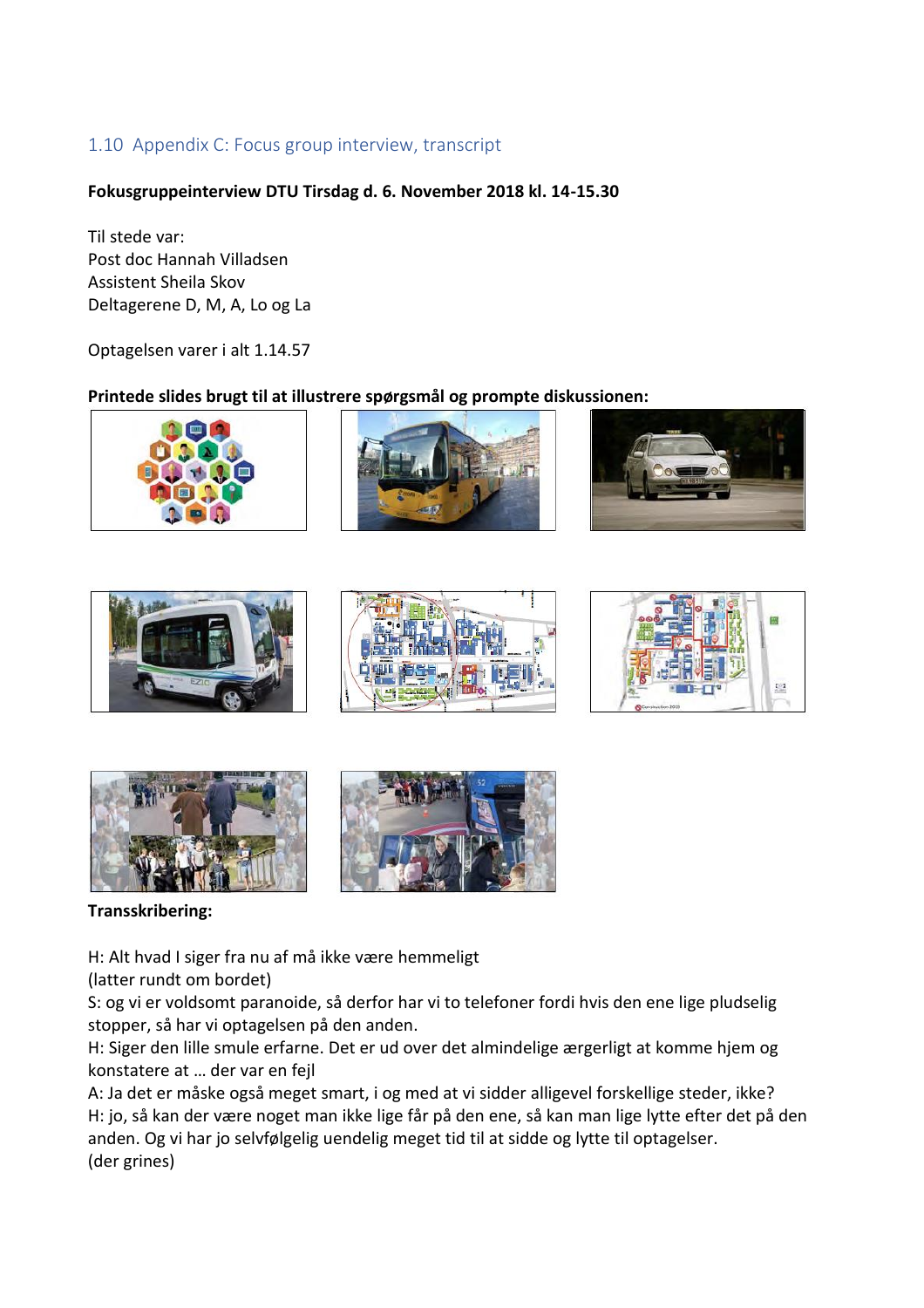## 1.10 Appendix C: Focus group interview, transcript

**Fokusgruppeinterview DTU Tirsdag d. 6. November 2018 kl. 14-15.30**

Til stede var:
Post doc Hannah Villadsen
Assistent Sheila Skov
Deltagerene D, M, A, Lo og La

Optagelsen varer i alt 1.14.57

**Printede slides brugt til at illustrere spørgsmål og prompte diskussionen:**

**Transskribering:**

H: Alt hvad I siger fra nu af må ikke være hemmeligt
(latter rundt om bordet)
S: og vi er voldsomt paranoide, så derfor har vi to telefoner fordi hvis den ene lige pludselig stopper, så har vi optagelsen på den anden.
H: Siger den lille smule erfarne. Det er ud over det almindelige ærgerligt at komme hjem og konstatere at … der var en fejl
A: Ja det er måske også meget smart, i og med at vi sidder alligevel forskellige steder, ikke?
H: jo, så kan der være noget man ikke lige får på den ene, så kan man lige lytte efter det på den anden. Og vi har jo selvfølgelig uendelig meget tid til at sidde og lytte til optagelser.
(der grines)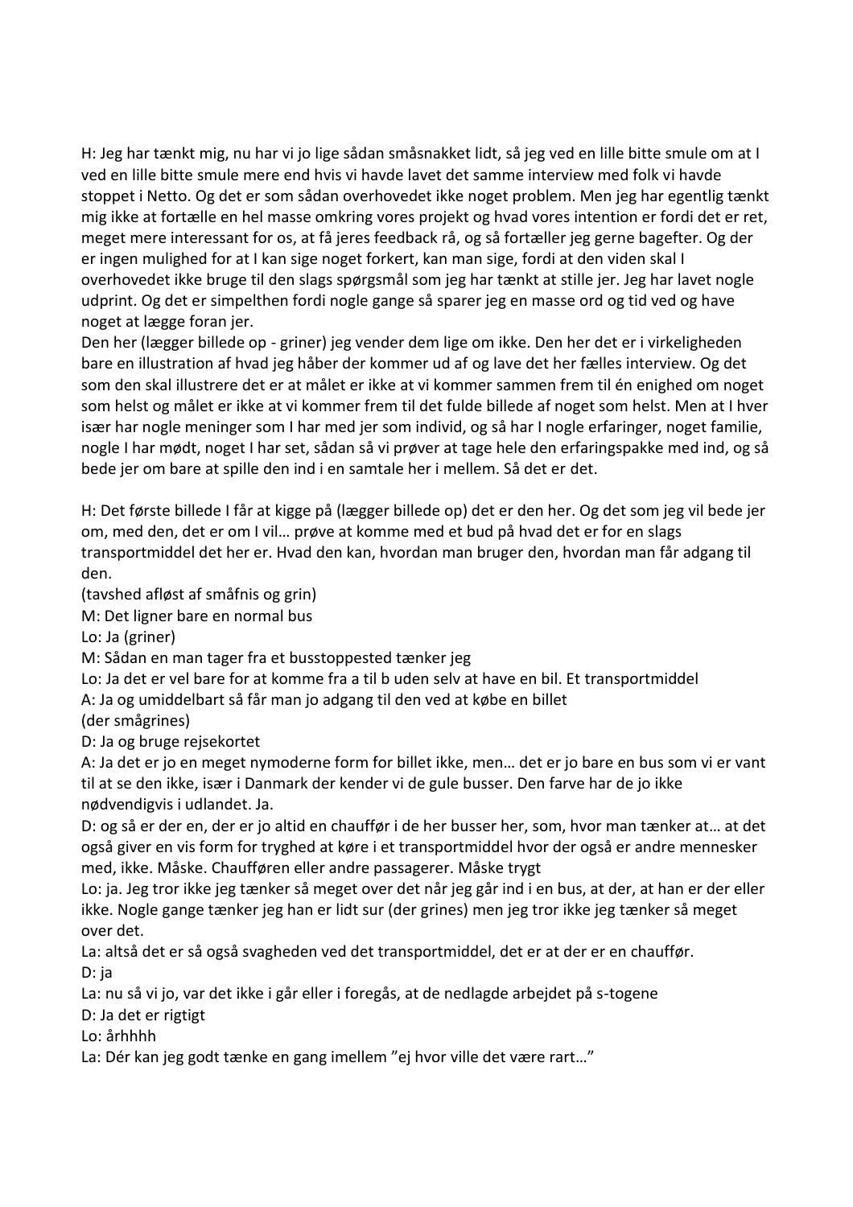H: Jeg har tænkt mig, nu har vi jo lige sådan småsnakket lidt, så jeg ved en lille bitte smule om at I ved en lille bitte smule mere end hvis vi havde lavet det samme interview med folk vi havde stoppet i Netto. Og det er som sådan overhovedet ikke noget problem. Men jeg har egentlig tænkt mig ikke at fortælle en hel masse omkring vores projekt og hvad vores intention er fordi det er ret, meget mere interessant for os, at få jeres feedback rå, og så fortæller jeg gerne bagefter. Og der er ingen mulighed for at I kan sige noget forkert, kan man sige, fordi at den viden skal I overhovedet ikke bruge til den slags spørgsmål som jeg har tænkt at stille jer. Jeg har lavet nogle udprint. Og det er simpelthen fordi nogle gange så sparer jeg en masse ord og tid ved og have noget at lægge foran jer.
Den her (lægger billede op - griner) jeg vender dem lige om ikke. Den her det er i virkeligheden bare en illustration af hvad jeg håber der kommer ud af og lave det her fælles interview. Og det som den skal illustrere det er at målet er ikke at vi kommer sammen frem til én enighed om noget som helst og målet er ikke at vi kommer frem til det fulde billede af noget som helst. Men at I hver især har nogle meninger som I har med jer som individ, og så har I nogle erfaringer, noget familie, nogle I har mødt, noget I har set, sådan så vi prøver at tage hele den erfaringspakke med ind, og så bede jer om bare at spille den ind i en samtale her i mellem. Så det er det.

H: Det første billede I får at kigge på (lægger billede op) det er den her. Og det som jeg vil bede jer om, med den, det er om I vil… prøve at komme med et bud på hvad det er for en slags transportmiddel det her er. Hvad den kan, hvordan man bruger den, hvordan man får adgang til den.
(tavshed afløst af småfnis og grin)
M: Det ligner bare en normal bus
Lo: Ja (griner)
M: Sådan en man tager fra et busstoppested tænker jeg
Lo: Ja det er vel bare for at komme fra a til b uden selv at have en bil. Et transportmiddel
A: Ja og umiddelbart så får man jo adgang til den ved at købe en billet
(der smågrines)
D: Ja og bruge rejsekortet
A: Ja det er jo en meget nymoderne form for billet ikke, men… det er jo bare en bus som vi er vant til at se den ikke, især i Danmark der kender vi de gule busser. Den farve har de jo ikke nødvendigvis i udlandet. Ja.
D: og så er der en, der er jo altid en chauffør i de her busser her, som, hvor man tænker at… at det også giver en vis form for tryghed at køre i et transportmiddel hvor der også er andre mennesker med, ikke. Måske. Chaufføren eller andre passagerer. Måske trygt
Lo: ja. Jeg tror ikke jeg tænker så meget over det når jeg går ind i en bus, at der, at han er der eller ikke. Nogle gange tænker jeg han er lidt sur (der grines) men jeg tror ikke jeg tænker så meget over det.
La: altså det er så også svagheden ved det transportmiddel, det er at der er en chauffør.
D: ja
La: nu så vi jo, var det ikke i går eller i foregås, at de nedlagde arbejdet på s-togene
D: Ja det er rigtigt
Lo: århhhh
La: Dér kan jeg godt tænke en gang imellem "ej hvor ville det være rart…"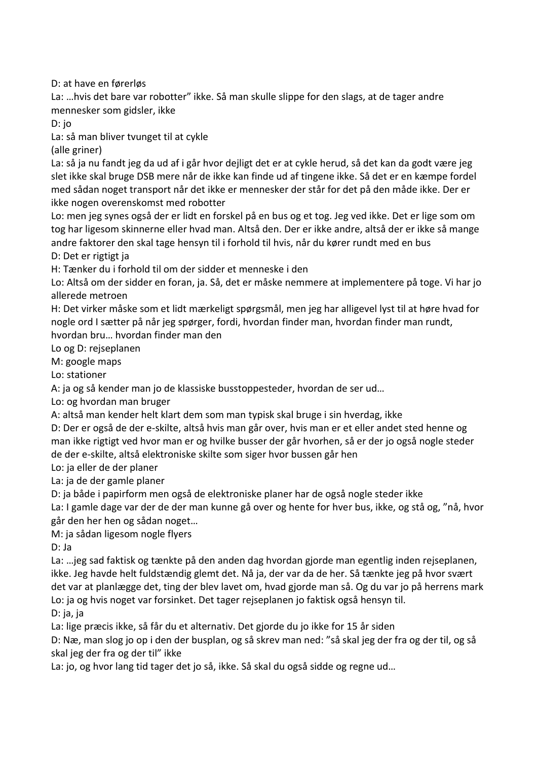D: at have en førerløs

La: …hvis det bare var robotter" ikke. Så man skulle slippe for den slags, at de tager andre mennesker som gidsler, ikke

D: jo

La: så man bliver tvunget til at cykle

(alle griner)

La: så ja nu fandt jeg da ud af i går hvor dejligt det er at cykle herud, så det kan da godt være jeg slet ikke skal bruge DSB mere når de ikke kan finde ud af tingene ikke. Så det er en kæmpe fordel med sådan noget transport når det ikke er mennesker der står for det på den måde ikke. Der er ikke nogen overenskomst med robotter

Lo: men jeg synes også der er lidt en forskel på en bus og et tog. Jeg ved ikke. Det er lige som om tog har ligesom skinnerne eller hvad man. Altså den. Der er ikke andre, altså der er ikke så mange andre faktorer den skal tage hensyn til i forhold til hvis, når du kører rundt med en bus

D: Det er rigtigt ja

H: Tænker du i forhold til om der sidder et menneske i den

Lo: Altså om der sidder en foran, ja. Så, det er måske nemmere at implementere på toge. Vi har jo allerede metroen

H: Det virker måske som et lidt mærkeligt spørgsmål, men jeg har alligevel lyst til at høre hvad for nogle ord I sætter på når jeg spørger, fordi, hvordan finder man, hvordan finder man rundt, hvordan bru… hvordan finder man den

Lo og D: rejseplanen

M: google maps

Lo: stationer

A: ja og så kender man jo de klassiske busstoppesteder, hvordan de ser ud…

Lo: og hvordan man bruger

A: altså man kender helt klart dem som man typisk skal bruge i sin hverdag, ikke

D: Der er også de der e-skilte, altså hvis man går over, hvis man er et eller andet sted henne og man ikke rigtigt ved hvor man er og hvilke busser der går hvorhen, så er der jo også nogle steder de der e-skilte, altså elektroniske skilte som siger hvor bussen går hen

Lo: ja eller de der planer

La: ja de der gamle planer

D: ja både i papirform men også de elektroniske planer har de også nogle steder ikke

La: I gamle dage var der de der man kunne gå over og hente for hver bus, ikke, og stå og, "nå, hvor går den her hen og sådan noget…

M: ja sådan ligesom nogle flyers

D: Ja

La: …jeg sad faktisk og tænkte på den anden dag hvordan gjorde man egentlig inden rejseplanen, ikke. Jeg havde helt fuldstændig glemt det. Nå ja, der var da de her. Så tænkte jeg på hvor svært det var at planlægge det, ting der blev lavet om, hvad gjorde man så. Og du var jo på herrens mark

Lo: ja og hvis noget var forsinket. Det tager rejseplanen jo faktisk også hensyn til.

D: ja, ja

La: lige præcis ikke, så får du et alternativ. Det gjorde du jo ikke for 15 år siden

D: Næ, man slog jo op i den der busplan, og så skrev man ned: "så skal jeg der fra og der til, og så skal jeg der fra og der til" ikke

La: jo, og hvor lang tid tager det jo så, ikke. Så skal du også sidde og regne ud…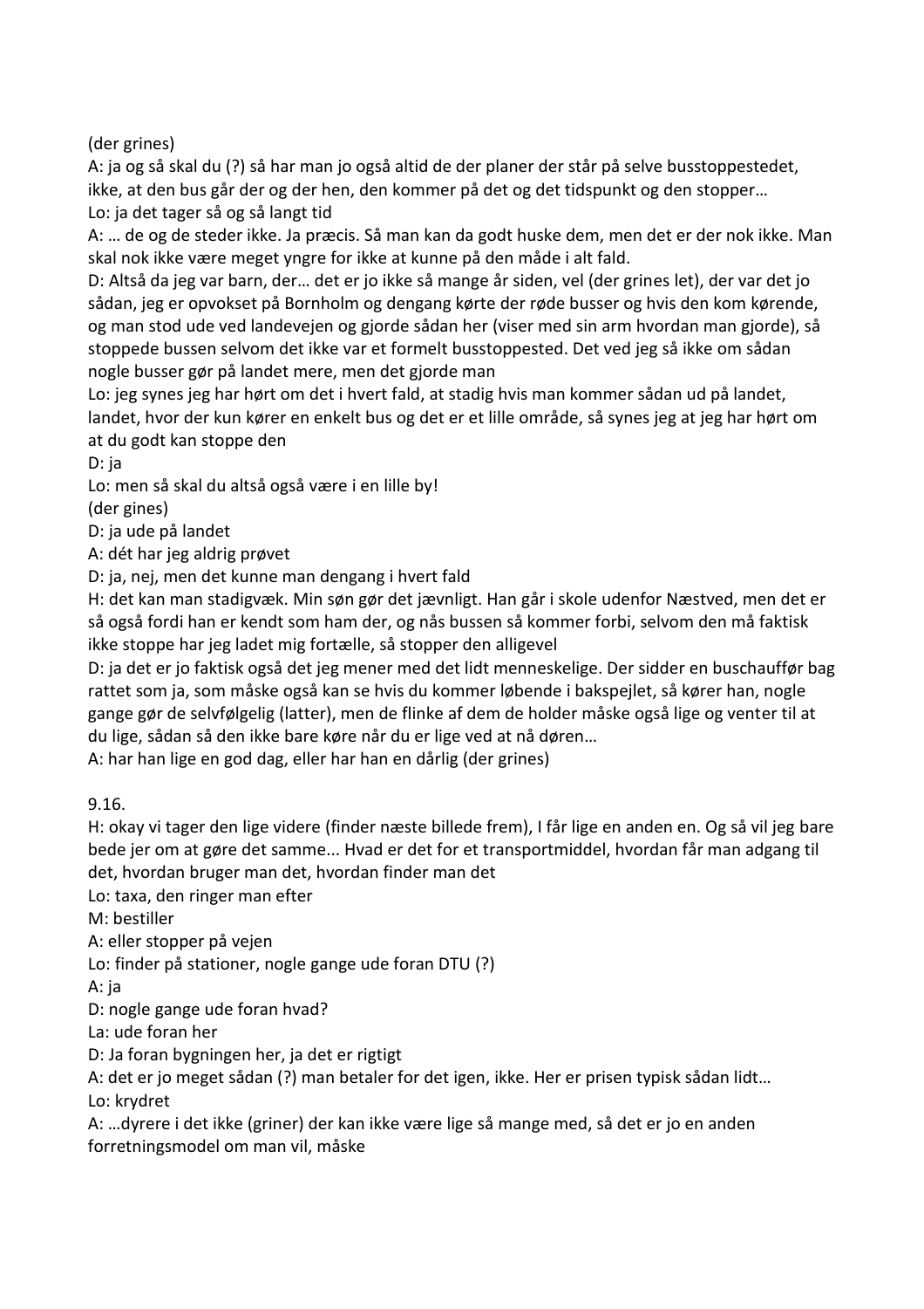(der grines)

A: ja og så skal du (?) så har man jo også altid de der planer der står på selve busstoppestedet, ikke, at den bus går der og der hen, den kommer på det og det tidspunkt og den stopper…

Lo: ja det tager så og så langt tid

A: … de og de steder ikke. Ja præcis. Så man kan da godt huske dem, men det er der nok ikke. Man skal nok ikke være meget yngre for ikke at kunne på den måde i alt fald.

D: Altså da jeg var barn, der… det er jo ikke så mange år siden, vel (der grines let), der var det jo sådan, jeg er opvokset på Bornholm og dengang kørte der røde busser og hvis den kom kørende, og man stod ude ved landevejen og gjorde sådan her (viser med sin arm hvordan man gjorde), så stoppede bussen selvom det ikke var et formelt busstoppested. Det ved jeg så ikke om sådan nogle busser gør på landet mere, men det gjorde man

Lo: jeg synes jeg har hørt om det i hvert fald, at stadig hvis man kommer sådan ud på landet, landet, hvor der kun kører en enkelt bus og det er et lille område, så synes jeg at jeg har hørt om at du godt kan stoppe den

D: ja

Lo: men så skal du altså også være i en lille by!

(der gines)

D: ja ude på landet

A: dét har jeg aldrig prøvet

D: ja, nej, men det kunne man dengang i hvert fald

H: det kan man stadigvæk. Min søn gør det jævnligt. Han går i skole udenfor Næstved, men det er så også fordi han er kendt som ham der, og nås bussen så kommer forbi, selvom den må faktisk ikke stoppe har jeg ladet mig fortælle, så stopper den alligevel

D: ja det er jo faktisk også det jeg mener med det lidt menneskelige. Der sidder en buschauffør bag rattet som ja, som måske også kan se hvis du kommer løbende i bakspejlet, så kører han, nogle gange gør de selvfølgelig (latter), men de flinke af dem de holder måske også lige og venter til at du lige, sådan så den ikke bare køre når du er lige ved at nå døren…

A: har han lige en god dag, eller har han en dårlig (der grines)

9.16.

H: okay vi tager den lige videre (finder næste billede frem), I får lige en anden en. Og så vil jeg bare bede jer om at gøre det samme... Hvad er det for et transportmiddel, hvordan får man adgang til det, hvordan bruger man det, hvordan finder man det

Lo: taxa, den ringer man efter

M: bestiller

A: eller stopper på vejen

Lo: finder på stationer, nogle gange ude foran DTU (?)

A: ja

D: nogle gange ude foran hvad?

La: ude foran her

D: Ja foran bygningen her, ja det er rigtigt

A: det er jo meget sådan (?) man betaler for det igen, ikke. Her er prisen typisk sådan lidt…

Lo: krydret

A: …dyrere i det ikke (griner) der kan ikke være lige så mange med, så det er jo en anden forretningsmodel om man vil, måske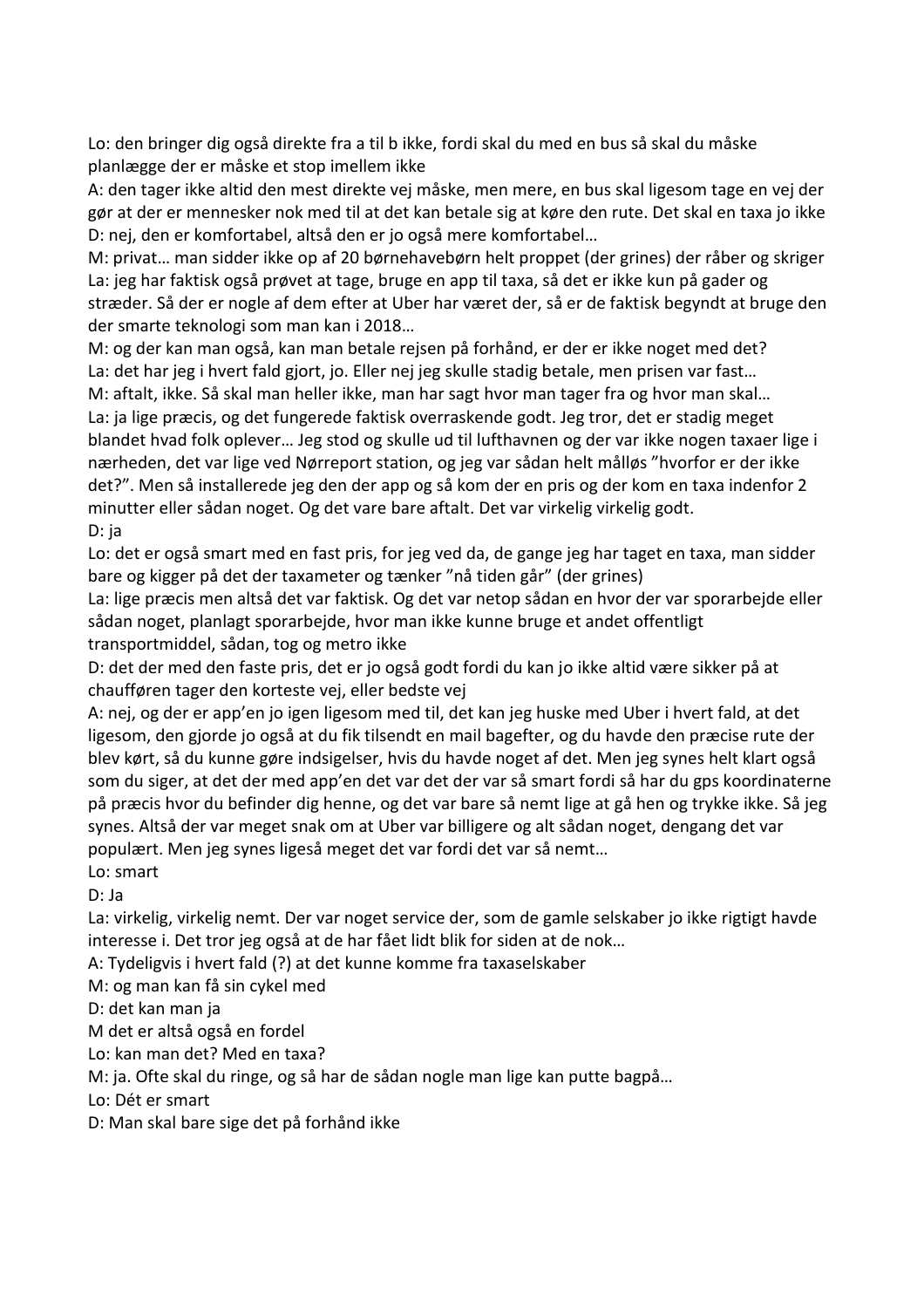Lo: den bringer dig også direkte fra a til b ikke, fordi skal du med en bus så skal du måske planlægge der er måske et stop imellem ikke

A: den tager ikke altid den mest direkte vej måske, men mere, en bus skal ligesom tage en vej der gør at der er mennesker nok med til at det kan betale sig at køre den rute. Det skal en taxa jo ikke

D: nej, den er komfortabel, altså den er jo også mere komfortabel…

M: privat… man sidder ikke op af 20 børnehavebørn helt proppet (der grines) der råber og skriger

La: jeg har faktisk også prøvet at tage, bruge en app til taxa, så det er ikke kun på gader og stræder. Så der er nogle af dem efter at Uber har været der, så er de faktisk begyndt at bruge den der smarte teknologi som man kan i 2018…

M: og der kan man også, kan man betale rejsen på forhånd, er der er ikke noget med det?

La: det har jeg i hvert fald gjort, jo. Eller nej jeg skulle stadig betale, men prisen var fast…

M: aftalt, ikke. Så skal man heller ikke, man har sagt hvor man tager fra og hvor man skal…

La: ja lige præcis, og det fungerede faktisk overraskende godt. Jeg tror, det er stadig meget blandet hvad folk oplever… Jeg stod og skulle ud til lufthavnen og der var ikke nogen taxaer lige i nærheden, det var lige ved Nørreport station, og jeg var sådan helt målløs "hvorfor er der ikke det?". Men så installerede jeg den der app og så kom der en pris og der kom en taxa indenfor 2 minutter eller sådan noget. Og det vare bare aftalt. Det var virkelig virkelig godt.

D: ja

Lo: det er også smart med en fast pris, for jeg ved da, de gange jeg har taget en taxa, man sidder bare og kigger på det der taxameter og tænker "nå tiden går" (der grines)

La: lige præcis men altså det var faktisk. Og det var netop sådan en hvor der var sporarbejde eller sådan noget, planlagt sporarbejde, hvor man ikke kunne bruge et andet offentligt transportmiddel, sådan, tog og metro ikke

D: det der med den faste pris, det er jo også godt fordi du kan jo ikke altid være sikker på at chaufføren tager den korteste vej, eller bedste vej

A: nej, og der er app'en jo igen ligesom med til, det kan jeg huske med Uber i hvert fald, at det ligesom, den gjorde jo også at du fik tilsendt en mail bagefter, og du havde den præcise rute der blev kørt, så du kunne gøre indsigelser, hvis du havde noget af det. Men jeg synes helt klart også som du siger, at det der med app'en det var det der var så smart fordi så har du gps koordinaterne på præcis hvor du befinder dig henne, og det var bare så nemt lige at gå hen og trykke ikke. Så jeg synes. Altså der var meget snak om at Uber var billigere og alt sådan noget, dengang det var populært. Men jeg synes ligeså meget det var fordi det var så nemt…

Lo: smart

D: Ja

La: virkelig, virkelig nemt. Der var noget service der, som de gamle selskaber jo ikke rigtigt havde interesse i. Det tror jeg også at de har fået lidt blik for siden at de nok…

A: Tydeligvis i hvert fald (?) at det kunne komme fra taxaselskaber

M: og man kan få sin cykel med

D: det kan man ja

M det er altså også en fordel

Lo: kan man det? Med en taxa?

M: ja. Ofte skal du ringe, og så har de sådan nogle man lige kan putte bagpå…

Lo: Dét er smart

D: Man skal bare sige det på forhånd ikke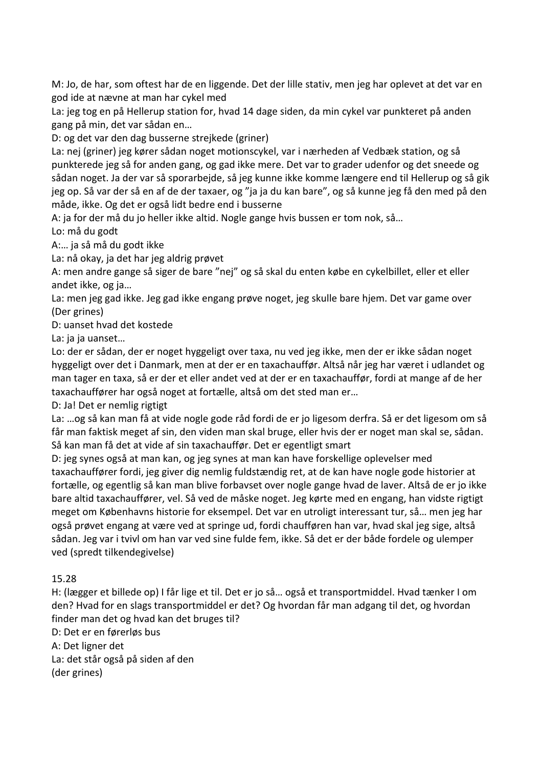M: Jo, de har, som oftest har de en liggende. Det der lille stativ, men jeg har oplevet at det var en god ide at nævne at man har cykel med

La: jeg tog en på Hellerup station for, hvad 14 dage siden, da min cykel var punkteret på anden gang på min, det var sådan en…

D: og det var den dag busserne strejkede (griner)

La: nej (griner) jeg kører sådan noget motionscykel, var i nærheden af Vedbæk station, og så punkterede jeg så for anden gang, og gad ikke mere. Det var to grader udenfor og det sneede og sådan noget. Ja der var så sporarbejde, så jeg kunne ikke komme længere end til Hellerup og så gik jeg op. Så var der så en af de der taxaer, og "ja ja du kan bare", og så kunne jeg få den med på den måde, ikke. Og det er også lidt bedre end i busserne

A: ja for der må du jo heller ikke altid. Nogle gange hvis bussen er tom nok, så…

Lo: må du godt

A:… ja så må du godt ikke

La: nå okay, ja det har jeg aldrig prøvet

A: men andre gange så siger de bare "nej" og så skal du enten købe en cykelbillet, eller et eller andet ikke, og ja…

La: men jeg gad ikke. Jeg gad ikke engang prøve noget, jeg skulle bare hjem. Det var game over (Der grines)

D: uanset hvad det kostede

La: ja ja uanset…

Lo: der er sådan, der er noget hyggeligt over taxa, nu ved jeg ikke, men der er ikke sådan noget hyggeligt over det i Danmark, men at der er en taxachauffør. Altså når jeg har været i udlandet og man tager en taxa, så er der et eller andet ved at der er en taxachauffør, fordi at mange af de her taxachauffører har også noget at fortælle, altså om det sted man er…

D: Ja! Det er nemlig rigtigt

La: …og så kan man få at vide nogle gode råd fordi de er jo ligesom derfra. Så er det ligesom om så får man faktisk meget af sin, den viden man skal bruge, eller hvis der er noget man skal se, sådan. Så kan man få det at vide af sin taxachauffør. Det er egentligt smart

D: jeg synes også at man kan, og jeg synes at man kan have forskellige oplevelser med taxachauffører fordi, jeg giver dig nemlig fuldstændig ret, at de kan have nogle gode historier at fortælle, og egentlig så kan man blive forbavset over nogle gange hvad de laver. Altså de er jo ikke bare altid taxachauffører, vel. Så ved de måske noget. Jeg kørte med en engang, han vidste rigtigt meget om Københavns historie for eksempel. Det var en utroligt interessant tur, så… men jeg har også prøvet engang at være ved at springe ud, fordi chaufføren han var, hvad skal jeg sige, altså sådan. Jeg var i tvivl om han var ved sine fulde fem, ikke. Så det er der både fordele og ulemper ved (spredt tilkendegivelse)

15.28

H: (lægger et billede op) I får lige et til. Det er jo så… også et transportmiddel. Hvad tænker I om den? Hvad for en slags transportmiddel er det? Og hvordan får man adgang til det, og hvordan finder man det og hvad kan det bruges til?

D: Det er en førerløs bus

A: Det ligner det

La: det står også på siden af den

(der grines)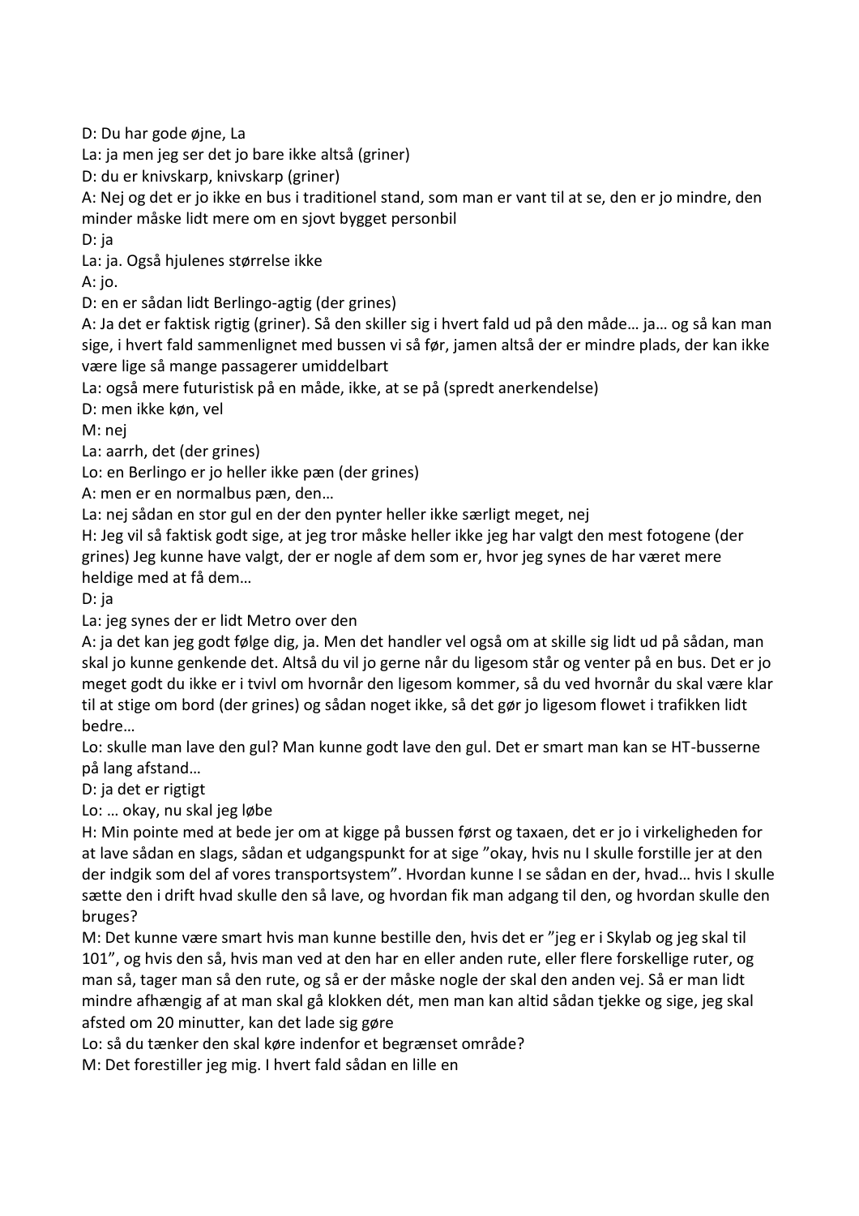D: Du har gode øjne, La

La: ja men jeg ser det jo bare ikke altså (griner)

D: du er knivskarp, knivskarp (griner)

A: Nej og det er jo ikke en bus i traditionel stand, som man er vant til at se, den er jo mindre, den minder måske lidt mere om en sjovt bygget personbil

D: ja

La: ja. Også hjulenes størrelse ikke

A: jo.

D: en er sådan lidt Berlingo-agtig (der grines)

A: Ja det er faktisk rigtig (griner). Så den skiller sig i hvert fald ud på den måde… ja… og så kan man sige, i hvert fald sammenlignet med bussen vi så før, jamen altså der er mindre plads, der kan ikke være lige så mange passagerer umiddelbart

La: også mere futuristisk på en måde, ikke, at se på (spredt anerkendelse)

D: men ikke køn, vel

M: nej

La: aarrh, det (der grines)

Lo: en Berlingo er jo heller ikke pæn (der grines)

A: men er en normalbus pæn, den…

La: nej sådan en stor gul en der den pynter heller ikke særligt meget, nej

H: Jeg vil så faktisk godt sige, at jeg tror måske heller ikke jeg har valgt den mest fotogene (der grines) Jeg kunne have valgt, der er nogle af dem som er, hvor jeg synes de har været mere heldige med at få dem…

D: ja

La: jeg synes der er lidt Metro over den

A: ja det kan jeg godt følge dig, ja. Men det handler vel også om at skille sig lidt ud på sådan, man skal jo kunne genkende det. Altså du vil jo gerne når du ligesom står og venter på en bus. Det er jo meget godt du ikke er i tvivl om hvornår den ligesom kommer, så du ved hvornår du skal være klar til at stige om bord (der grines) og sådan noget ikke, så det gør jo ligesom flowet i trafikken lidt bedre…

Lo: skulle man lave den gul? Man kunne godt lave den gul. Det er smart man kan se HT-busserne på lang afstand…

D: ja det er rigtigt

Lo: … okay, nu skal jeg løbe

H: Min pointe med at bede jer om at kigge på bussen først og taxaen, det er jo i virkeligheden for at lave sådan en slags, sådan et udgangspunkt for at sige "okay, hvis nu I skulle forstille jer at den der indgik som del af vores transportsystem". Hvordan kunne I se sådan en der, hvad… hvis I skulle sætte den i drift hvad skulle den så lave, og hvordan fik man adgang til den, og hvordan skulle den bruges?

M: Det kunne være smart hvis man kunne bestille den, hvis det er "jeg er i Skylab og jeg skal til 101", og hvis den så, hvis man ved at den har en eller anden rute, eller flere forskellige ruter, og man så, tager man så den rute, og så er der måske nogle der skal den anden vej. Så er man lidt mindre afhængig af at man skal gå klokken dét, men man kan altid sådan tjekke og sige, jeg skal afsted om 20 minutter, kan det lade sig gøre

Lo: så du tænker den skal køre indenfor et begrænset område?

M: Det forestiller jeg mig. I hvert fald sådan en lille en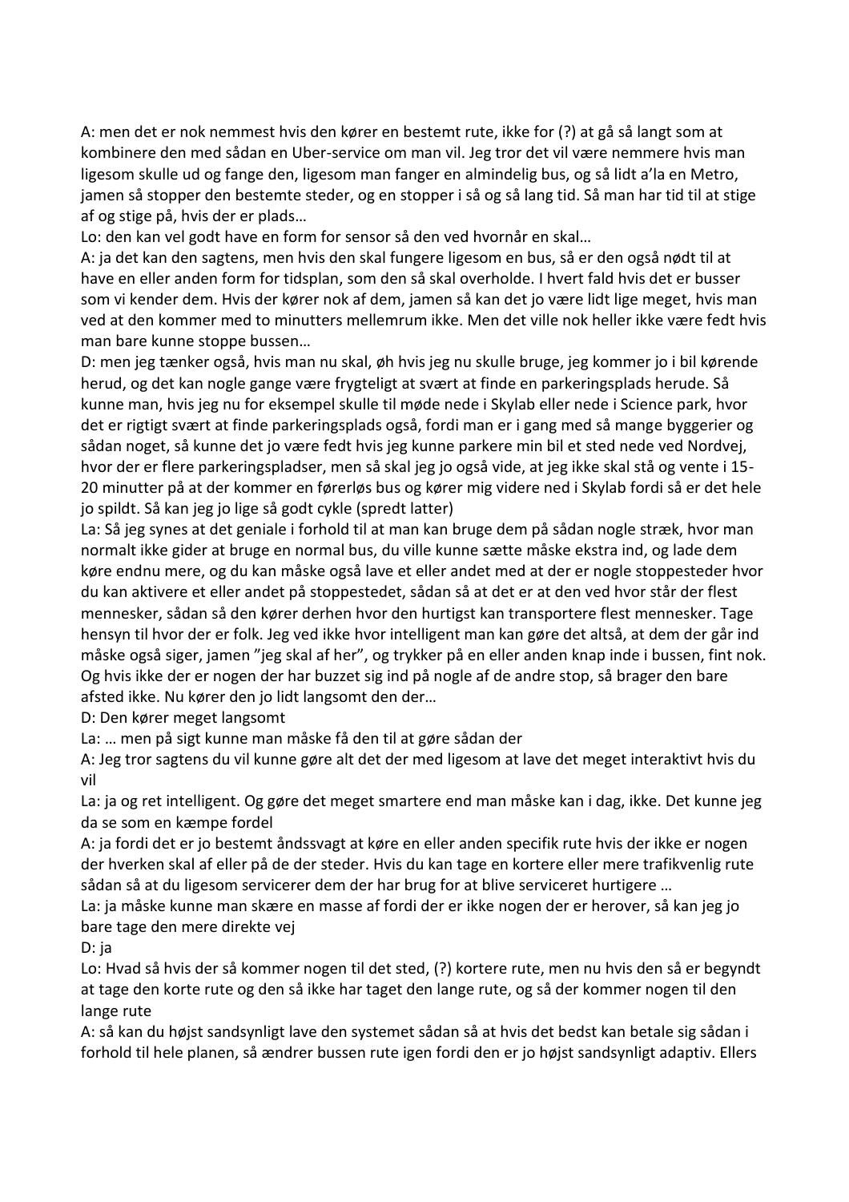A: men det er nok nemmest hvis den kører en bestemt rute, ikke for (?) at gå så langt som at kombinere den med sådan en Uber-service om man vil. Jeg tror det vil være nemmere hvis man ligesom skulle ud og fange den, ligesom man fanger en almindelig bus, og så lidt a'la en Metro, jamen så stopper den bestemte steder, og en stopper i så og så lang tid. Så man har tid til at stige af og stige på, hvis der er plads…

Lo: den kan vel godt have en form for sensor så den ved hvornår en skal…

A: ja det kan den sagtens, men hvis den skal fungere ligesom en bus, så er den også nødt til at have en eller anden form for tidsplan, som den så skal overholde. I hvert fald hvis det er busser som vi kender dem. Hvis der kører nok af dem, jamen så kan det jo være lidt lige meget, hvis man ved at den kommer med to minutters mellemrum ikke. Men det ville nok heller ikke være fedt hvis man bare kunne stoppe bussen…

D: men jeg tænker også, hvis man nu skal, øh hvis jeg nu skulle bruge, jeg kommer jo i bil kørende herud, og det kan nogle gange være frygteligt at svært at finde en parkeringsplads herude. Så kunne man, hvis jeg nu for eksempel skulle til møde nede i Skylab eller nede i Science park, hvor det er rigtigt svært at finde parkeringsplads også, fordi man er i gang med så mange byggerier og sådan noget, så kunne det jo være fedt hvis jeg kunne parkere min bil et sted nede ved Nordvej, hvor der er flere parkeringspladser, men så skal jeg jo også vide, at jeg ikke skal stå og vente i 15-20 minutter på at der kommer en førerløs bus og kører mig videre ned i Skylab fordi så er det hele jo spildt. Så kan jeg jo lige så godt cykle (spredt latter)

La: Så jeg synes at det geniale i forhold til at man kan bruge dem på sådan nogle stræk, hvor man normalt ikke gider at bruge en normal bus, du ville kunne sætte måske ekstra ind, og lade dem køre endnu mere, og du kan måske også lave et eller andet med at der er nogle stoppesteder hvor du kan aktivere et eller andet på stoppestedet, sådan så at det er at den ved hvor står der flest mennesker, sådan så den kører derhen hvor den hurtigst kan transportere flest mennesker. Tage hensyn til hvor der er folk. Jeg ved ikke hvor intelligent man kan gøre det altså, at dem der går ind måske også siger, jamen "jeg skal af her", og trykker på en eller anden knap inde i bussen, fint nok. Og hvis ikke der er nogen der har buzzet sig ind på nogle af de andre stop, så brager den bare afsted ikke. Nu kører den jo lidt langsomt den der…

D: Den kører meget langsomt

La: … men på sigt kunne man måske få den til at gøre sådan der

A: Jeg tror sagtens du vil kunne gøre alt det der med ligesom at lave det meget interaktivt hvis du vil

La: ja og ret intelligent. Og gøre det meget smartere end man måske kan i dag, ikke. Det kunne jeg da se som en kæmpe fordel

A: ja fordi det er jo bestemt åndssvagt at køre en eller anden specifik rute hvis der ikke er nogen der hverken skal af eller på de der steder. Hvis du kan tage en kortere eller mere trafikvenlig rute sådan så at du ligesom servicerer dem der har brug for at blive serviceret hurtigere …

La: ja måske kunne man skære en masse af fordi der er ikke nogen der er herover, så kan jeg jo bare tage den mere direkte vej

D: ja

Lo: Hvad så hvis der så kommer nogen til det sted, (?) kortere rute, men nu hvis den så er begyndt at tage den korte rute og den så ikke har taget den lange rute, og så der kommer nogen til den lange rute

A: så kan du højst sandsynligt lave den systemet sådan så at hvis det bedst kan betale sig sådan i forhold til hele planen, så ændrer bussen rute igen fordi den er jo højst sandsynligt adaptiv. Ellers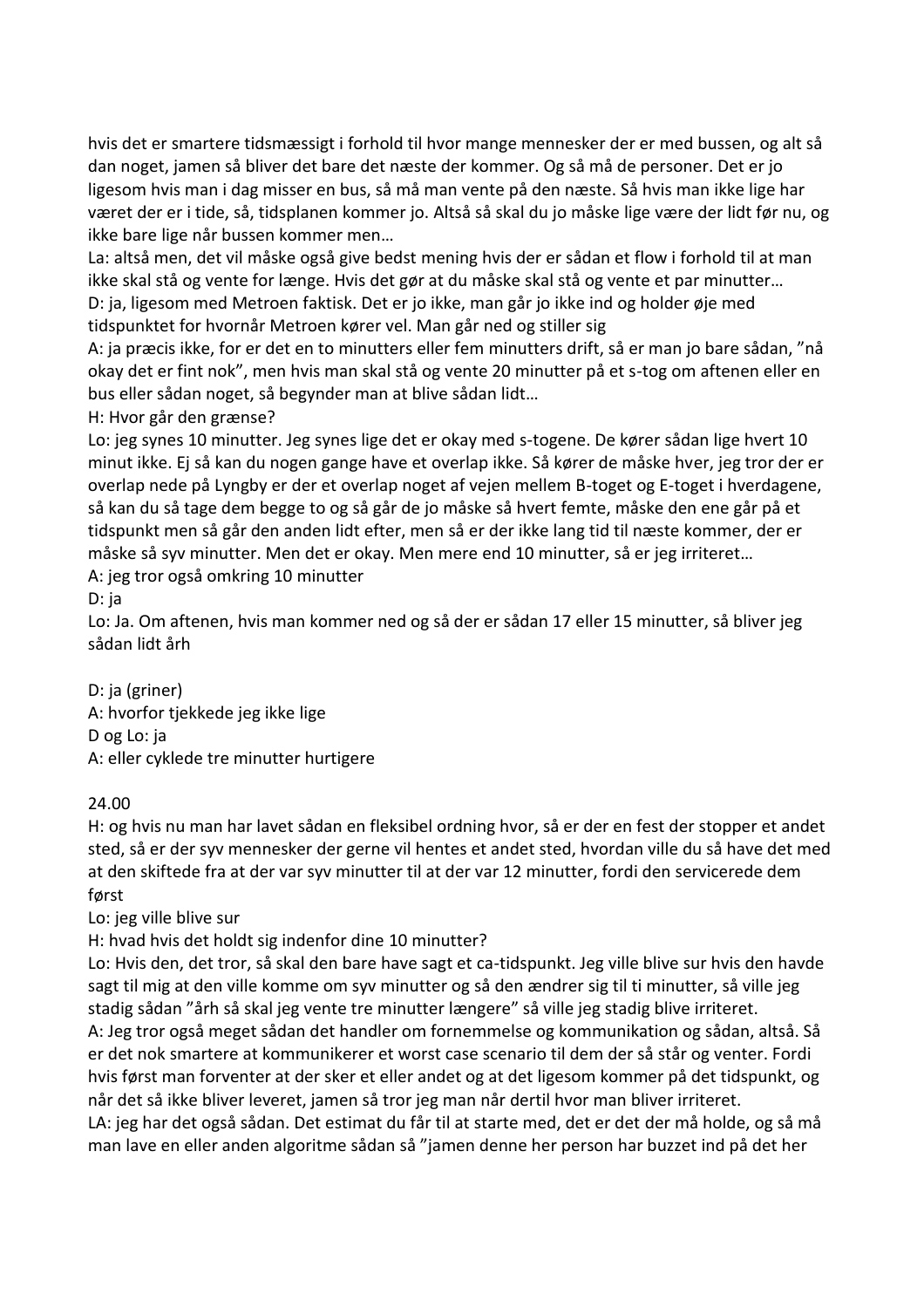hvis det er smartere tidsmæssigt i forhold til hvor mange mennesker der er med bussen, og alt så dan noget, jamen så bliver det bare det næste der kommer. Og så må de personer. Det er jo ligesom hvis man i dag misser en bus, så må man vente på den næste. Så hvis man ikke lige har været der er i tide, så, tidsplanen kommer jo. Altså så skal du jo måske lige være der lidt før nu, og ikke bare lige når bussen kommer men…

La: altså men, det vil måske også give bedst mening hvis der er sådan et flow i forhold til at man ikke skal stå og vente for længe. Hvis det gør at du måske skal stå og vente et par minutter…

D: ja, ligesom med Metroen faktisk. Det er jo ikke, man går jo ikke ind og holder øje med tidspunktet for hvornår Metroen kører vel. Man går ned og stiller sig

A: ja præcis ikke, for er det en to minutters eller fem minutters drift, så er man jo bare sådan, "nå okay det er fint nok", men hvis man skal stå og vente 20 minutter på et s-tog om aftenen eller en bus eller sådan noget, så begynder man at blive sådan lidt…

H: Hvor går den grænse?

Lo: jeg synes 10 minutter. Jeg synes lige det er okay med s-togene. De kører sådan lige hvert 10 minut ikke. Ej så kan du nogen gange have et overlap ikke. Så kører de måske hver, jeg tror der er overlap nede på Lyngby er der et overlap noget af vejen mellem B-toget og E-toget i hverdagene, så kan du så tage dem begge to og så går de jo måske så hvert femte, måske den ene går på et tidspunkt men så går den anden lidt efter, men så er der ikke lang tid til næste kommer, der er måske så syv minutter. Men det er okay. Men mere end 10 minutter, så er jeg irriteret…

A: jeg tror også omkring 10 minutter

D: ja

Lo: Ja. Om aftenen, hvis man kommer ned og så der er sådan 17 eller 15 minutter, så bliver jeg sådan lidt årh

D: ja (griner)

A: hvorfor tjekkede jeg ikke lige

D og Lo: ja

A: eller cyklede tre minutter hurtigere

24.00

H: og hvis nu man har lavet sådan en fleksibel ordning hvor, så er der en fest der stopper et andet sted, så er der syv mennesker der gerne vil hentes et andet sted, hvordan ville du så have det med at den skiftede fra at der var syv minutter til at der var 12 minutter, fordi den servicerede dem først

Lo: jeg ville blive sur

H: hvad hvis det holdt sig indenfor dine 10 minutter?

Lo: Hvis den, det tror, så skal den bare have sagt et ca-tidspunkt. Jeg ville blive sur hvis den havde sagt til mig at den ville komme om syv minutter og så den ændrer sig til ti minutter, så ville jeg stadig sådan "årh så skal jeg vente tre minutter længere" så ville jeg stadig blive irriteret.

A: Jeg tror også meget sådan det handler om fornemmelse og kommunikation og sådan, altså. Så er det nok smartere at kommunikerer et worst case scenario til dem der så står og venter. Fordi hvis først man forventer at der sker et eller andet og at det ligesom kommer på det tidspunkt, og når det så ikke bliver leveret, jamen så tror jeg man når dertil hvor man bliver irriteret.

LA: jeg har det også sådan. Det estimat du får til at starte med, det er det der må holde, og så må man lave en eller anden algoritme sådan så "jamen denne her person har buzzet ind på det her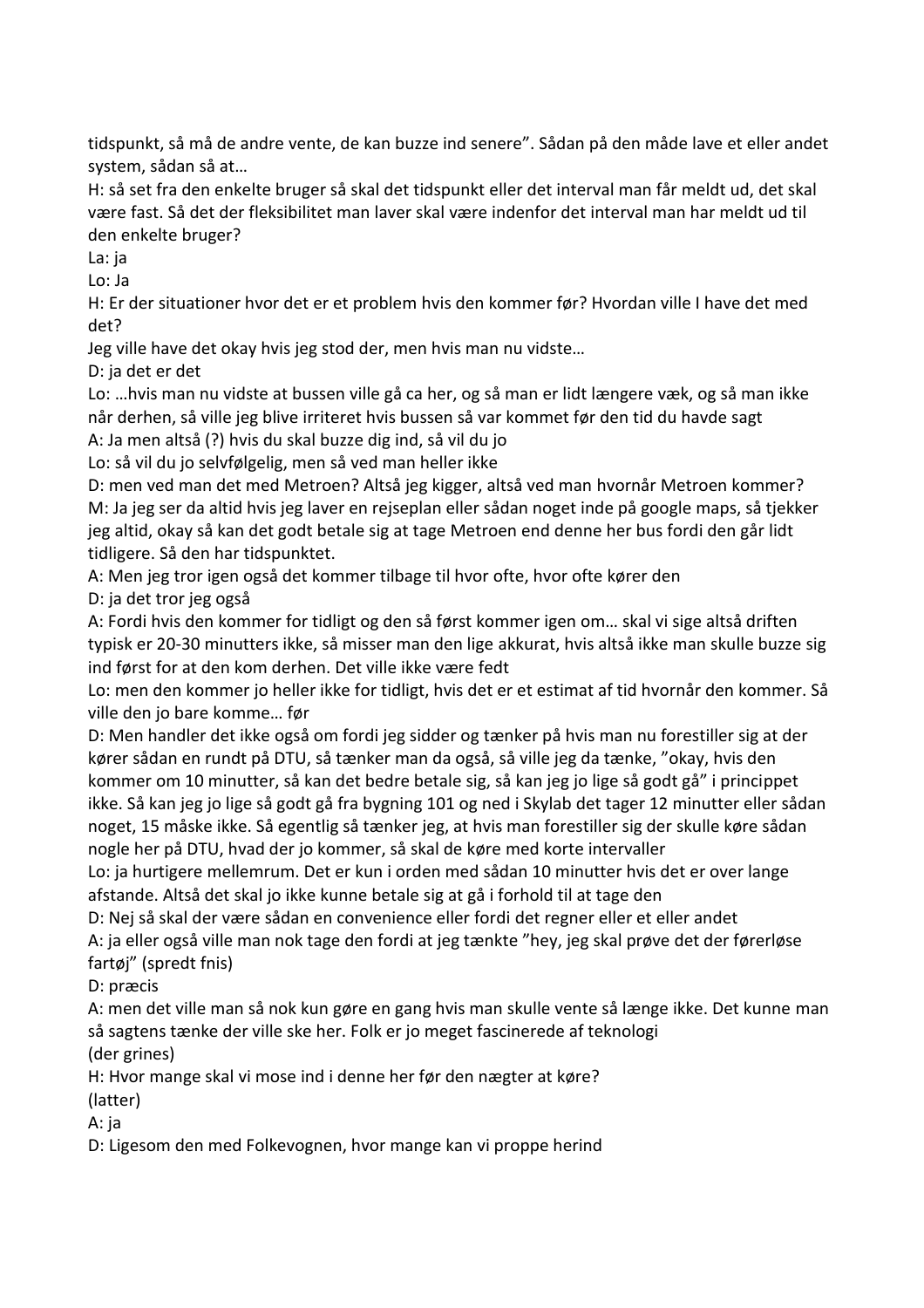tidspunkt, så må de andre vente, de kan buzze ind senere". Sådan på den måde lave et eller andet system, sådan så at…

H: så set fra den enkelte bruger så skal det tidspunkt eller det interval man får meldt ud, det skal være fast. Så det der fleksibilitet man laver skal være indenfor det interval man har meldt ud til den enkelte bruger?

La: ja

Lo: Ja

H: Er der situationer hvor det er et problem hvis den kommer før? Hvordan ville I have det med det?

Jeg ville have det okay hvis jeg stod der, men hvis man nu vidste…

D: ja det er det

Lo: …hvis man nu vidste at bussen ville gå ca her, og så man er lidt længere væk, og så man ikke når derhen, så ville jeg blive irriteret hvis bussen så var kommet før den tid du havde sagt

A: Ja men altså (?) hvis du skal buzze dig ind, så vil du jo

Lo: så vil du jo selvfølgelig, men så ved man heller ikke

D: men ved man det med Metroen? Altså jeg kigger, altså ved man hvornår Metroen kommer?

M: Ja jeg ser da altid hvis jeg laver en rejseplan eller sådan noget inde på google maps, så tjekker jeg altid, okay så kan det godt betale sig at tage Metroen end denne her bus fordi den går lidt tidligere. Så den har tidspunktet.

A: Men jeg tror igen også det kommer tilbage til hvor ofte, hvor ofte kører den

D: ja det tror jeg også

A: Fordi hvis den kommer for tidligt og den så først kommer igen om… skal vi sige altså driften typisk er 20-30 minutters ikke, så misser man den lige akkurat, hvis altså ikke man skulle buzze sig ind først for at den kom derhen. Det ville ikke være fedt

Lo: men den kommer jo heller ikke for tidligt, hvis det er et estimat af tid hvornår den kommer. Så ville den jo bare komme… før

D: Men handler det ikke også om fordi jeg sidder og tænker på hvis man nu forestiller sig at der kører sådan en rundt på DTU, så tænker man da også, så ville jeg da tænke, "okay, hvis den kommer om 10 minutter, så kan det bedre betale sig, så kan jeg jo lige så godt gå" i princippet ikke. Så kan jeg jo lige så godt gå fra bygning 101 og ned i Skylab det tager 12 minutter eller sådan noget, 15 måske ikke. Så egentlig så tænker jeg, at hvis man forestiller sig der skulle køre sådan nogle her på DTU, hvad der jo kommer, så skal de køre med korte intervaller

Lo: ja hurtigere mellemrum. Det er kun i orden med sådan 10 minutter hvis det er over lange afstande. Altså det skal jo ikke kunne betale sig at gå i forhold til at tage den

D: Nej så skal der være sådan en convenience eller fordi det regner eller et eller andet

A: ja eller også ville man nok tage den fordi at jeg tænkte "hey, jeg skal prøve det der førerløse fartøj" (spredt fnis)

D: præcis

A: men det ville man så nok kun gøre en gang hvis man skulle vente så længe ikke. Det kunne man så sagtens tænke der ville ske her. Folk er jo meget fascinerede af teknologi

(der grines)

H: Hvor mange skal vi mose ind i denne her før den nægter at køre?

(latter)

A: ja

D: Ligesom den med Folkevognen, hvor mange kan vi proppe herind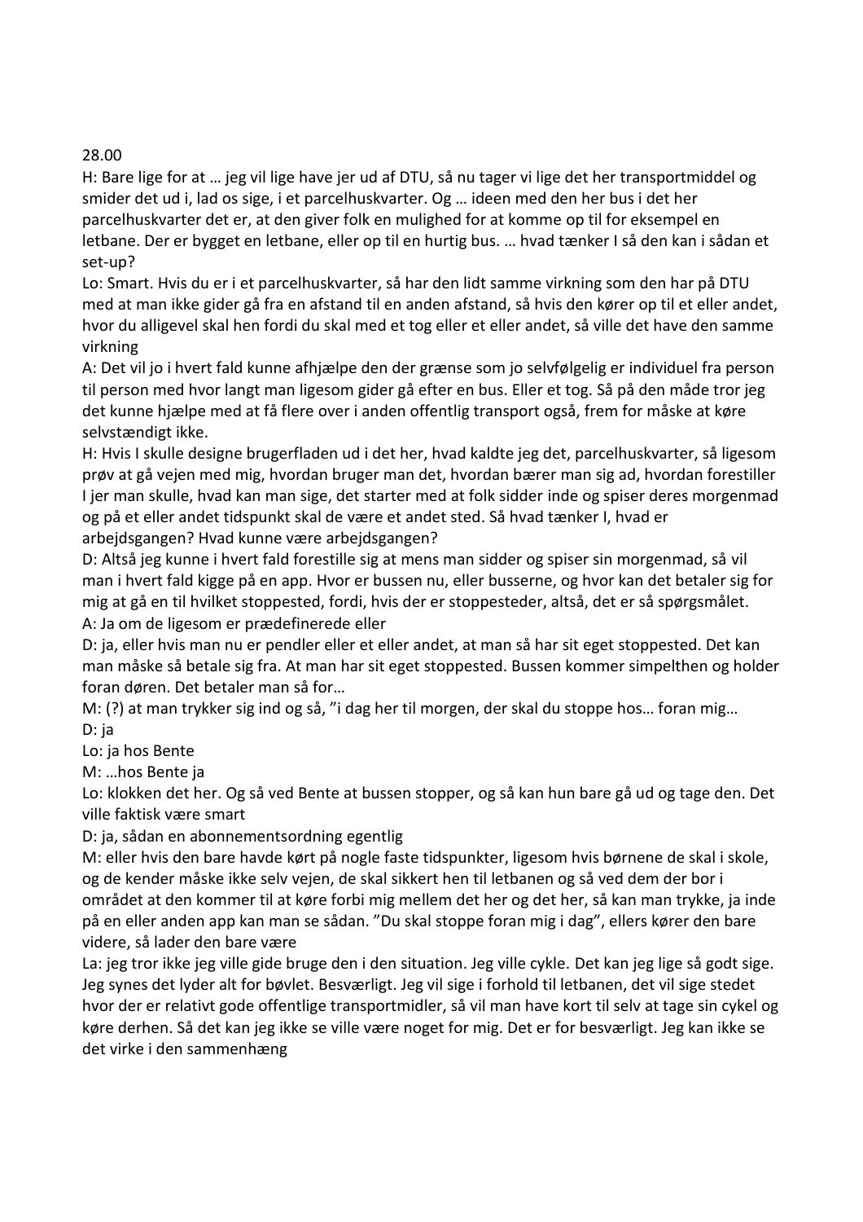28.00

H: Bare lige for at … jeg vil lige have jer ud af DTU, så nu tager vi lige det her transportmiddel og smider det ud i, lad os sige, i et parcelhuskvarter. Og … ideen med den her bus i det her parcelhuskvarter det er, at den giver folk en mulighed for at komme op til for eksempel en letbane. Der er bygget en letbane, eller op til en hurtig bus. … hvad tænker I så den kan i sådan et set-up?

Lo: Smart. Hvis du er i et parcelhuskvarter, så har den lidt samme virkning som den har på DTU med at man ikke gider gå fra en afstand til en anden afstand, så hvis den kører op til et eller andet, hvor du alligevel skal hen fordi du skal med et tog eller et eller andet, så ville det have den samme virkning

A: Det vil jo i hvert fald kunne afhjælpe den der grænse som jo selvfølgelig er individuel fra person til person med hvor langt man ligesom gider gå efter en bus. Eller et tog. Så på den måde tror jeg det kunne hjælpe med at få flere over i anden offentlig transport også, frem for måske at køre selvstændigt ikke.

H: Hvis I skulle designe brugerfladen ud i det her, hvad kaldte jeg det, parcelhuskvarter, så ligesom prøv at gå vejen med mig, hvordan bruger man det, hvordan bærer man sig ad, hvordan forestiller I jer man skulle, hvad kan man sige, det starter med at folk sidder inde og spiser deres morgenmad og på et eller andet tidspunkt skal de være et andet sted. Så hvad tænker I, hvad er arbejdsgangen? Hvad kunne være arbejdsgangen?

D: Altså jeg kunne i hvert fald forestille sig at mens man sidder og spiser sin morgenmad, så vil man i hvert fald kigge på en app. Hvor er bussen nu, eller busserne, og hvor kan det betaler sig for mig at gå en til hvilket stoppested, fordi, hvis der er stoppesteder, altså, det er så spørgsmålet.

A: Ja om de ligesom er prædefinerede eller

D: ja, eller hvis man nu er pendler eller et eller andet, at man så har sit eget stoppested. Det kan man måske så betale sig fra. At man har sit eget stoppested. Bussen kommer simpelthen og holder foran døren. Det betaler man så for…

M: (?) at man trykker sig ind og så, "i dag her til morgen, der skal du stoppe hos… foran mig…

D: ja

Lo: ja hos Bente

M: …hos Bente ja

Lo: klokken det her. Og så ved Bente at bussen stopper, og så kan hun bare gå ud og tage den. Det ville faktisk være smart

D: ja, sådan en abonnementsordning egentlig

M: eller hvis den bare havde kørt på nogle faste tidspunkter, ligesom hvis børnene de skal i skole, og de kender måske ikke selv vejen, de skal sikkert hen til letbanen og så ved dem der bor i området at den kommer til at køre forbi mig mellem det her og det her, så kan man trykke, ja inde på en eller anden app kan man se sådan. "Du skal stoppe foran mig i dag", ellers kører den bare videre, så lader den bare være

La: jeg tror ikke jeg ville gide bruge den i den situation. Jeg ville cykle. Det kan jeg lige så godt sige. Jeg synes det lyder alt for bøvlet. Besværligt. Jeg vil sige i forhold til letbanen, det vil sige stedet hvor der er relativt gode offentlige transportmidler, så vil man have kort til selv at tage sin cykel og køre derhen. Så det kan jeg ikke se ville være noget for mig. Det er for besværligt. Jeg kan ikke se det virke i den sammenhæng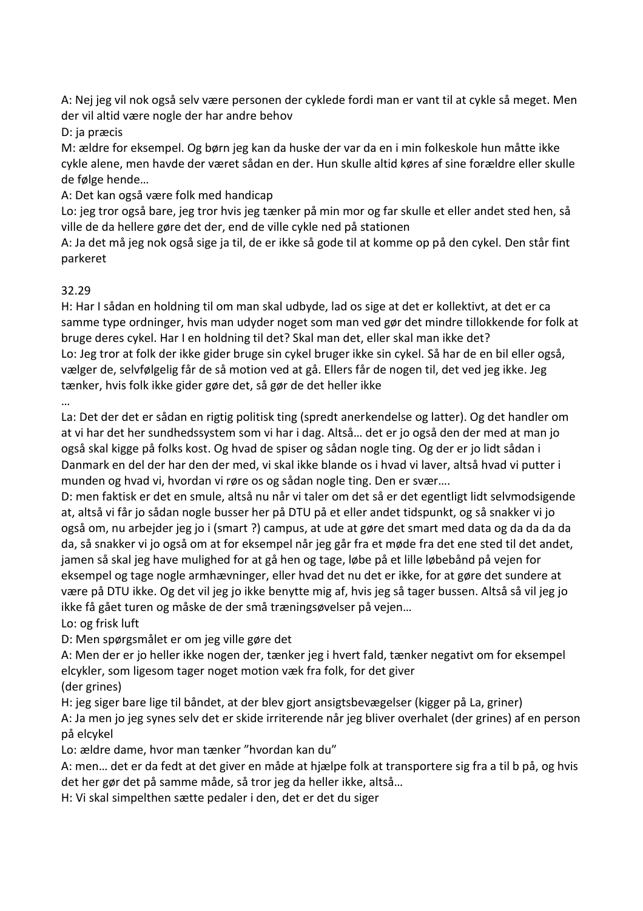A: Nej jeg vil nok også selv være personen der cyklede fordi man er vant til at cykle så meget. Men der vil altid være nogle der har andre behov

D: ja præcis

M: ældre for eksempel. Og børn jeg kan da huske der var da en i min folkeskole hun måtte ikke cykle alene, men havde der været sådan en der. Hun skulle altid køres af sine forældre eller skulle de følge hende…

A: Det kan også være folk med handicap

Lo: jeg tror også bare, jeg tror hvis jeg tænker på min mor og far skulle et eller andet sted hen, så ville de da hellere gøre det der, end de ville cykle ned på stationen

A: Ja det må jeg nok også sige ja til, de er ikke så gode til at komme op på den cykel. Den står fint parkeret

32.29

H: Har I sådan en holdning til om man skal udbyde, lad os sige at det er kollektivt, at det er ca samme type ordninger, hvis man udyder noget som man ved gør det mindre tillokkende for folk at bruge deres cykel. Har I en holdning til det? Skal man det, eller skal man ikke det?

Lo: Jeg tror at folk der ikke gider bruge sin cykel bruger ikke sin cykel. Så har de en bil eller også, vælger de, selvfølgelig får de så motion ved at gå. Ellers får de nogen til, det ved jeg ikke. Jeg tænker, hvis folk ikke gider gøre det, så gør de det heller ikke

…

La: Det der det er sådan en rigtig politisk ting (spredt anerkendelse og latter). Og det handler om at vi har det her sundhedssystem som vi har i dag. Altså… det er jo også den der med at man jo også skal kigge på folks kost. Og hvad de spiser og sådan nogle ting. Og der er jo lidt sådan i Danmark en del der har den der med, vi skal ikke blande os i hvad vi laver, altså hvad vi putter i munden og hvad vi, hvordan vi røre os og sådan nogle ting. Den er svær….

D: men faktisk er det en smule, altså nu når vi taler om det så er det egentligt lidt selvmodsigende at, altså vi får jo sådan nogle busser her på DTU på et eller andet tidspunkt, og så snakker vi jo også om, nu arbejder jeg jo i (smart ?) campus, at ude at gøre det smart med data og da da da da da, så snakker vi jo også om at for eksempel når jeg går fra et møde fra det ene sted til det andet, jamen så skal jeg have mulighed for at gå hen og tage, løbe på et lille løbebånd på vejen for eksempel og tage nogle armhævninger, eller hvad det nu det er ikke, for at gøre det sundere at være på DTU ikke. Og det vil jeg jo ikke benytte mig af, hvis jeg så tager bussen. Altså så vil jeg jo ikke få gået turen og måske de der små træningsøvelser på vejen…

Lo: og frisk luft

D: Men spørgsmålet er om jeg ville gøre det

A: Men der er jo heller ikke nogen der, tænker jeg i hvert fald, tænker negativt om for eksempel elcykler, som ligesom tager noget motion væk fra folk, for det giver

(der grines)

H: jeg siger bare lige til båndet, at der blev gjort ansigtsbevægelser (kigger på La, griner)

A: Ja men jo jeg synes selv det er skide irriterende når jeg bliver overhalet (der grines) af en person på elcykel

Lo: ældre dame, hvor man tænker "hvordan kan du"

A: men… det er da fedt at det giver en måde at hjælpe folk at transportere sig fra a til b på, og hvis det her gør det på samme måde, så tror jeg da heller ikke, altså…

H: Vi skal simpelthen sætte pedaler i den, det er det du siger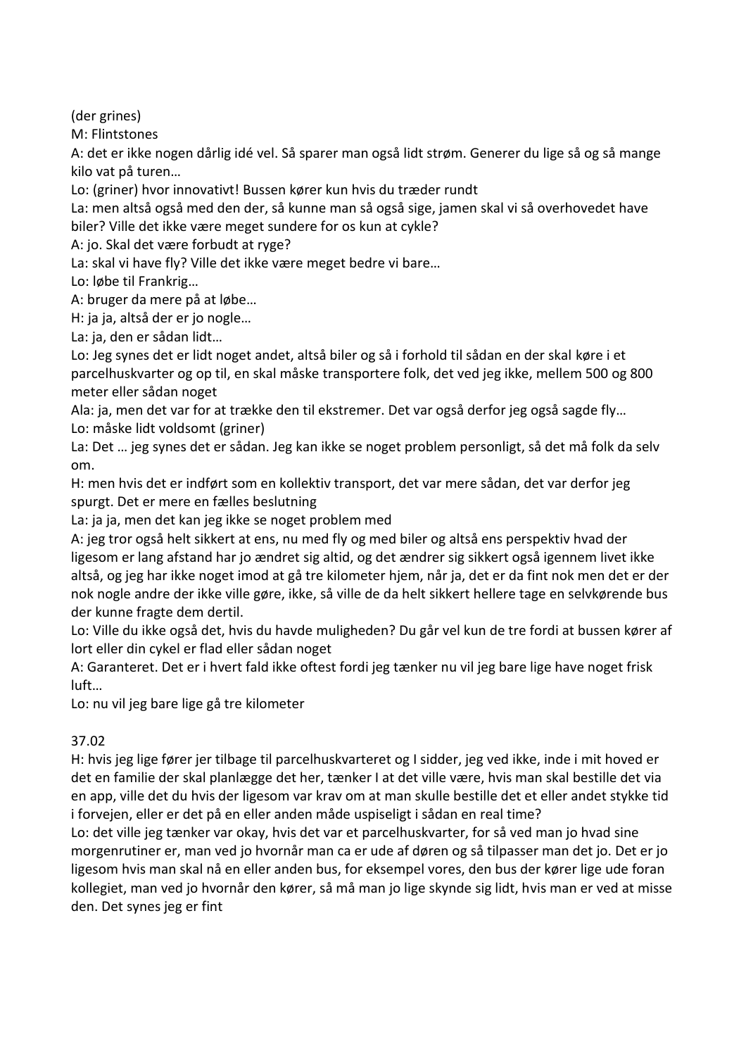(der grines)

M: Flintstones

A: det er ikke nogen dårlig idé vel. Så sparer man også lidt strøm. Generer du lige så og så mange kilo vat på turen…

Lo: (griner) hvor innovativt! Bussen kører kun hvis du træder rundt

La: men altså også med den der, så kunne man så også sige, jamen skal vi så overhovedet have biler? Ville det ikke være meget sundere for os kun at cykle?

A: jo. Skal det være forbudt at ryge?

La: skal vi have fly? Ville det ikke være meget bedre vi bare…

Lo: løbe til Frankrig…

A: bruger da mere på at løbe…

H: ja ja, altså der er jo nogle…

La: ja, den er sådan lidt…

Lo: Jeg synes det er lidt noget andet, altså biler og så i forhold til sådan en der skal køre i et parcelhuskvarter og op til, en skal måske transportere folk, det ved jeg ikke, mellem 500 og 800 meter eller sådan noget

Ala: ja, men det var for at trække den til ekstremer. Det var også derfor jeg også sagde fly…

Lo: måske lidt voldsomt (griner)

La: Det … jeg synes det er sådan. Jeg kan ikke se noget problem personligt, så det må folk da selv om.

H: men hvis det er indført som en kollektiv transport, det var mere sådan, det var derfor jeg spurgt. Det er mere en fælles beslutning

La: ja ja, men det kan jeg ikke se noget problem med

A: jeg tror også helt sikkert at ens, nu med fly og med biler og altså ens perspektiv hvad der ligesom er lang afstand har jo ændret sig altid, og det ændrer sig sikkert også igennem livet ikke altså, og jeg har ikke noget imod at gå tre kilometer hjem, når ja, det er da fint nok men det er der nok nogle andre der ikke ville gøre, ikke, så ville de da helt sikkert hellere tage en selvkørende bus der kunne fragte dem dertil.

Lo: Ville du ikke også det, hvis du havde muligheden? Du går vel kun de tre fordi at bussen kører af lort eller din cykel er flad eller sådan noget

A: Garanteret. Det er i hvert fald ikke oftest fordi jeg tænker nu vil jeg bare lige have noget frisk luft…

Lo: nu vil jeg bare lige gå tre kilometer

37.02

H: hvis jeg lige fører jer tilbage til parcelhuskvarteret og I sidder, jeg ved ikke, inde i mit hoved er det en familie der skal planlægge det her, tænker I at det ville være, hvis man skal bestille det via en app, ville det du hvis der ligesom var krav om at man skulle bestille det et eller andet stykke tid i forvejen, eller er det på en eller anden måde uspiseligt i sådan en real time?

Lo: det ville jeg tænker var okay, hvis det var et parcelhuskvarter, for så ved man jo hvad sine morgenrutiner er, man ved jo hvornår man ca er ude af døren og så tilpasser man det jo. Det er jo ligesom hvis man skal nå en eller anden bus, for eksempel vores, den bus der kører lige ude foran kollegiet, man ved jo hvornår den kører, så må man jo lige skynde sig lidt, hvis man er ved at misse den. Det synes jeg er fint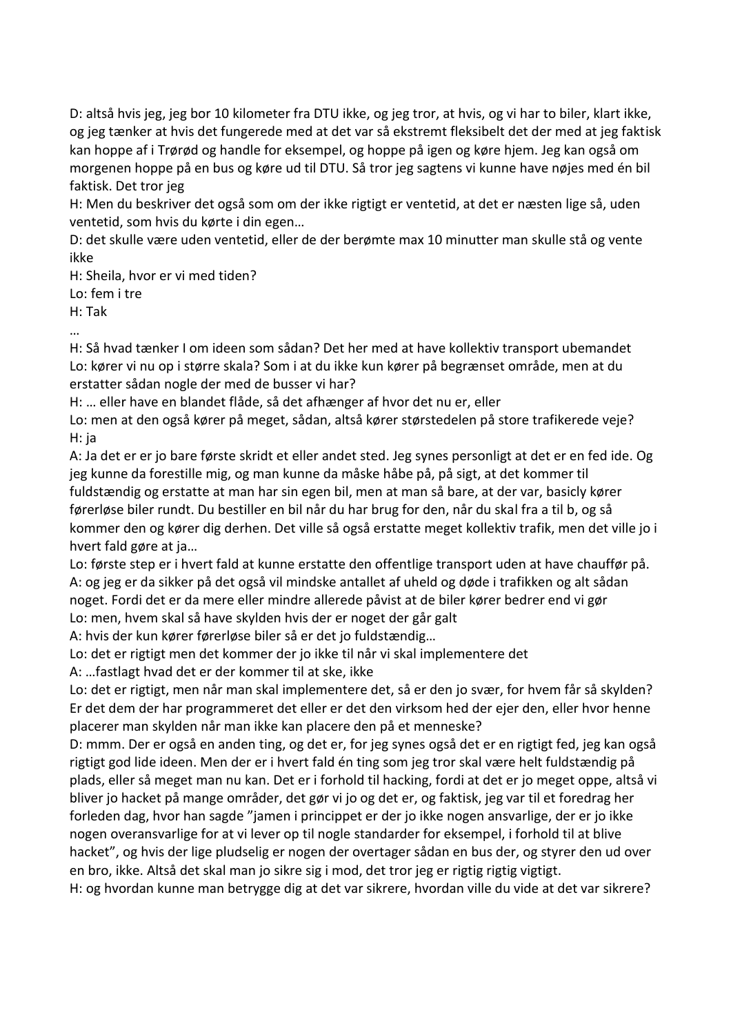D: altså hvis jeg, jeg bor 10 kilometer fra DTU ikke, og jeg tror, at hvis, og vi har to biler, klart ikke, og jeg tænker at hvis det fungerede med at det var så ekstremt fleksibelt det der med at jeg faktisk kan hoppe af i Trørød og handle for eksempel, og hoppe på igen og køre hjem. Jeg kan også om morgenen hoppe på en bus og køre ud til DTU. Så tror jeg sagtens vi kunne have nøjes med én bil faktisk. Det tror jeg

H: Men du beskriver det også som om der ikke rigtigt er ventetid, at det er næsten lige så, uden ventetid, som hvis du kørte i din egen…

D: det skulle være uden ventetid, eller de der berømte max 10 minutter man skulle stå og vente ikke

H: Sheila, hvor er vi med tiden?

Lo: fem i tre

H: Tak

…

H: Så hvad tænker I om ideen som sådan? Det her med at have kollektiv transport ubemandet

Lo: kører vi nu op i større skala? Som i at du ikke kun kører på begrænset område, men at du erstatter sådan nogle der med de busser vi har?

H: … eller have en blandet flåde, så det afhænger af hvor det nu er, eller

Lo: men at den også kører på meget, sådan, altså kører størstedelen på store trafikerede veje?

H: ja

A: Ja det er er jo bare første skridt et eller andet sted. Jeg synes personligt at det er en fed ide. Og jeg kunne da forestille mig, og man kunne da måske håbe på, på sigt, at det kommer til fuldstændig og erstatte at man har sin egen bil, men at man så bare, at der var, basicly kører førerløse biler rundt. Du bestiller en bil når du har brug for den, når du skal fra a til b, og så kommer den og kører dig derhen. Det ville så også erstatte meget kollektiv trafik, men det ville jo i hvert fald gøre at ja…

Lo: første step er i hvert fald at kunne erstatte den offentlige transport uden at have chauffør på.

A: og jeg er da sikker på det også vil mindske antallet af uheld og døde i trafikken og alt sådan noget. Fordi det er da mere eller mindre allerede påvist at de biler kører bedrer end vi gør

Lo: men, hvem skal så have skylden hvis der er noget der går galt

A: hvis der kun kører førerløse biler så er det jo fuldstændig…

Lo: det er rigtigt men det kommer der jo ikke til når vi skal implementere det

A: …fastlagt hvad det er der kommer til at ske, ikke

Lo: det er rigtigt, men når man skal implementere det, så er den jo svær, for hvem får så skylden? Er det dem der har programmeret det eller er det den virksom hed der ejer den, eller hvor henne placerer man skylden når man ikke kan placere den på et menneske?

D: mmm. Der er også en anden ting, og det er, for jeg synes også det er en rigtigt fed, jeg kan også rigtigt god lide ideen. Men der er i hvert fald én ting som jeg tror skal være helt fuldstændig på plads, eller så meget man nu kan. Det er i forhold til hacking, fordi at det er jo meget oppe, altså vi bliver jo hacket på mange områder, det gør vi jo og det er, og faktisk, jeg var til et foredrag her forleden dag, hvor han sagde "jamen i princippet er der jo ikke nogen ansvarlige, der er jo ikke nogen overansvarlige for at vi lever op til nogle standarder for eksempel, i forhold til at blive hacket", og hvis der lige pludselig er nogen der overtager sådan en bus der, og styrer den ud over en bro, ikke. Altså det skal man jo sikre sig i mod, det tror jeg er rigtig rigtig vigtigt.

H: og hvordan kunne man betrygge dig at det var sikrere, hvordan ville du vide at det var sikrere?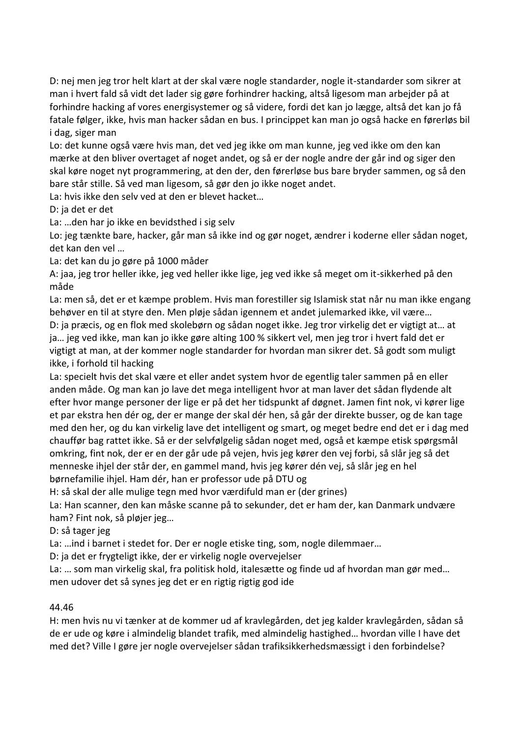D: nej men jeg tror helt klart at der skal være nogle standarder, nogle it-standarder som sikrer at man i hvert fald så vidt det lader sig gøre forhindrer hacking, altså ligesom man arbejder på at forhindre hacking af vores energisystemer og så videre, fordi det kan jo lægge, altså det kan jo få fatale følger, ikke, hvis man hacker sådan en bus. I princippet kan man jo også hacke en førerløs bil i dag, siger man

Lo: det kunne også være hvis man, det ved jeg ikke om man kunne, jeg ved ikke om den kan mærke at den bliver overtaget af noget andet, og så er der nogle andre der går ind og siger den skal køre noget nyt programmering, at den der, den førerløse bus bare bryder sammen, og så den bare står stille. Så ved man ligesom, så gør den jo ikke noget andet.

La: hvis ikke den selv ved at den er blevet hacket…

D: ja det er det

La: …den har jo ikke en bevidsthed i sig selv

Lo: jeg tænkte bare, hacker, går man så ikke ind og gør noget, ændrer i koderne eller sådan noget, det kan den vel …

La: det kan du jo gøre på 1000 måder

A: jaa, jeg tror heller ikke, jeg ved heller ikke lige, jeg ved ikke så meget om it-sikkerhed på den måde

La: men så, det er et kæmpe problem. Hvis man forestiller sig Islamisk stat når nu man ikke engang behøver en til at styre den. Men pløje sådan igennem et andet julemarked ikke, vil være…

D: ja præcis, og en flok med skolebørn og sådan noget ikke. Jeg tror virkelig det er vigtigt at… at ja… jeg ved ikke, man kan jo ikke gøre alting 100 % sikkert vel, men jeg tror i hvert fald det er vigtigt at man, at der kommer nogle standarder for hvordan man sikrer det. Så godt som muligt ikke, i forhold til hacking

La: specielt hvis det skal være et eller andet system hvor de egentlig taler sammen på en eller anden måde. Og man kan jo lave det mega intelligent hvor at man laver det sådan flydende alt efter hvor mange personer der lige er på det her tidspunkt af døgnet. Jamen fint nok, vi kører lige et par ekstra hen dér og, der er mange der skal dér hen, så går der direkte busser, og de kan tage med den her, og du kan virkelig lave det intelligent og smart, og meget bedre end det er i dag med chauffør bag rattet ikke. Så er der selvfølgelig sådan noget med, også et kæmpe etisk spørgsmål omkring, fint nok, der er en der går ude på vejen, hvis jeg kører den vej forbi, så slår jeg så det menneske ihjel der står der, en gammel mand, hvis jeg kører dén vej, så slår jeg en hel børnefamilie ihjel. Ham dér, han er professor ude på DTU og

H: så skal der alle mulige tegn med hvor værdifuld man er (der grines)

La: Han scanner, den kan måske scanne på to sekunder, det er ham der, kan Danmark undvære ham? Fint nok, så pløjer jeg…

D: så tager jeg

La: …ind i barnet i stedet for. Der er nogle etiske ting, som, nogle dilemmaer…

D: ja det er frygteligt ikke, der er virkelig nogle overvejelser

La: … som man virkelig skal, fra politisk hold, italesætte og finde ud af hvordan man gør med… men udover det så synes jeg det er en rigtig rigtig god ide

44.46

H: men hvis nu vi tænker at de kommer ud af kravlegården, det jeg kalder kravlegården, sådan så de er ude og køre i almindelig blandet trafik, med almindelig hastighed… hvordan ville I have det med det? Ville I gøre jer nogle overvejelser sådan trafiksikkerhedsmæssigt i den forbindelse?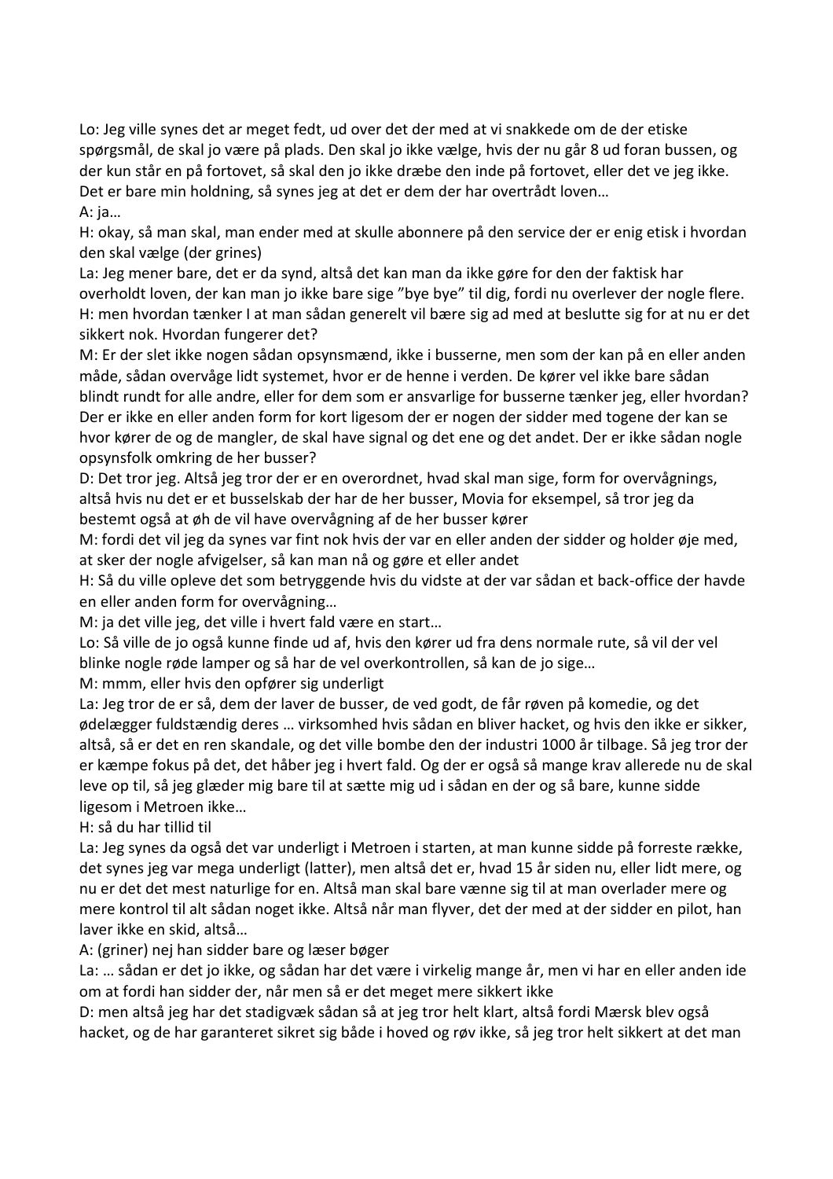Lo: Jeg ville synes det ar meget fedt, ud over det der med at vi snakkede om de der etiske spørgsmål, de skal jo være på plads. Den skal jo ikke vælge, hvis der nu går 8 ud foran bussen, og der kun står en på fortovet, så skal den jo ikke dræbe den inde på fortovet, eller det ve jeg ikke. Det er bare min holdning, så synes jeg at det er dem der har overtrådt loven…

A: ja…

H: okay, så man skal, man ender med at skulle abonnere på den service der er enig etisk i hvordan den skal vælge (der grines)

La: Jeg mener bare, det er da synd, altså det kan man da ikke gøre for den der faktisk har overholdt loven, der kan man jo ikke bare sige "bye bye" til dig, fordi nu overlever der nogle flere.

H: men hvordan tænker I at man sådan generelt vil bære sig ad med at beslutte sig for at nu er det sikkert nok. Hvordan fungerer det?

M: Er der slet ikke nogen sådan opsynsmænd, ikke i busserne, men som der kan på en eller anden måde, sådan overvåge lidt systemet, hvor er de henne i verden. De kører vel ikke bare sådan blindt rundt for alle andre, eller for dem som er ansvarlige for busserne tænker jeg, eller hvordan? Der er ikke en eller anden form for kort ligesom der er nogen der sidder med togene der kan se hvor kører de og de mangler, de skal have signal og det ene og det andet. Der er ikke sådan nogle opsynsfolk omkring de her busser?

D: Det tror jeg. Altså jeg tror der er en overordnet, hvad skal man sige, form for overvågnings, altså hvis nu det er et busselskab der har de her busser, Movia for eksempel, så tror jeg da bestemt også at øh de vil have overvågning af de her busser kører

M: fordi det vil jeg da synes var fint nok hvis der var en eller anden der sidder og holder øje med, at sker der nogle afvigelser, så kan man nå og gøre et eller andet

H: Så du ville opleve det som betryggende hvis du vidste at der var sådan et back-office der havde en eller anden form for overvågning…

M: ja det ville jeg, det ville i hvert fald være en start…

Lo: Så ville de jo også kunne finde ud af, hvis den kører ud fra dens normale rute, så vil der vel blinke nogle røde lamper og så har de vel overkontrollen, så kan de jo sige…

M: mmm, eller hvis den opfører sig underligt

La: Jeg tror de er så, dem der laver de busser, de ved godt, de får røven på komedie, og det ødelægger fuldstændig deres … virksomhed hvis sådan en bliver hacket, og hvis den ikke er sikker, altså, så er det en ren skandale, og det ville bombe den der industri 1000 år tilbage. Så jeg tror der er kæmpe fokus på det, det håber jeg i hvert fald. Og der er også så mange krav allerede nu de skal leve op til, så jeg glæder mig bare til at sætte mig ud i sådan en der og så bare, kunne sidde ligesom i Metroen ikke…

H: så du har tillid til

La: Jeg synes da også det var underligt i Metroen i starten, at man kunne sidde på forreste række, det synes jeg var mega underligt (latter), men altså det er, hvad 15 år siden nu, eller lidt mere, og nu er det det mest naturlige for en. Altså man skal bare vænne sig til at man overlader mere og mere kontrol til alt sådan noget ikke. Altså når man flyver, det der med at der sidder en pilot, han laver ikke en skid, altså…

A: (griner) nej han sidder bare og læser bøger

La: … sådan er det jo ikke, og sådan har det være i virkelig mange år, men vi har en eller anden ide om at fordi han sidder der, når men så er det meget mere sikkert ikke

D: men altså jeg har det stadigvæk sådan så at jeg tror helt klart, altså fordi Mærsk blev også hacket, og de har garanteret sikret sig både i hoved og røv ikke, så jeg tror helt sikkert at det man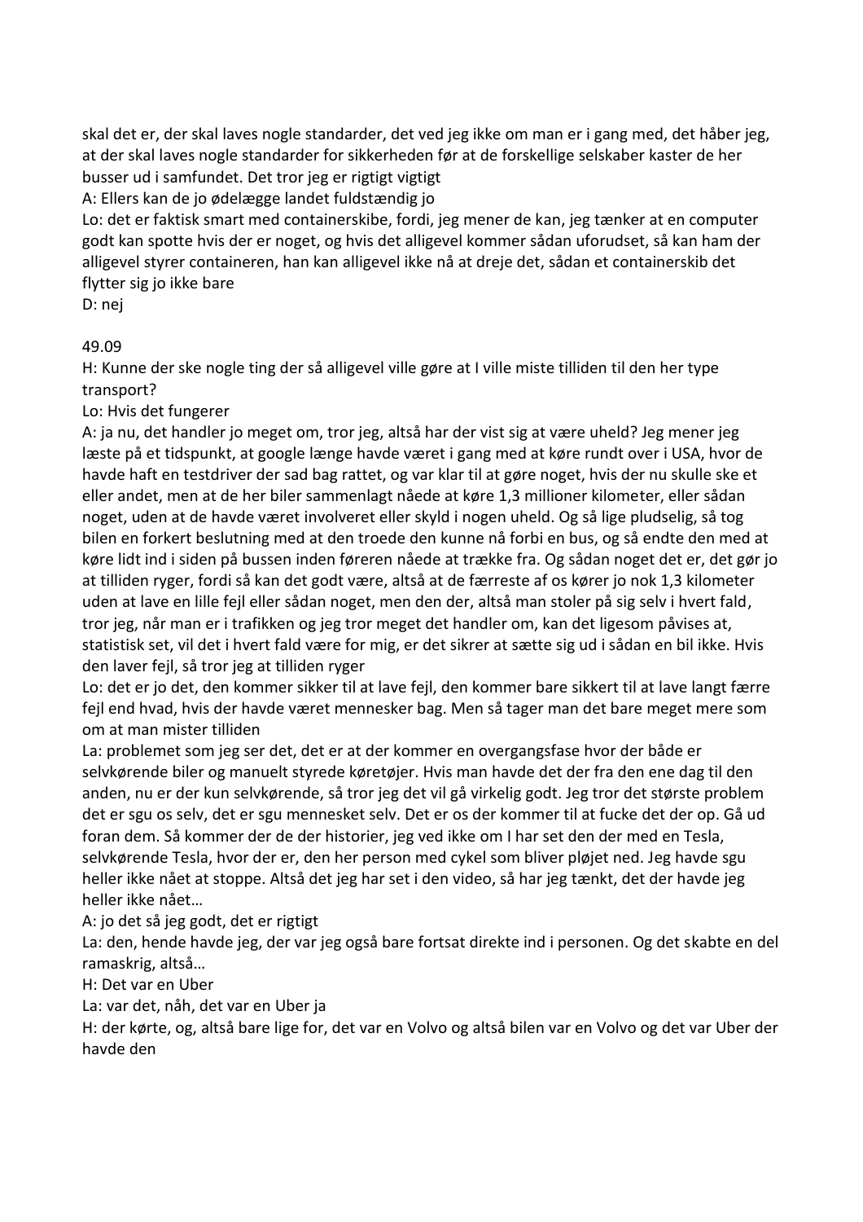skal det er, der skal laves nogle standarder, det ved jeg ikke om man er i gang med, det håber jeg, at der skal laves nogle standarder for sikkerheden før at de forskellige selskaber kaster de her busser ud i samfundet. Det tror jeg er rigtigt vigtigt

A: Ellers kan de jo ødelægge landet fuldstændig jo

Lo: det er faktisk smart med containerskibe, fordi, jeg mener de kan, jeg tænker at en computer godt kan spotte hvis der er noget, og hvis det alligevel kommer sådan uforudset, så kan ham der alligevel styrer containeren, han kan alligevel ikke nå at dreje det, sådan et containerskib det flytter sig jo ikke bare

D: nej

49.09

H: Kunne der ske nogle ting der så alligevel ville gøre at I ville miste tilliden til den her type transport?

Lo: Hvis det fungerer

A: ja nu, det handler jo meget om, tror jeg, altså har der vist sig at være uheld? Jeg mener jeg læste på et tidspunkt, at google længe havde været i gang med at køre rundt over i USA, hvor de havde haft en testdriver der sad bag rattet, og var klar til at gøre noget, hvis der nu skulle ske et eller andet, men at de her biler sammenlagt nåede at køre 1,3 millioner kilometer, eller sådan noget, uden at de havde været involveret eller skyld i nogen uheld. Og så lige pludselig, så tog bilen en forkert beslutning med at den troede den kunne nå forbi en bus, og så endte den med at køre lidt ind i siden på bussen inden føreren nåede at trække fra. Og sådan noget det er, det gør jo at tilliden ryger, fordi så kan det godt være, altså at de færreste af os kører jo nok 1,3 kilometer uden at lave en lille fejl eller sådan noget, men den der, altså man stoler på sig selv i hvert fald, tror jeg, når man er i trafikken og jeg tror meget det handler om, kan det ligesom påvises at, statistisk set, vil det i hvert fald være for mig, er det sikrer at sætte sig ud i sådan en bil ikke. Hvis den laver fejl, så tror jeg at tilliden ryger

Lo: det er jo det, den kommer sikker til at lave fejl, den kommer bare sikkert til at lave langt færre fejl end hvad, hvis der havde været mennesker bag. Men så tager man det bare meget mere som om at man mister tilliden

La: problemet som jeg ser det, det er at der kommer en overgangsfase hvor der både er selvkørende biler og manuelt styrede køretøjer. Hvis man havde det der fra den ene dag til den anden, nu er der kun selvkørende, så tror jeg det vil gå virkelig godt. Jeg tror det største problem det er sgu os selv, det er sgu mennesket selv. Det er os der kommer til at fucke det der op. Gå ud foran dem. Så kommer der de der historier, jeg ved ikke om I har set den der med en Tesla, selvkørende Tesla, hvor der er, den her person med cykel som bliver pløjet ned. Jeg havde sgu heller ikke nået at stoppe. Altså det jeg har set i den video, så har jeg tænkt, det der havde jeg heller ikke nået…

A: jo det så jeg godt, det er rigtigt

La: den, hende havde jeg, der var jeg også bare fortsat direkte ind i personen. Og det skabte en del ramaskrig, altså…

H: Det var en Uber

La: var det, nåh, det var en Uber ja

H: der kørte, og, altså bare lige for, det var en Volvo og altså bilen var en Volvo og det var Uber der havde den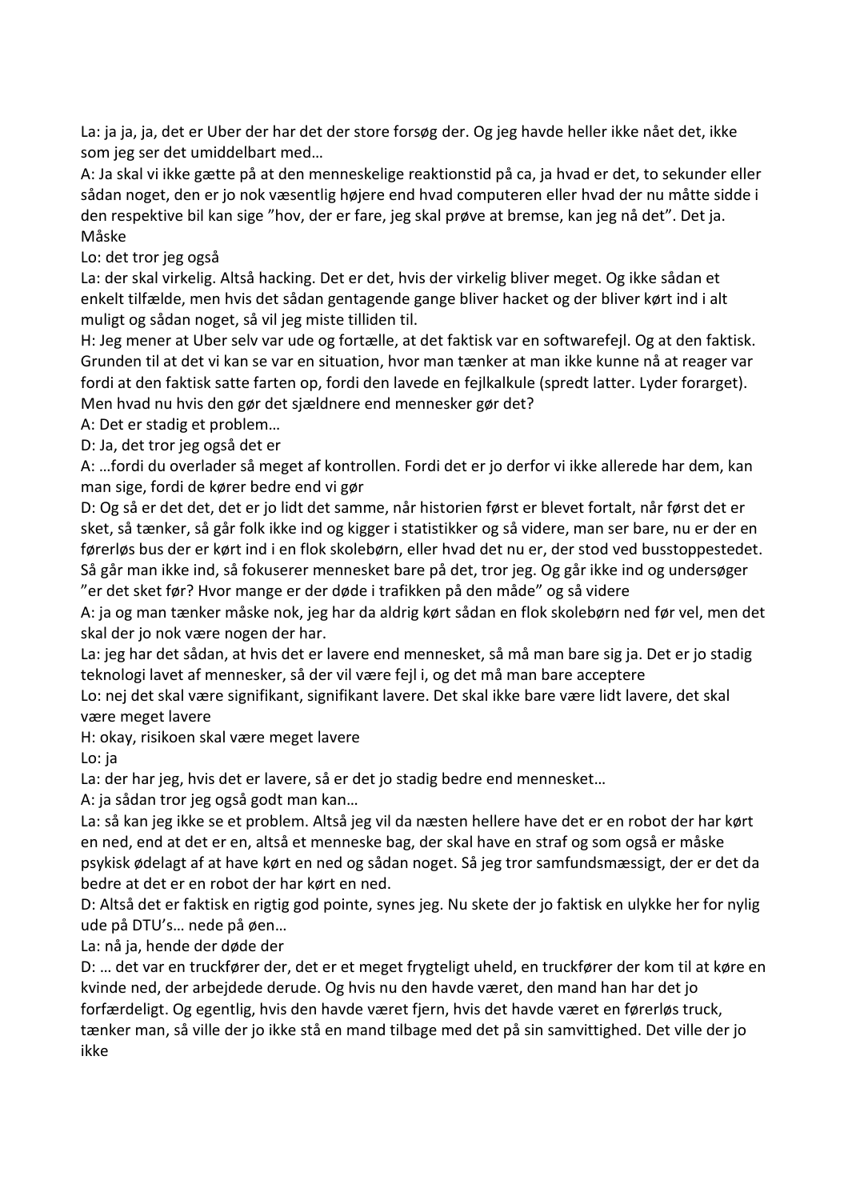La: ja ja, ja, det er Uber der har det der store forsøg der. Og jeg havde heller ikke nået det, ikke som jeg ser det umiddelbart med…

A: Ja skal vi ikke gætte på at den menneskelige reaktionstid på ca, ja hvad er det, to sekunder eller sådan noget, den er jo nok væsentlig højere end hvad computeren eller hvad der nu måtte sidde i den respektive bil kan sige "hov, der er fare, jeg skal prøve at bremse, kan jeg nå det". Det ja. Måske

Lo: det tror jeg også

La: der skal virkelig. Altså hacking. Det er det, hvis der virkelig bliver meget. Og ikke sådan et enkelt tilfælde, men hvis det sådan gentagende gange bliver hacket og der bliver kørt ind i alt muligt og sådan noget, så vil jeg miste tilliden til.

H: Jeg mener at Uber selv var ude og fortælle, at det faktisk var en softwarefejl. Og at den faktisk. Grunden til at det vi kan se var en situation, hvor man tænker at man ikke kunne nå at reager var fordi at den faktisk satte farten op, fordi den lavede en fejlkalkule (spredt latter. Lyder forarget). Men hvad nu hvis den gør det sjældnere end mennesker gør det?

A: Det er stadig et problem…

D: Ja, det tror jeg også det er

A: …fordi du overlader så meget af kontrollen. Fordi det er jo derfor vi ikke allerede har dem, kan man sige, fordi de kører bedre end vi gør

D: Og så er det det, det er jo lidt det samme, når historien først er blevet fortalt, når først det er sket, så tænker, så går folk ikke ind og kigger i statistikker og så videre, man ser bare, nu er der en førerløs bus der er kørt ind i en flok skolebørn, eller hvad det nu er, der stod ved busstoppestedet. Så går man ikke ind, så fokuserer mennesket bare på det, tror jeg. Og går ikke ind og undersøger "er det sket før? Hvor mange er der døde i trafikken på den måde" og så videre

A: ja og man tænker måske nok, jeg har da aldrig kørt sådan en flok skolebørn ned før vel, men det skal der jo nok være nogen der har.

La: jeg har det sådan, at hvis det er lavere end mennesket, så må man bare sig ja. Det er jo stadig teknologi lavet af mennesker, så der vil være fejl i, og det må man bare acceptere

Lo: nej det skal være signifikant, signifikant lavere. Det skal ikke bare være lidt lavere, det skal være meget lavere

H: okay, risikoen skal være meget lavere

Lo: ja

La: der har jeg, hvis det er lavere, så er det jo stadig bedre end mennesket…

A: ja sådan tror jeg også godt man kan…

La: så kan jeg ikke se et problem. Altså jeg vil da næsten hellere have det er en robot der har kørt en ned, end at det er en, altså et menneske bag, der skal have en straf og som også er måske psykisk ødelagt af at have kørt en ned og sådan noget. Så jeg tror samfundsmæssigt, der er det da bedre at det er en robot der har kørt en ned.

D: Altså det er faktisk en rigtig god pointe, synes jeg. Nu skete der jo faktisk en ulykke her for nylig ude på DTU's… nede på øen…

La: nå ja, hende der døde der

D: … det var en truckfører der, det er et meget frygteligt uheld, en truckfører der kom til at køre en kvinde ned, der arbejdede derude. Og hvis nu den havde været, den mand han har det jo forfærdeligt. Og egentlig, hvis den havde været fjern, hvis det havde været en førerløs truck, tænker man, så ville der jo ikke stå en mand tilbage med det på sin samvittighed. Det ville der jo ikke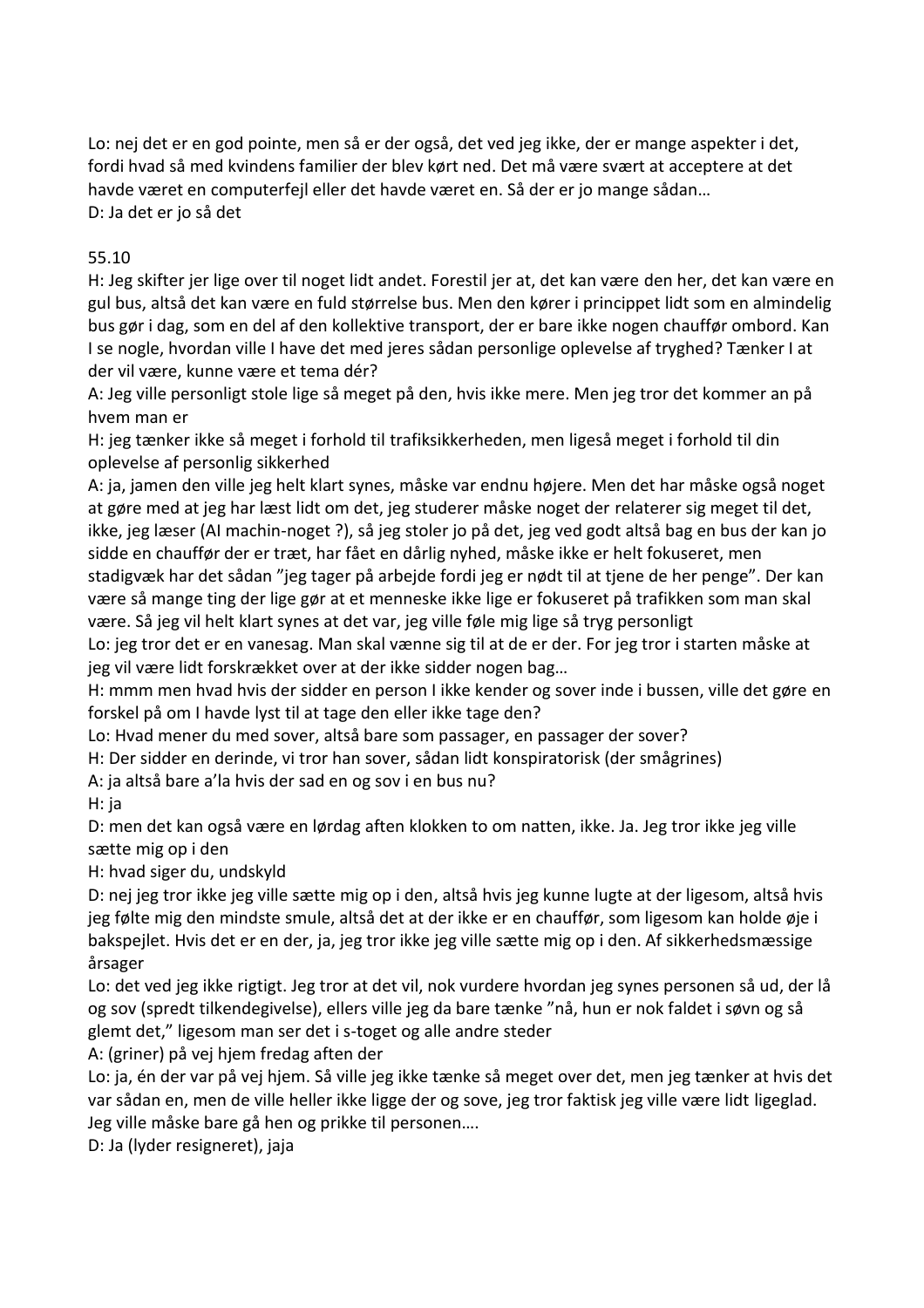Lo: nej det er en god pointe, men så er der også, det ved jeg ikke, der er mange aspekter i det, fordi hvad så med kvindens familier der blev kørt ned. Det må være svært at acceptere at det havde været en computerfejl eller det havde været en. Så der er jo mange sådan…
D: Ja det er jo så det

55.10
H: Jeg skifter jer lige over til noget lidt andet. Forestil jer at, det kan være den her, det kan være en gul bus, altså det kan være en fuld størrelse bus. Men den kører i princippet lidt som en almindelig bus gør i dag, som en del af den kollektive transport, der er bare ikke nogen chauffør ombord. Kan I se nogle, hvordan ville I have det med jeres sådan personlige oplevelse af tryghed? Tænker I at der vil være, kunne være et tema dér?
A: Jeg ville personligt stole lige så meget på den, hvis ikke mere. Men jeg tror det kommer an på hvem man er
H: jeg tænker ikke så meget i forhold til trafiksikkerheden, men ligeså meget i forhold til din oplevelse af personlig sikkerhed
A: ja, jamen den ville jeg helt klart synes, måske var endnu højere. Men det har måske også noget at gøre med at jeg har læst lidt om det, jeg studerer måske noget der relaterer sig meget til det, ikke, jeg læser (AI machin-noget ?), så jeg stoler jo på det, jeg ved godt altså bag en bus der kan jo sidde en chauffør der er træt, har fået en dårlig nyhed, måske ikke er helt fokuseret, men stadigvæk har det sådan "jeg tager på arbejde fordi jeg er nødt til at tjene de her penge". Der kan være så mange ting der lige gør at et menneske ikke lige er fokuseret på trafikken som man skal være. Så jeg vil helt klart synes at det var, jeg ville føle mig lige så tryg personligt
Lo: jeg tror det er en vanesag. Man skal vænne sig til at de er der. For jeg tror i starten måske at jeg vil være lidt forskrækket over at der ikke sidder nogen bag…
H: mmm men hvad hvis der sidder en person I ikke kender og sover inde i bussen, ville det gøre en forskel på om I havde lyst til at tage den eller ikke tage den?
Lo: Hvad mener du med sover, altså bare som passager, en passager der sover?
H: Der sidder en derinde, vi tror han sover, sådan lidt konspiratorisk (der smågrines)
A: ja altså bare a'la hvis der sad en og sov i en bus nu?
H: ja
D: men det kan også være en lørdag aften klokken to om natten, ikke. Ja. Jeg tror ikke jeg ville sætte mig op i den
H: hvad siger du, undskyld
D: nej jeg tror ikke jeg ville sætte mig op i den, altså hvis jeg kunne lugte at der ligesom, altså hvis jeg følte mig den mindste smule, altså det at der ikke er en chauffør, som ligesom kan holde øje i bakspejlet. Hvis det er en der, ja, jeg tror ikke jeg ville sætte mig op i den. Af sikkerhedsmæssige årsager
Lo: det ved jeg ikke rigtigt. Jeg tror at det vil, nok vurdere hvordan jeg synes personen så ud, der lå og sov (spredt tilkendegivelse), ellers ville jeg da bare tænke "nå, hun er nok faldet i søvn og så glemt det," ligesom man ser det i s-toget og alle andre steder
A: (griner) på vej hjem fredag aften der
Lo: ja, én der var på vej hjem. Så ville jeg ikke tænke så meget over det, men jeg tænker at hvis det var sådan en, men de ville heller ikke ligge der og sove, jeg tror faktisk jeg ville være lidt ligeglad. Jeg ville måske bare gå hen og prikke til personen….
D: Ja (lyder resigneret), jaja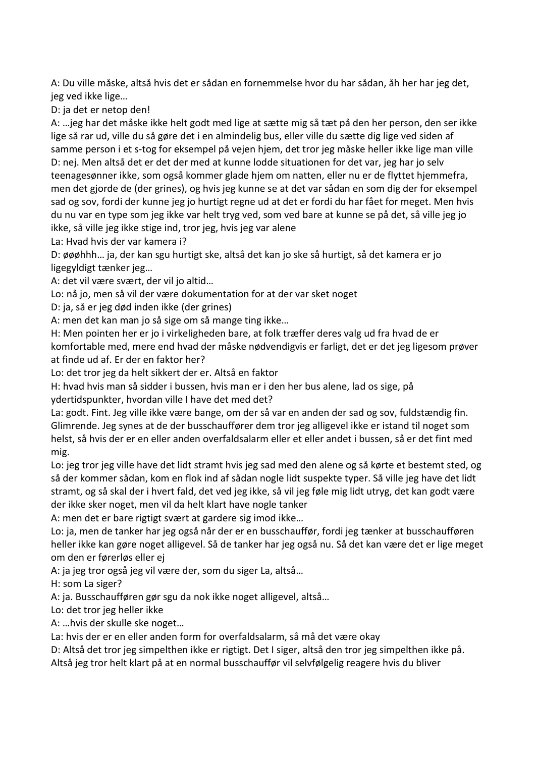A: Du ville måske, altså hvis det er sådan en fornemmelse hvor du har sådan, åh her har jeg det, jeg ved ikke lige…

D: ja det er netop den!

A: …jeg har det måske ikke helt godt med lige at sætte mig så tæt på den her person, den ser ikke lige så rar ud, ville du så gøre det i en almindelig bus, eller ville du sætte dig lige ved siden af samme person i et s-tog for eksempel på vejen hjem, det tror jeg måske heller ikke lige man ville

D: nej. Men altså det er det der med at kunne lodde situationen for det var, jeg har jo selv teenagesønner ikke, som også kommer glade hjem om natten, eller nu er de flyttet hjemmefra, men det gjorde de (der grines), og hvis jeg kunne se at det var sådan en som dig der for eksempel sad og sov, fordi der kunne jeg jo hurtigt regne ud at det er fordi du har fået for meget. Men hvis du nu var en type som jeg ikke var helt tryg ved, som ved bare at kunne se på det, så ville jeg jo ikke, så ville jeg ikke stige ind, tror jeg, hvis jeg var alene

La: Hvad hvis der var kamera i?

D: øøøhhh… ja, der kan sgu hurtigt ske, altså det kan jo ske så hurtigt, så det kamera er jo ligegyldigt tænker jeg…

A: det vil være svært, der vil jo altid…

Lo: nå jo, men så vil der være dokumentation for at der var sket noget

D: ja, så er jeg død inden ikke (der grines)

A: men det kan man jo så sige om så mange ting ikke…

H: Men pointen her er jo i virkeligheden bare, at folk træffer deres valg ud fra hvad de er komfortable med, mere end hvad der måske nødvendigvis er farligt, det er det jeg ligesom prøver at finde ud af. Er der en faktor her?

Lo: det tror jeg da helt sikkert der er. Altså en faktor

H: hvad hvis man så sidder i bussen, hvis man er i den her bus alene, lad os sige, på ydertidspunkter, hvordan ville I have det med det?

La: godt. Fint. Jeg ville ikke være bange, om der så var en anden der sad og sov, fuldstændig fin. Glimrende. Jeg synes at de der busschauffører dem tror jeg alligevel ikke er istand til noget som helst, så hvis der er en eller anden overfaldsalarm eller et eller andet i bussen, så er det fint med mig.

Lo: jeg tror jeg ville have det lidt stramt hvis jeg sad med den alene og så kørte et bestemt sted, og så der kommer sådan, kom en flok ind af sådan nogle lidt suspekte typer. Så ville jeg have det lidt stramt, og så skal der i hvert fald, det ved jeg ikke, så vil jeg føle mig lidt utryg, det kan godt være der ikke sker noget, men vil da helt klart have nogle tanker

A: men det er bare rigtigt svært at gardere sig imod ikke…

Lo: ja, men de tanker har jeg også når der er en busschauffør, fordi jeg tænker at busschaufføren heller ikke kan gøre noget alligevel. Så de tanker har jeg også nu. Så det kan være det er lige meget om den er førerløs eller ej

A: ja jeg tror også jeg vil være der, som du siger La, altså…

H: som La siger?

A: ja. Busschaufføren gør sgu da nok ikke noget alligevel, altså…

Lo: det tror jeg heller ikke

A: …hvis der skulle ske noget…

La: hvis der er en eller anden form for overfaldsalarm, så må det være okay

D: Altså det tror jeg simpelthen ikke er rigtigt. Det I siger, altså den tror jeg simpelthen ikke på. Altså jeg tror helt klart på at en normal busschauffør vil selvfølgelig reagere hvis du bliver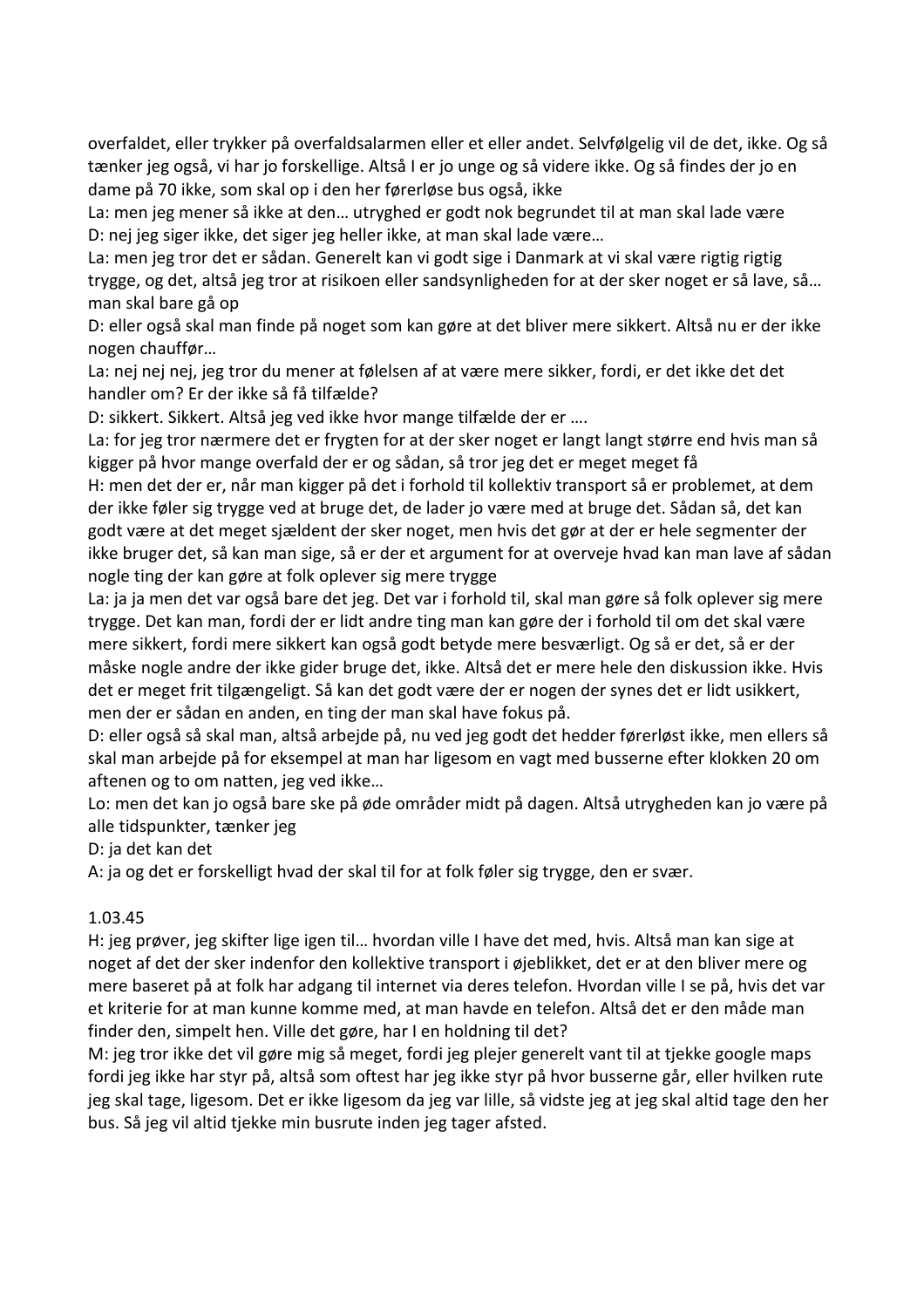overfaldet, eller trykker på overfaldsalarmen eller et eller andet. Selvfølgelig vil de det, ikke. Og så tænker jeg også, vi har jo forskellige. Altså I er jo unge og så videre ikke. Og så findes der jo en dame på 70 ikke, som skal op i den her førerløse bus også, ikke

La: men jeg mener så ikke at den… utryghed er godt nok begrundet til at man skal lade være

D: nej jeg siger ikke, det siger jeg heller ikke, at man skal lade være…

La: men jeg tror det er sådan. Generelt kan vi godt sige i Danmark at vi skal være rigtig rigtig trygge, og det, altså jeg tror at risikoen eller sandsynligheden for at der sker noget er så lave, så… man skal bare gå op

D: eller også skal man finde på noget som kan gøre at det bliver mere sikkert. Altså nu er der ikke nogen chauffør…

La: nej nej nej, jeg tror du mener at følelsen af at være mere sikker, fordi, er det ikke det det handler om? Er der ikke så få tilfælde?

D: sikkert. Sikkert. Altså jeg ved ikke hvor mange tilfælde der er ….

La: for jeg tror nærmere det er frygten for at der sker noget er langt langt større end hvis man så kigger på hvor mange overfald der er og sådan, så tror jeg det er meget meget få

H: men det der er, når man kigger på det i forhold til kollektiv transport så er problemet, at dem der ikke føler sig trygge ved at bruge det, de lader jo være med at bruge det. Sådan så, det kan godt være at det meget sjældent der sker noget, men hvis det gør at der er hele segmenter der ikke bruger det, så kan man sige, så er der et argument for at overveje hvad kan man lave af sådan nogle ting der kan gøre at folk oplever sig mere trygge

La: ja ja men det var også bare det jeg. Det var i forhold til, skal man gøre så folk oplever sig mere trygge. Det kan man, fordi der er lidt andre ting man kan gøre der i forhold til om det skal være mere sikkert, fordi mere sikkert kan også godt betyde mere besværligt. Og så er det, så er der måske nogle andre der ikke gider bruge det, ikke. Altså det er mere hele den diskussion ikke. Hvis det er meget frit tilgængeligt. Så kan det godt være der er nogen der synes det er lidt usikkert, men der er sådan en anden, en ting der man skal have fokus på.

D: eller også så skal man, altså arbejde på, nu ved jeg godt det hedder førerløst ikke, men ellers så skal man arbejde på for eksempel at man har ligesom en vagt med busserne efter klokken 20 om aftenen og to om natten, jeg ved ikke…

Lo: men det kan jo også bare ske på øde områder midt på dagen. Altså utrygheden kan jo være på alle tidspunkter, tænker jeg

D: ja det kan det

A: ja og det er forskelligt hvad der skal til for at folk føler sig trygge, den er svær.

1.03.45

H: jeg prøver, jeg skifter lige igen til… hvordan ville I have det med, hvis. Altså man kan sige at noget af det der sker indenfor den kollektive transport i øjeblikket, det er at den bliver mere og mere baseret på at folk har adgang til internet via deres telefon. Hvordan ville I se på, hvis det var et kriterie for at man kunne komme med, at man havde en telefon. Altså det er den måde man finder den, simpelt hen. Ville det gøre, har I en holdning til det?

M: jeg tror ikke det vil gøre mig så meget, fordi jeg plejer generelt vant til at tjekke google maps fordi jeg ikke har styr på, altså som oftest har jeg ikke styr på hvor busserne går, eller hvilken rute jeg skal tage, ligesom. Det er ikke ligesom da jeg var lille, så vidste jeg at jeg skal altid tage den her bus. Så jeg vil altid tjekke min busrute inden jeg tager afsted.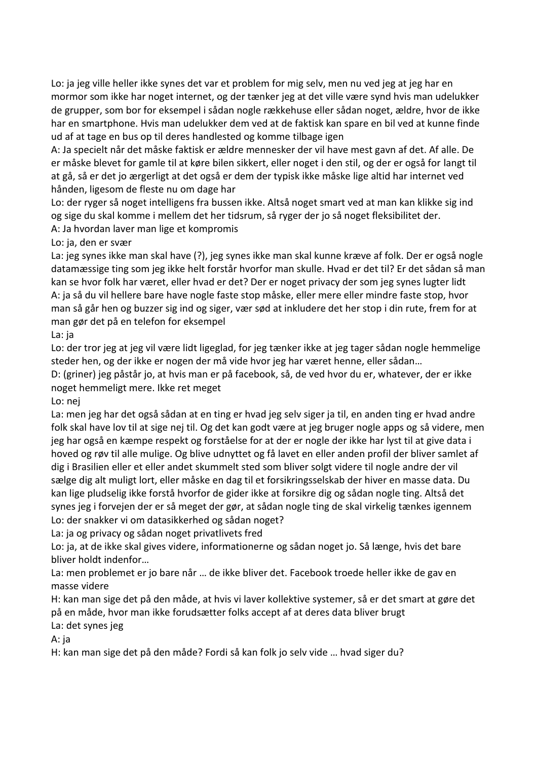Lo: ja jeg ville heller ikke synes det var et problem for mig selv, men nu ved jeg at jeg har en mormor som ikke har noget internet, og der tænker jeg at det ville være synd hvis man udelukker de grupper, som bor for eksempel i sådan nogle rækkehuse eller sådan noget, ældre, hvor de ikke har en smartphone. Hvis man udelukker dem ved at de faktisk kan spare en bil ved at kunne finde ud af at tage en bus op til deres handlested og komme tilbage igen

A: Ja specielt når det måske faktisk er ældre mennesker der vil have mest gavn af det. Af alle. De er måske blevet for gamle til at køre bilen sikkert, eller noget i den stil, og der er også for langt til at gå, så er det jo ærgerligt at det også er dem der typisk ikke måske lige altid har internet ved hånden, ligesom de fleste nu om dage har

Lo: der ryger så noget intelligens fra bussen ikke. Altså noget smart ved at man kan klikke sig ind og sige du skal komme i mellem det her tidsrum, så ryger der jo så noget fleksibilitet der.

A: Ja hvordan laver man lige et kompromis

Lo: ja, den er svær

La: jeg synes ikke man skal have (?), jeg synes ikke man skal kunne kræve af folk. Der er også nogle datamæssige ting som jeg ikke helt forstår hvorfor man skulle. Hvad er det til? Er det sådan så man kan se hvor folk har været, eller hvad er det? Der er noget privacy der som jeg synes lugter lidt

A: ja så du vil hellere bare have nogle faste stop måske, eller mere eller mindre faste stop, hvor man så går hen og buzzer sig ind og siger, vær sød at inkludere det her stop i din rute, frem for at man gør det på en telefon for eksempel

La: ja

Lo: der tror jeg at jeg vil være lidt ligeglad, for jeg tænker ikke at jeg tager sådan nogle hemmelige steder hen, og der ikke er nogen der må vide hvor jeg har været henne, eller sådan…

D: (griner) jeg påstår jo, at hvis man er på facebook, så, de ved hvor du er, whatever, der er ikke noget hemmeligt mere. Ikke ret meget

Lo: nej

La: men jeg har det også sådan at en ting er hvad jeg selv siger ja til, en anden ting er hvad andre folk skal have lov til at sige nej til. Og det kan godt være at jeg bruger nogle apps og så videre, men jeg har også en kæmpe respekt og forståelse for at der er nogle der ikke har lyst til at give data i hoved og røv til alle mulige. Og blive udnyttet og få lavet en eller anden profil der bliver samlet af dig i Brasilien eller et eller andet skummelt sted som bliver solgt videre til nogle andre der vil sælge dig alt muligt lort, eller måske en dag til et forsikringsselskab der hiver en masse data. Du kan lige pludselig ikke forstå hvorfor de gider ikke at forsikre dig og sådan nogle ting. Altså det synes jeg i forvejen der er så meget der gør, at sådan nogle ting de skal virkelig tænkes igennem

Lo: der snakker vi om datasikkerhed og sådan noget?

La: ja og privacy og sådan noget privatlivets fred

Lo: ja, at de ikke skal gives videre, informationerne og sådan noget jo. Så længe, hvis det bare bliver holdt indenfor…

La: men problemet er jo bare når … de ikke bliver det. Facebook troede heller ikke de gav en masse videre

H: kan man sige det på den måde, at hvis vi laver kollektive systemer, så er det smart at gøre det på en måde, hvor man ikke forudsætter folks accept af at deres data bliver brugt

La: det synes jeg

A: ja

H: kan man sige det på den måde? Fordi så kan folk jo selv vide … hvad siger du?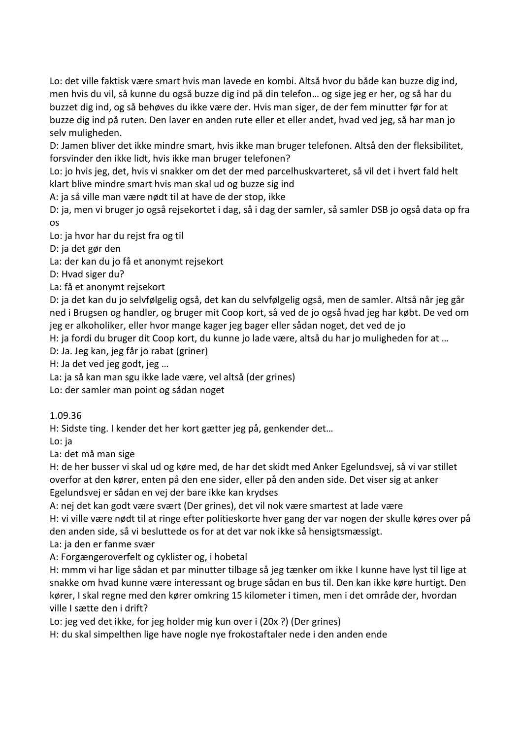Lo: det ville faktisk være smart hvis man lavede en kombi. Altså hvor du både kan buzze dig ind, men hvis du vil, så kunne du også buzze dig ind på din telefon… og sige jeg er her, og så har du buzzet dig ind, og så behøves du ikke være der. Hvis man siger, de der fem minutter før for at buzze dig ind på ruten. Den laver en anden rute eller et eller andet, hvad ved jeg, så har man jo selv muligheden.

D: Jamen bliver det ikke mindre smart, hvis ikke man bruger telefonen. Altså den der fleksibilitet, forsvinder den ikke lidt, hvis ikke man bruger telefonen?

Lo: jo hvis jeg, det, hvis vi snakker om det der med parcelhuskvarteret, så vil det i hvert fald helt klart blive mindre smart hvis man skal ud og buzze sig ind

A: ja så ville man være nødt til at have de der stop, ikke

D: ja, men vi bruger jo også rejsekortet i dag, så i dag der samler, så samler DSB jo også data op fra os

Lo: ja hvor har du rejst fra og til

D: ja det gør den

La: der kan du jo få et anonymt rejsekort

D: Hvad siger du?

La: få et anonymt rejsekort

D: ja det kan du jo selvfølgelig også, det kan du selvfølgelig også, men de samler. Altså når jeg går ned i Brugsen og handler, og bruger mit Coop kort, så ved de jo også hvad jeg har købt. De ved om jeg er alkoholiker, eller hvor mange kager jeg bager eller sådan noget, det ved de jo

H: ja fordi du bruger dit Coop kort, du kunne jo lade være, altså du har jo muligheden for at …

D: Ja. Jeg kan, jeg får jo rabat (griner)

H: Ja det ved jeg godt, jeg …

La: ja så kan man sgu ikke lade være, vel altså (der grines)

Lo: der samler man point og sådan noget

1.09.36

H: Sidste ting. I kender det her kort gætter jeg på, genkender det…

Lo: ja

La: det må man sige

H: de her busser vi skal ud og køre med, de har det skidt med Anker Egelundsvej, så vi var stillet overfor at den kører, enten på den ene sider, eller på den anden side. Det viser sig at anker Egelundsvej er sådan en vej der bare ikke kan krydses

A: nej det kan godt være svært (Der grines), det vil nok være smartest at lade være

H: vi ville være nødt til at ringe efter politieskorte hver gang der var nogen der skulle køres over på den anden side, så vi besluttede os for at det var nok ikke så hensigtsmæssigt.

La: ja den er fanme svær

A: Forgængeroverfelt og cyklister og, i hobetal

H: mmm vi har lige sådan et par minutter tilbage så jeg tænker om ikke I kunne have lyst til lige at snakke om hvad kunne være interessant og bruge sådan en bus til. Den kan ikke køre hurtigt. Den kører, I skal regne med den kører omkring 15 kilometer i timen, men i det område der, hvordan ville I sætte den i drift?

Lo: jeg ved det ikke, for jeg holder mig kun over i (20x ?) (Der grines)

H: du skal simpelthen lige have nogle nye frokostaftaler nede i den anden ende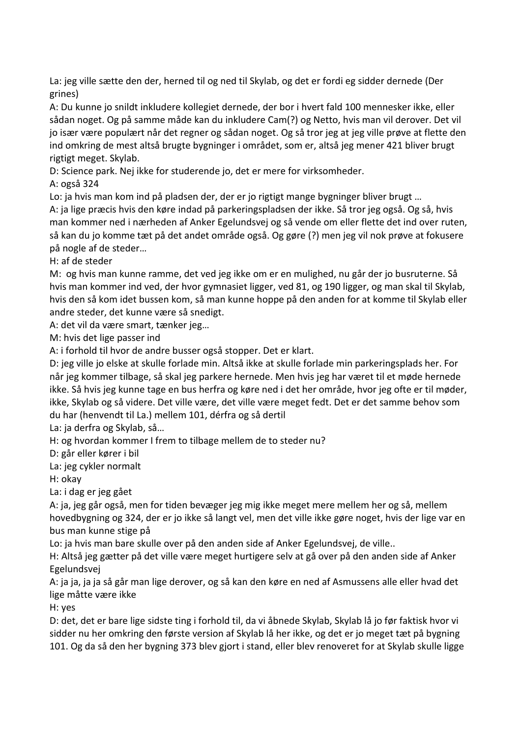La: jeg ville sætte den der, herned til og ned til Skylab, og det er fordi eg sidder dernede (Der grines)

A: Du kunne jo snildt inkludere kollegiet dernede, der bor i hvert fald 100 mennesker ikke, eller sådan noget. Og på samme måde kan du inkludere Cam(?) og Netto, hvis man vil derover. Det vil jo især være populært når det regner og sådan noget. Og så tror jeg at jeg ville prøve at flette den ind omkring de mest altså brugte bygninger i området, som er, altså jeg mener 421 bliver brugt rigtigt meget. Skylab.

D: Science park. Nej ikke for studerende jo, det er mere for virksomheder.

A: også 324

Lo: ja hvis man kom ind på pladsen der, der er jo rigtigt mange bygninger bliver brugt …

A: ja lige præcis hvis den køre indad på parkeringspladsen der ikke. Så tror jeg også. Og så, hvis man kommer ned i nærheden af Anker Egelundsvej og så vende om eller flette det ind over ruten, så kan du jo komme tæt på det andet område også. Og gøre (?) men jeg vil nok prøve at fokusere på nogle af de steder…

H: af de steder

M: og hvis man kunne ramme, det ved jeg ikke om er en mulighed, nu går der jo busruterne. Så hvis man kommer ind ved, der hvor gymnasiet ligger, ved 81, og 190 ligger, og man skal til Skylab, hvis den så kom idet bussen kom, så man kunne hoppe på den anden for at komme til Skylab eller andre steder, det kunne være så snedigt.

A: det vil da være smart, tænker jeg…

M: hvis det lige passer ind

A: i forhold til hvor de andre busser også stopper. Det er klart.

D: jeg ville jo elske at skulle forlade min. Altså ikke at skulle forlade min parkeringsplads her. For når jeg kommer tilbage, så skal jeg parkere hernede. Men hvis jeg har været til et møde hernede ikke. Så hvis jeg kunne tage en bus herfra og køre ned i det her område, hvor jeg ofte er til møder, ikke, Skylab og så videre. Det ville være, det ville være meget fedt. Det er det samme behov som du har (henvendt til La.) mellem 101, dérfra og så dertil

La: ja derfra og Skylab, så…

H: og hvordan kommer I frem to tilbage mellem de to steder nu?

D: går eller kører i bil

La: jeg cykler normalt

H: okay

La: i dag er jeg gået

A: ja, jeg går også, men for tiden bevæger jeg mig ikke meget mere mellem her og så, mellem hovedbygning og 324, der er jo ikke så langt vel, men det ville ikke gøre noget, hvis der lige var en bus man kunne stige på

Lo: ja hvis man bare skulle over på den anden side af Anker Egelundsvej, de ville..

H: Altså jeg gætter på det ville være meget hurtigere selv at gå over på den anden side af Anker Egelundsvej

A: ja ja, ja ja så går man lige derover, og så kan den køre en ned af Asmussens alle eller hvad det lige måtte være ikke

H: yes

D: det, det er bare lige sidste ting i forhold til, da vi åbnede Skylab, Skylab lå jo før faktisk hvor vi sidder nu her omkring den første version af Skylab lå her ikke, og det er jo meget tæt på bygning 101. Og da så den her bygning 373 blev gjort i stand, eller blev renoveret for at Skylab skulle ligge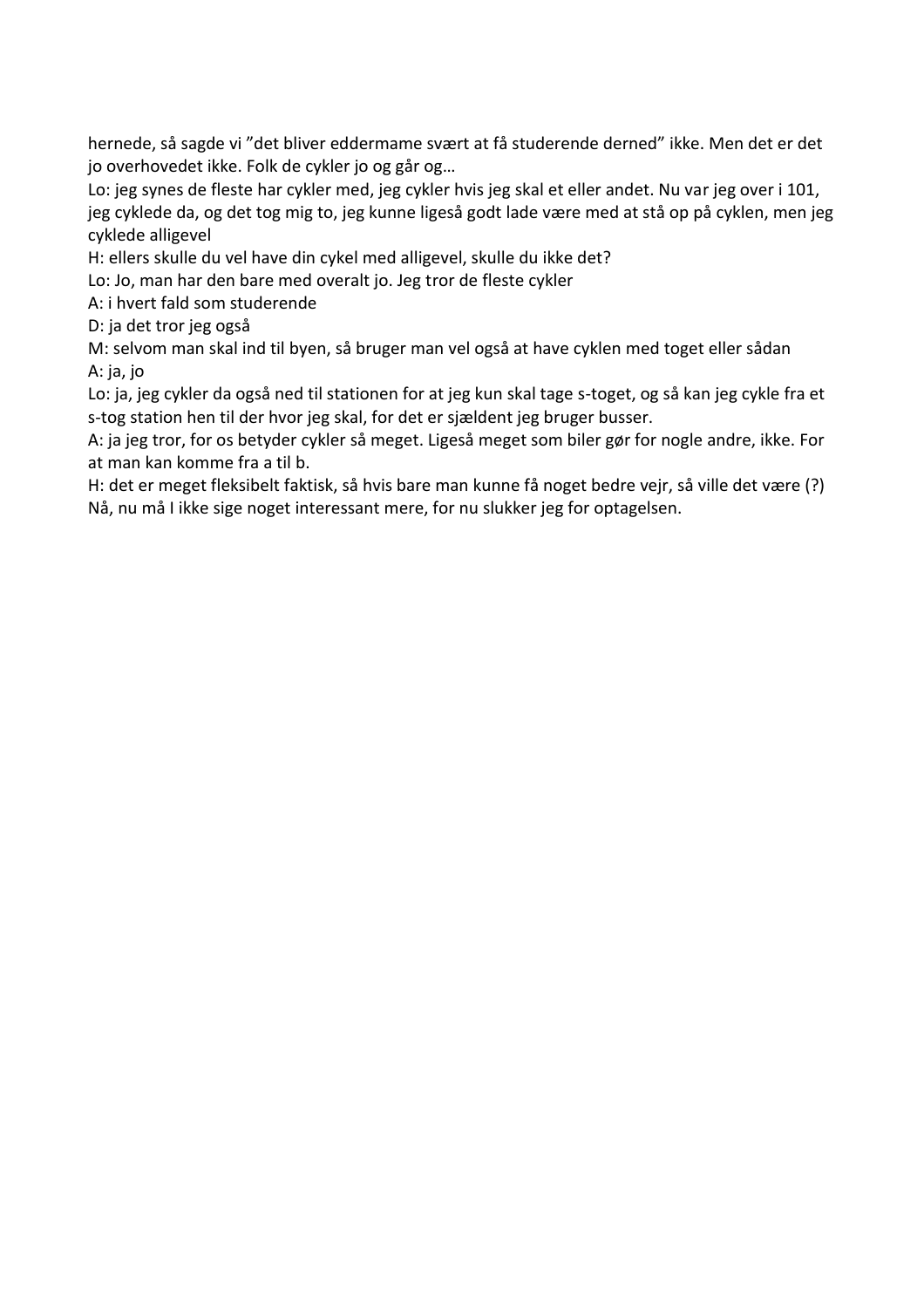hernede, så sagde vi ”det bliver eddermame svært at få studerende derned” ikke. Men det er det jo overhovedet ikke. Folk de cykler jo og går og…

Lo: jeg synes de fleste har cykler med, jeg cykler hvis jeg skal et eller andet. Nu var jeg over i 101, jeg cyklede da, og det tog mig to, jeg kunne ligeså godt lade være med at stå op på cyklen, men jeg cyklede alligevel

H: ellers skulle du vel have din cykel med alligevel, skulle du ikke det?

Lo: Jo, man har den bare med overalt jo. Jeg tror de fleste cykler

A: i hvert fald som studerende

D: ja det tror jeg også

M: selvom man skal ind til byen, så bruger man vel også at have cyklen med toget eller sådan

A: ja, jo

Lo: ja, jeg cykler da også ned til stationen for at jeg kun skal tage s-toget, og så kan jeg cykle fra et s-tog station hen til der hvor jeg skal, for det er sjældent jeg bruger busser.

A: ja jeg tror, for os betyder cykler så meget. Ligeså meget som biler gør for nogle andre, ikke. For at man kan komme fra a til b.

H: det er meget fleksibelt faktisk, så hvis bare man kunne få noget bedre vejr, så ville det være (?) Nå, nu må I ikke sige noget interessant mere, for nu slukker jeg for optagelsen.